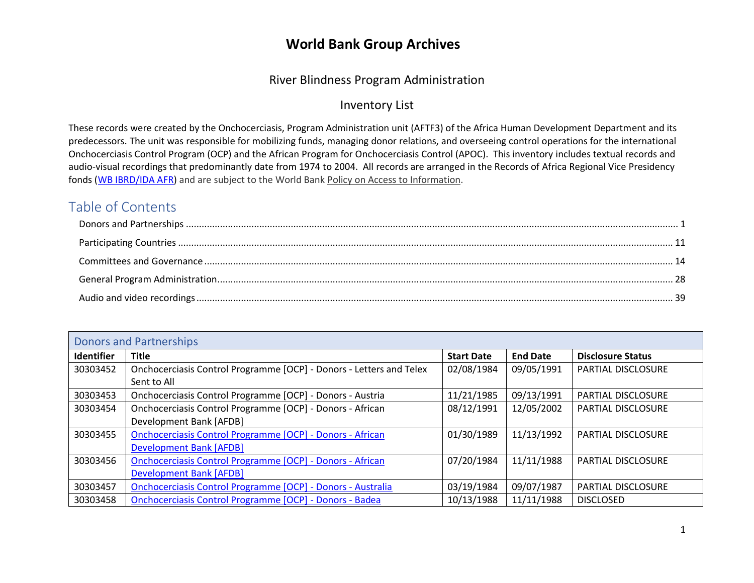# World Bank Group Archives

## River Blindness Program Administration

## Inventory List

These records were created by the Onchocerciasis, Program Administration unit (AFTF3) of the Africa Human Development Department and its predecessors. The unit was responsible for mobilizing funds, managing donor relations, and overseeing control operations for the international Onchocerciasis Control Program (OCP) and the African Program for Onchocerciasis Control (APOC). This inventory includes textual records and audio-visual recordings that predominantly date from 1974 to 2004. All records are arranged in the Records of Africa Regional Vice Presidency fonds (WB IBRD/IDA AFR) and are subject to the World Bank Policy on Access to Information.

## Table of Contents

- Donors and Partnerships ........ 1
- Participating Countries ........ 11
- Committees and Governance ........ 14
- General Program Administration ........ 28
- Audio and video recordings ........ 39

| Donors and Partnerships | | | | |
|---|---|---|---|---|
| **Identifier** | **Title** | **Start Date** | **End Date** | **Disclosure Status** |
| 30303452 | Onchocerciasis Control Programme [OCP] - Donors - Letters and Telex Sent to All | 02/08/1984 | 09/05/1991 | PARTIAL DISCLOSURE |
| 30303453 | Onchocerciasis Control Programme [OCP] - Donors - Austria | 11/21/1985 | 09/13/1991 | PARTIAL DISCLOSURE |
| 30303454 | Onchocerciasis Control Programme [OCP] - Donors - African Development Bank [AFDB] | 08/12/1991 | 12/05/2002 | PARTIAL DISCLOSURE |
| 30303455 | Onchocerciasis Control Programme [OCP] - Donors - African Development Bank [AFDB] | 01/30/1989 | 11/13/1992 | PARTIAL DISCLOSURE |
| 30303456 | Onchocerciasis Control Programme [OCP] - Donors - African Development Bank [AFDB] | 07/20/1984 | 11/11/1988 | PARTIAL DISCLOSURE |
| 30303457 | Onchocerciasis Control Programme [OCP] - Donors - Australia | 03/19/1984 | 09/07/1987 | PARTIAL DISCLOSURE |
| 30303458 | Onchocerciasis Control Programme [OCP] - Donors - Badea | 10/13/1988 | 11/11/1988 | DISCLOSED |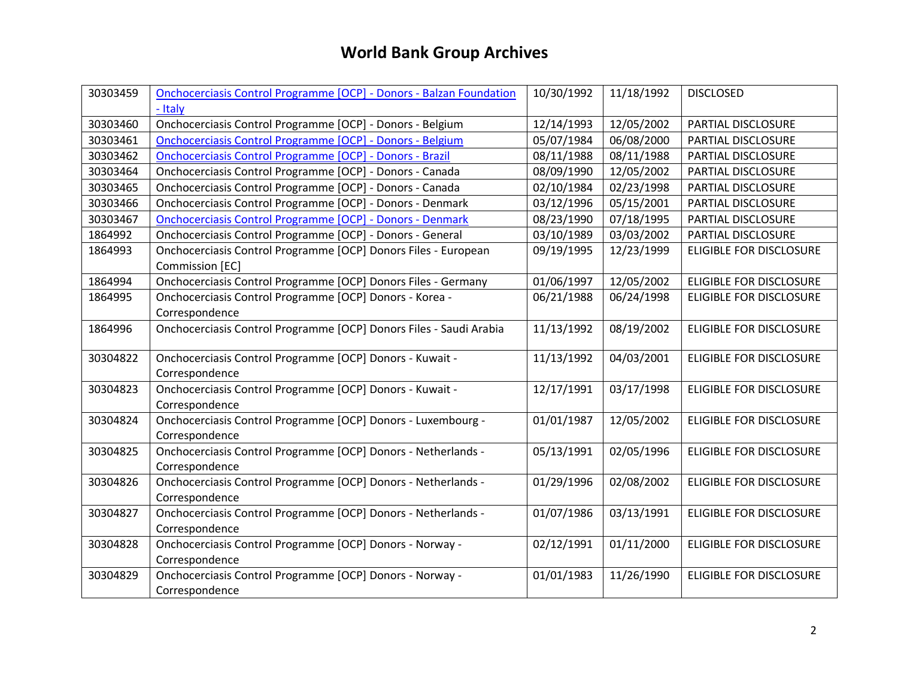# World Bank Group Archives

| | | | | |
|---|---|---|---|---|
| 30303459 | Onchocerciasis Control Programme [OCP] - Donors - Balzan Foundation - Italy | 10/30/1992 | 11/18/1992 | DISCLOSED |
| 30303460 | Onchocerciasis Control Programme [OCP] - Donors - Belgium | 12/14/1993 | 12/05/2002 | PARTIAL DISCLOSURE |
| 30303461 | Onchocerciasis Control Programme [OCP] - Donors - Belgium | 05/07/1984 | 06/08/2000 | PARTIAL DISCLOSURE |
| 30303462 | Onchocerciasis Control Programme [OCP] - Donors - Brazil | 08/11/1988 | 08/11/1988 | PARTIAL DISCLOSURE |
| 30303464 | Onchocerciasis Control Programme [OCP] - Donors - Canada | 08/09/1990 | 12/05/2002 | PARTIAL DISCLOSURE |
| 30303465 | Onchocerciasis Control Programme [OCP] - Donors - Canada | 02/10/1984 | 02/23/1998 | PARTIAL DISCLOSURE |
| 30303466 | Onchocerciasis Control Programme [OCP] - Donors - Denmark | 03/12/1996 | 05/15/2001 | PARTIAL DISCLOSURE |
| 30303467 | Onchocerciasis Control Programme [OCP] - Donors - Denmark | 08/23/1990 | 07/18/1995 | PARTIAL DISCLOSURE |
| 1864992 | Onchocerciasis Control Programme [OCP] - Donors - General | 03/10/1989 | 03/03/2002 | PARTIAL DISCLOSURE |
| 1864993 | Onchocerciasis Control Programme [OCP] Donors Files - European Commission [EC] | 09/19/1995 | 12/23/1999 | ELIGIBLE FOR DISCLOSURE |
| 1864994 | Onchocerciasis Control Programme [OCP] Donors Files - Germany | 01/06/1997 | 12/05/2002 | ELIGIBLE FOR DISCLOSURE |
| 1864995 | Onchocerciasis Control Programme [OCP] Donors - Korea - Correspondence | 06/21/1988 | 06/24/1998 | ELIGIBLE FOR DISCLOSURE |
| 1864996 | Onchocerciasis Control Programme [OCP] Donors Files - Saudi Arabia | 11/13/1992 | 08/19/2002 | ELIGIBLE FOR DISCLOSURE |
| 30304822 | Onchocerciasis Control Programme [OCP] Donors - Kuwait - Correspondence | 11/13/1992 | 04/03/2001 | ELIGIBLE FOR DISCLOSURE |
| 30304823 | Onchocerciasis Control Programme [OCP] Donors - Kuwait - Correspondence | 12/17/1991 | 03/17/1998 | ELIGIBLE FOR DISCLOSURE |
| 30304824 | Onchocerciasis Control Programme [OCP] Donors - Luxembourg - Correspondence | 01/01/1987 | 12/05/2002 | ELIGIBLE FOR DISCLOSURE |
| 30304825 | Onchocerciasis Control Programme [OCP] Donors - Netherlands - Correspondence | 05/13/1991 | 02/05/1996 | ELIGIBLE FOR DISCLOSURE |
| 30304826 | Onchocerciasis Control Programme [OCP] Donors - Netherlands - Correspondence | 01/29/1996 | 02/08/2002 | ELIGIBLE FOR DISCLOSURE |
| 30304827 | Onchocerciasis Control Programme [OCP] Donors - Netherlands - Correspondence | 01/07/1986 | 03/13/1991 | ELIGIBLE FOR DISCLOSURE |
| 30304828 | Onchocerciasis Control Programme [OCP] Donors - Norway - Correspondence | 02/12/1991 | 01/11/2000 | ELIGIBLE FOR DISCLOSURE |
| 30304829 | Onchocerciasis Control Programme [OCP] Donors - Norway - Correspondence | 01/01/1983 | 11/26/1990 | ELIGIBLE FOR DISCLOSURE |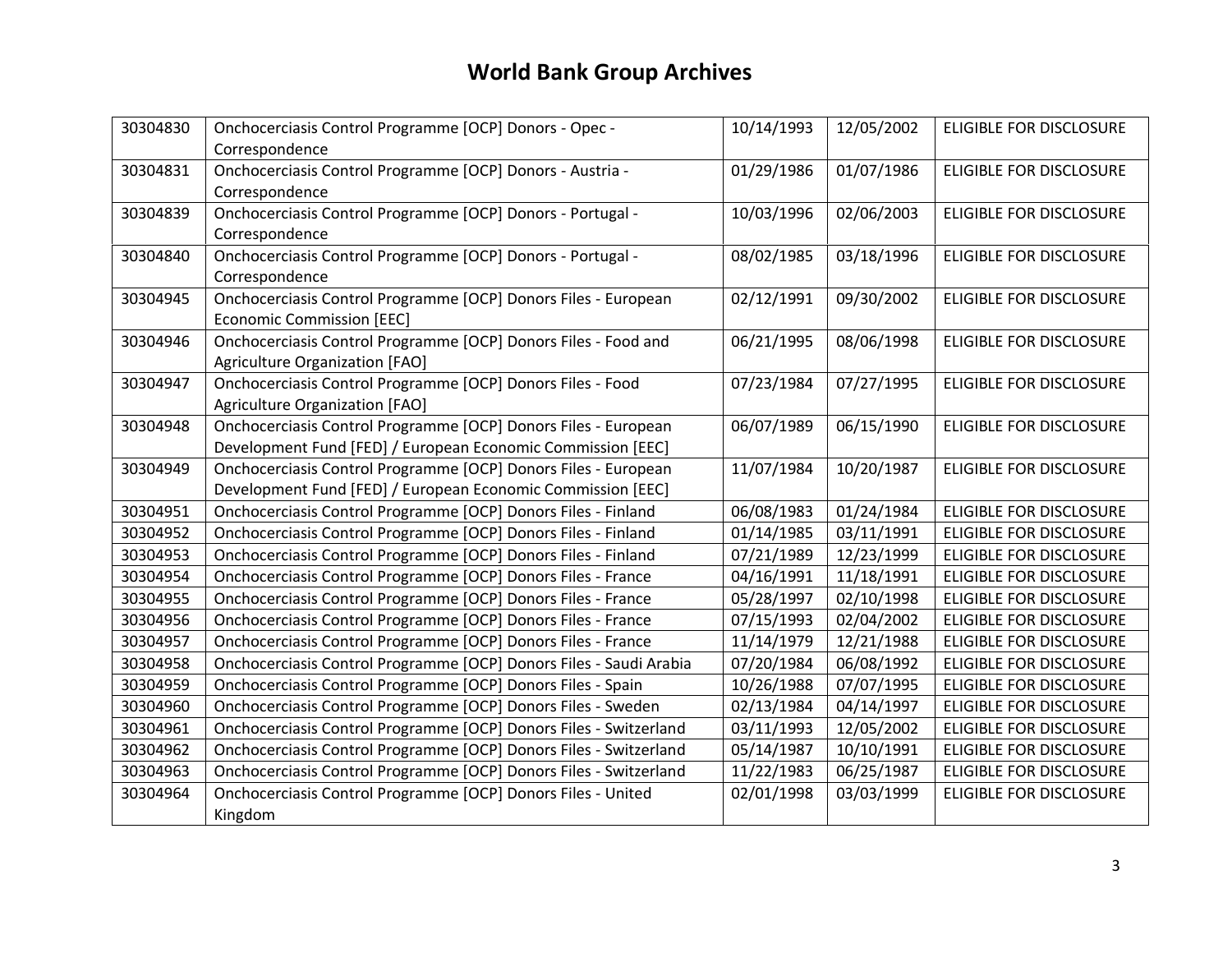# World Bank Group Archives

| | | | | |
|---|---|---|---|---|
| 30304830 | Onchocerciasis Control Programme [OCP] Donors - Opec - Correspondence | 10/14/1993 | 12/05/2002 | ELIGIBLE FOR DISCLOSURE |
| 30304831 | Onchocerciasis Control Programme [OCP] Donors - Austria - Correspondence | 01/29/1986 | 01/07/1986 | ELIGIBLE FOR DISCLOSURE |
| 30304839 | Onchocerciasis Control Programme [OCP] Donors - Portugal - Correspondence | 10/03/1996 | 02/06/2003 | ELIGIBLE FOR DISCLOSURE |
| 30304840 | Onchocerciasis Control Programme [OCP] Donors - Portugal - Correspondence | 08/02/1985 | 03/18/1996 | ELIGIBLE FOR DISCLOSURE |
| 30304945 | Onchocerciasis Control Programme [OCP] Donors Files - European Economic Commission [EEC] | 02/12/1991 | 09/30/2002 | ELIGIBLE FOR DISCLOSURE |
| 30304946 | Onchocerciasis Control Programme [OCP] Donors Files - Food and Agriculture Organization [FAO] | 06/21/1995 | 08/06/1998 | ELIGIBLE FOR DISCLOSURE |
| 30304947 | Onchocerciasis Control Programme [OCP] Donors Files - Food Agriculture Organization [FAO] | 07/23/1984 | 07/27/1995 | ELIGIBLE FOR DISCLOSURE |
| 30304948 | Onchocerciasis Control Programme [OCP] Donors Files - European Development Fund [FED] / European Economic Commission [EEC] | 06/07/1989 | 06/15/1990 | ELIGIBLE FOR DISCLOSURE |
| 30304949 | Onchocerciasis Control Programme [OCP] Donors Files - European Development Fund [FED] / European Economic Commission [EEC] | 11/07/1984 | 10/20/1987 | ELIGIBLE FOR DISCLOSURE |
| 30304951 | Onchocerciasis Control Programme [OCP] Donors Files - Finland | 06/08/1983 | 01/24/1984 | ELIGIBLE FOR DISCLOSURE |
| 30304952 | Onchocerciasis Control Programme [OCP] Donors Files - Finland | 01/14/1985 | 03/11/1991 | ELIGIBLE FOR DISCLOSURE |
| 30304953 | Onchocerciasis Control Programme [OCP] Donors Files - Finland | 07/21/1989 | 12/23/1999 | ELIGIBLE FOR DISCLOSURE |
| 30304954 | Onchocerciasis Control Programme [OCP] Donors Files - France | 04/16/1991 | 11/18/1991 | ELIGIBLE FOR DISCLOSURE |
| 30304955 | Onchocerciasis Control Programme [OCP] Donors Files - France | 05/28/1997 | 02/10/1998 | ELIGIBLE FOR DISCLOSURE |
| 30304956 | Onchocerciasis Control Programme [OCP] Donors Files - France | 07/15/1993 | 02/04/2002 | ELIGIBLE FOR DISCLOSURE |
| 30304957 | Onchocerciasis Control Programme [OCP] Donors Files - France | 11/14/1979 | 12/21/1988 | ELIGIBLE FOR DISCLOSURE |
| 30304958 | Onchocerciasis Control Programme [OCP] Donors Files - Saudi Arabia | 07/20/1984 | 06/08/1992 | ELIGIBLE FOR DISCLOSURE |
| 30304959 | Onchocerciasis Control Programme [OCP] Donors Files - Spain | 10/26/1988 | 07/07/1995 | ELIGIBLE FOR DISCLOSURE |
| 30304960 | Onchocerciasis Control Programme [OCP] Donors Files - Sweden | 02/13/1984 | 04/14/1997 | ELIGIBLE FOR DISCLOSURE |
| 30304961 | Onchocerciasis Control Programme [OCP] Donors Files - Switzerland | 03/11/1993 | 12/05/2002 | ELIGIBLE FOR DISCLOSURE |
| 30304962 | Onchocerciasis Control Programme [OCP] Donors Files - Switzerland | 05/14/1987 | 10/10/1991 | ELIGIBLE FOR DISCLOSURE |
| 30304963 | Onchocerciasis Control Programme [OCP] Donors Files - Switzerland | 11/22/1983 | 06/25/1987 | ELIGIBLE FOR DISCLOSURE |
| 30304964 | Onchocerciasis Control Programme [OCP] Donors Files - United Kingdom | 02/01/1998 | 03/03/1999 | ELIGIBLE FOR DISCLOSURE |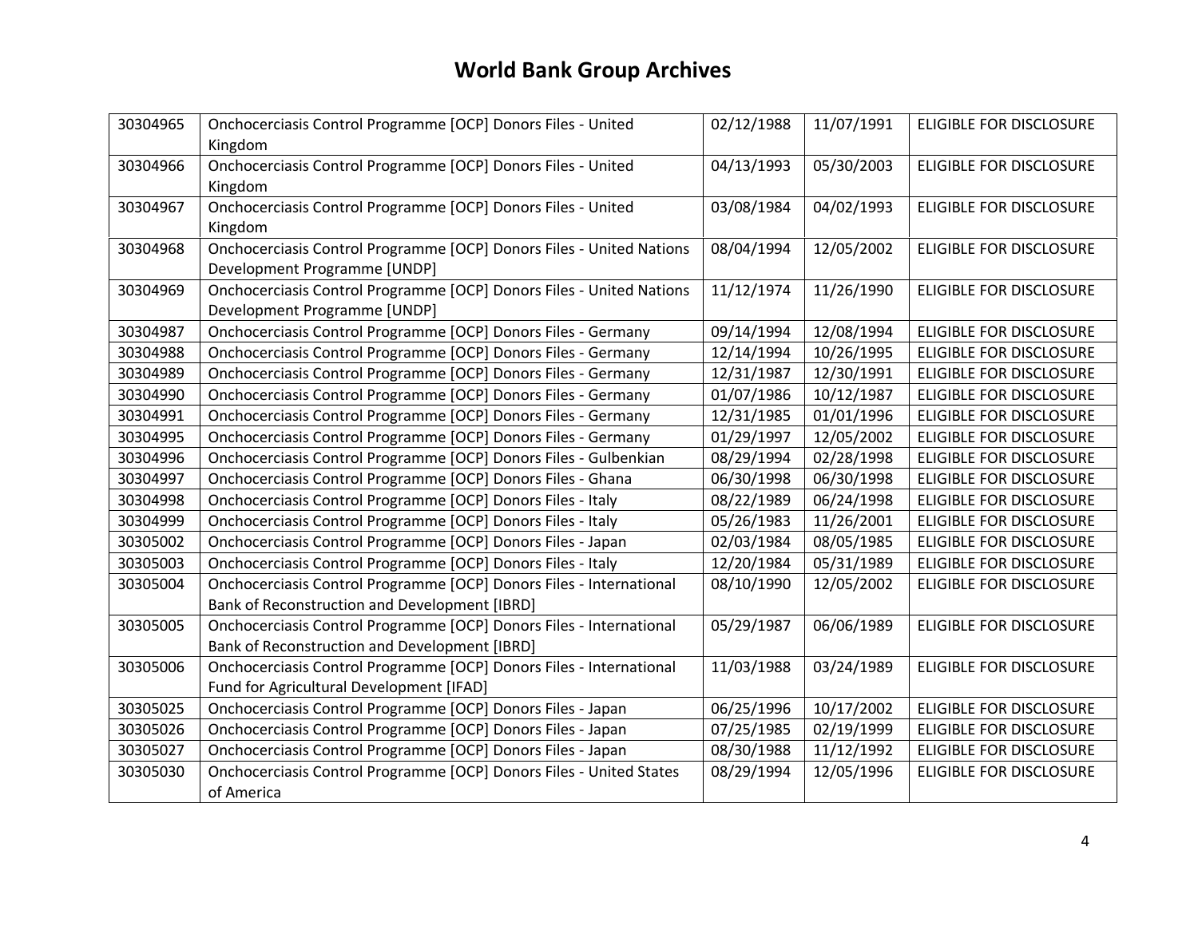# World Bank Group Archives

| 30304965 | Onchocerciasis Control Programme [OCP] Donors Files - United Kingdom | 02/12/1988 | 11/07/1991 | ELIGIBLE FOR DISCLOSURE |
|---|---|---|---|---|
| 30304966 | Onchocerciasis Control Programme [OCP] Donors Files - United Kingdom | 04/13/1993 | 05/30/2003 | ELIGIBLE FOR DISCLOSURE |
| 30304967 | Onchocerciasis Control Programme [OCP] Donors Files - United Kingdom | 03/08/1984 | 04/02/1993 | ELIGIBLE FOR DISCLOSURE |
| 30304968 | Onchocerciasis Control Programme [OCP] Donors Files - United Nations Development Programme [UNDP] | 08/04/1994 | 12/05/2002 | ELIGIBLE FOR DISCLOSURE |
| 30304969 | Onchocerciasis Control Programme [OCP] Donors Files - United Nations Development Programme [UNDP] | 11/12/1974 | 11/26/1990 | ELIGIBLE FOR DISCLOSURE |
| 30304987 | Onchocerciasis Control Programme [OCP] Donors Files - Germany | 09/14/1994 | 12/08/1994 | ELIGIBLE FOR DISCLOSURE |
| 30304988 | Onchocerciasis Control Programme [OCP] Donors Files - Germany | 12/14/1994 | 10/26/1995 | ELIGIBLE FOR DISCLOSURE |
| 30304989 | Onchocerciasis Control Programme [OCP] Donors Files - Germany | 12/31/1987 | 12/30/1991 | ELIGIBLE FOR DISCLOSURE |
| 30304990 | Onchocerciasis Control Programme [OCP] Donors Files - Germany | 01/07/1986 | 10/12/1987 | ELIGIBLE FOR DISCLOSURE |
| 30304991 | Onchocerciasis Control Programme [OCP] Donors Files - Germany | 12/31/1985 | 01/01/1996 | ELIGIBLE FOR DISCLOSURE |
| 30304995 | Onchocerciasis Control Programme [OCP] Donors Files - Germany | 01/29/1997 | 12/05/2002 | ELIGIBLE FOR DISCLOSURE |
| 30304996 | Onchocerciasis Control Programme [OCP] Donors Files - Gulbenkian | 08/29/1994 | 02/28/1998 | ELIGIBLE FOR DISCLOSURE |
| 30304997 | Onchocerciasis Control Programme [OCP] Donors Files - Ghana | 06/30/1998 | 06/30/1998 | ELIGIBLE FOR DISCLOSURE |
| 30304998 | Onchocerciasis Control Programme [OCP] Donors Files - Italy | 08/22/1989 | 06/24/1998 | ELIGIBLE FOR DISCLOSURE |
| 30304999 | Onchocerciasis Control Programme [OCP] Donors Files - Italy | 05/26/1983 | 11/26/2001 | ELIGIBLE FOR DISCLOSURE |
| 30305002 | Onchocerciasis Control Programme [OCP] Donors Files - Japan | 02/03/1984 | 08/05/1985 | ELIGIBLE FOR DISCLOSURE |
| 30305003 | Onchocerciasis Control Programme [OCP] Donors Files - Italy | 12/20/1984 | 05/31/1989 | ELIGIBLE FOR DISCLOSURE |
| 30305004 | Onchocerciasis Control Programme [OCP] Donors Files - International Bank of Reconstruction and Development [IBRD] | 08/10/1990 | 12/05/2002 | ELIGIBLE FOR DISCLOSURE |
| 30305005 | Onchocerciasis Control Programme [OCP] Donors Files - International Bank of Reconstruction and Development [IBRD] | 05/29/1987 | 06/06/1989 | ELIGIBLE FOR DISCLOSURE |
| 30305006 | Onchocerciasis Control Programme [OCP] Donors Files - International Fund for Agricultural Development [IFAD] | 11/03/1988 | 03/24/1989 | ELIGIBLE FOR DISCLOSURE |
| 30305025 | Onchocerciasis Control Programme [OCP] Donors Files - Japan | 06/25/1996 | 10/17/2002 | ELIGIBLE FOR DISCLOSURE |
| 30305026 | Onchocerciasis Control Programme [OCP] Donors Files - Japan | 07/25/1985 | 02/19/1999 | ELIGIBLE FOR DISCLOSURE |
| 30305027 | Onchocerciasis Control Programme [OCP] Donors Files - Japan | 08/30/1988 | 11/12/1992 | ELIGIBLE FOR DISCLOSURE |
| 30305030 | Onchocerciasis Control Programme [OCP] Donors Files - United States of America | 08/29/1994 | 12/05/1996 | ELIGIBLE FOR DISCLOSURE |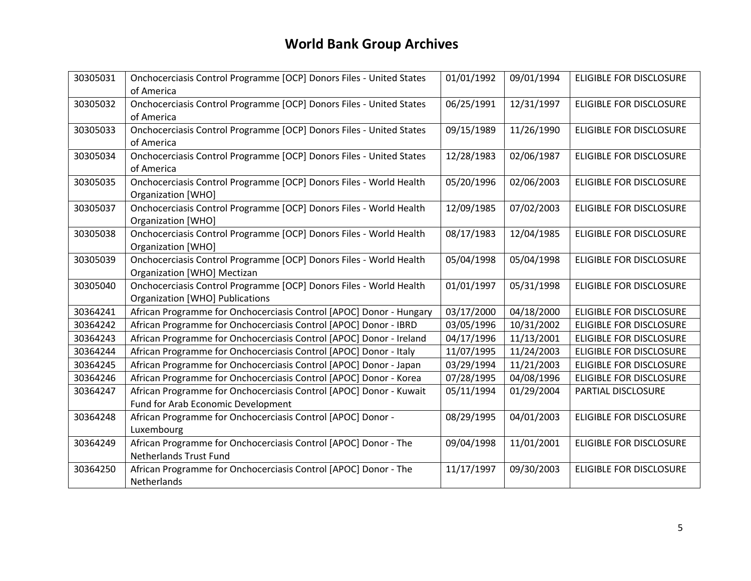# World Bank Group Archives

| | | | | |
|---|---|---|---|---|
| 30305031 | Onchocerciasis Control Programme [OCP] Donors Files - United States of America | 01/01/1992 | 09/01/1994 | ELIGIBLE FOR DISCLOSURE |
| 30305032 | Onchocerciasis Control Programme [OCP] Donors Files - United States of America | 06/25/1991 | 12/31/1997 | ELIGIBLE FOR DISCLOSURE |
| 30305033 | Onchocerciasis Control Programme [OCP] Donors Files - United States of America | 09/15/1989 | 11/26/1990 | ELIGIBLE FOR DISCLOSURE |
| 30305034 | Onchocerciasis Control Programme [OCP] Donors Files - United States of America | 12/28/1983 | 02/06/1987 | ELIGIBLE FOR DISCLOSURE |
| 30305035 | Onchocerciasis Control Programme [OCP] Donors Files - World Health Organization [WHO] | 05/20/1996 | 02/06/2003 | ELIGIBLE FOR DISCLOSURE |
| 30305037 | Onchocerciasis Control Programme [OCP] Donors Files - World Health Organization [WHO] | 12/09/1985 | 07/02/2003 | ELIGIBLE FOR DISCLOSURE |
| 30305038 | Onchocerciasis Control Programme [OCP] Donors Files - World Health Organization [WHO] | 08/17/1983 | 12/04/1985 | ELIGIBLE FOR DISCLOSURE |
| 30305039 | Onchocerciasis Control Programme [OCP] Donors Files - World Health Organization [WHO] Mectizan | 05/04/1998 | 05/04/1998 | ELIGIBLE FOR DISCLOSURE |
| 30305040 | Onchocerciasis Control Programme [OCP] Donors Files - World Health Organization [WHO] Publications | 01/01/1997 | 05/31/1998 | ELIGIBLE FOR DISCLOSURE |
| 30364241 | African Programme for Onchocerciasis Control [APOC] Donor - Hungary | 03/17/2000 | 04/18/2000 | ELIGIBLE FOR DISCLOSURE |
| 30364242 | African Programme for Onchocerciasis Control [APOC] Donor - IBRD | 03/05/1996 | 10/31/2002 | ELIGIBLE FOR DISCLOSURE |
| 30364243 | African Programme for Onchocerciasis Control [APOC] Donor - Ireland | 04/17/1996 | 11/13/2001 | ELIGIBLE FOR DISCLOSURE |
| 30364244 | African Programme for Onchocerciasis Control [APOC] Donor - Italy | 11/07/1995 | 11/24/2003 | ELIGIBLE FOR DISCLOSURE |
| 30364245 | African Programme for Onchocerciasis Control [APOC] Donor - Japan | 03/29/1994 | 11/21/2003 | ELIGIBLE FOR DISCLOSURE |
| 30364246 | African Programme for Onchocerciasis Control [APOC] Donor - Korea | 07/28/1995 | 04/08/1996 | ELIGIBLE FOR DISCLOSURE |
| 30364247 | African Programme for Onchocerciasis Control [APOC] Donor - Kuwait Fund for Arab Economic Development | 05/11/1994 | 01/29/2004 | PARTIAL DISCLOSURE |
| 30364248 | African Programme for Onchocerciasis Control [APOC] Donor - Luxembourg | 08/29/1995 | 04/01/2003 | ELIGIBLE FOR DISCLOSURE |
| 30364249 | African Programme for Onchocerciasis Control [APOC] Donor - The Netherlands Trust Fund | 09/04/1998 | 11/01/2001 | ELIGIBLE FOR DISCLOSURE |
| 30364250 | African Programme for Onchocerciasis Control [APOC] Donor - The Netherlands | 11/17/1997 | 09/30/2003 | ELIGIBLE FOR DISCLOSURE |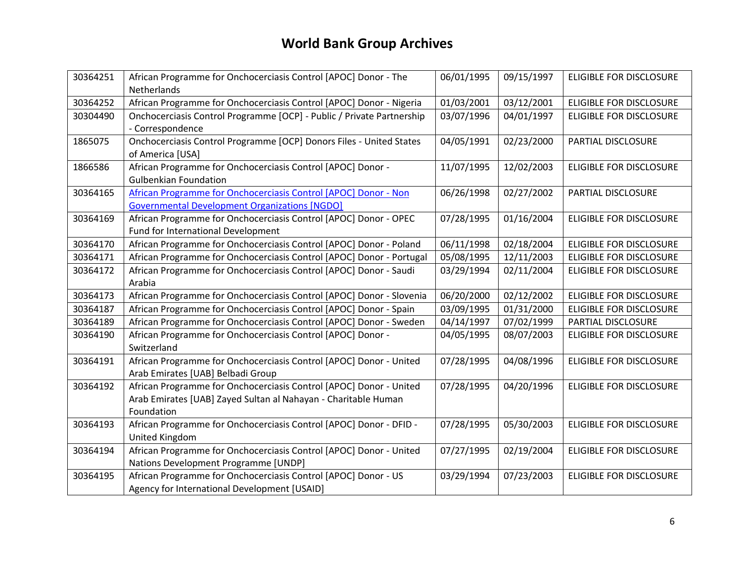# World Bank Group Archives

| | | | | |
|---|---|---|---|---|
| 30364251 | African Programme for Onchocerciasis Control [APOC] Donor - The Netherlands | 06/01/1995 | 09/15/1997 | ELIGIBLE FOR DISCLOSURE |
| 30364252 | African Programme for Onchocerciasis Control [APOC] Donor - Nigeria | 01/03/2001 | 03/12/2001 | ELIGIBLE FOR DISCLOSURE |
| 30304490 | Onchocerciasis Control Programme [OCP] - Public / Private Partnership - Correspondence | 03/07/1996 | 04/01/1997 | ELIGIBLE FOR DISCLOSURE |
| 1865075 | Onchocerciasis Control Programme [OCP] Donors Files - United States of America [USA] | 04/05/1991 | 02/23/2000 | PARTIAL DISCLOSURE |
| 1866586 | African Programme for Onchocerciasis Control [APOC] Donor - Gulbenkian Foundation | 11/07/1995 | 12/02/2003 | ELIGIBLE FOR DISCLOSURE |
| 30364165 | African Programme for Onchocerciasis Control [APOC] Donor - Non Governmental Development Organizations [NGDO] | 06/26/1998 | 02/27/2002 | PARTIAL DISCLOSURE |
| 30364169 | African Programme for Onchocerciasis Control [APOC] Donor - OPEC Fund for International Development | 07/28/1995 | 01/16/2004 | ELIGIBLE FOR DISCLOSURE |
| 30364170 | African Programme for Onchocerciasis Control [APOC] Donor - Poland | 06/11/1998 | 02/18/2004 | ELIGIBLE FOR DISCLOSURE |
| 30364171 | African Programme for Onchocerciasis Control [APOC] Donor - Portugal | 05/08/1995 | 12/11/2003 | ELIGIBLE FOR DISCLOSURE |
| 30364172 | African Programme for Onchocerciasis Control [APOC] Donor - Saudi Arabia | 03/29/1994 | 02/11/2004 | ELIGIBLE FOR DISCLOSURE |
| 30364173 | African Programme for Onchocerciasis Control [APOC] Donor - Slovenia | 06/20/2000 | 02/12/2002 | ELIGIBLE FOR DISCLOSURE |
| 30364187 | African Programme for Onchocerciasis Control [APOC] Donor - Spain | 03/09/1995 | 01/31/2000 | ELIGIBLE FOR DISCLOSURE |
| 30364189 | African Programme for Onchocerciasis Control [APOC] Donor - Sweden | 04/14/1997 | 07/02/1999 | PARTIAL DISCLOSURE |
| 30364190 | African Programme for Onchocerciasis Control [APOC] Donor - Switzerland | 04/05/1995 | 08/07/2003 | ELIGIBLE FOR DISCLOSURE |
| 30364191 | African Programme for Onchocerciasis Control [APOC] Donor - United Arab Emirates [UAB] Belbadi Group | 07/28/1995 | 04/08/1996 | ELIGIBLE FOR DISCLOSURE |
| 30364192 | African Programme for Onchocerciasis Control [APOC] Donor - United Arab Emirates [UAB] Zayed Sultan al Nahayan - Charitable Human Foundation | 07/28/1995 | 04/20/1996 | ELIGIBLE FOR DISCLOSURE |
| 30364193 | African Programme for Onchocerciasis Control [APOC] Donor - DFID - United Kingdom | 07/28/1995 | 05/30/2003 | ELIGIBLE FOR DISCLOSURE |
| 30364194 | African Programme for Onchocerciasis Control [APOC] Donor - United Nations Development Programme [UNDP] | 07/27/1995 | 02/19/2004 | ELIGIBLE FOR DISCLOSURE |
| 30364195 | African Programme for Onchocerciasis Control [APOC] Donor - US Agency for International Development [USAID] | 03/29/1994 | 07/23/2003 | ELIGIBLE FOR DISCLOSURE |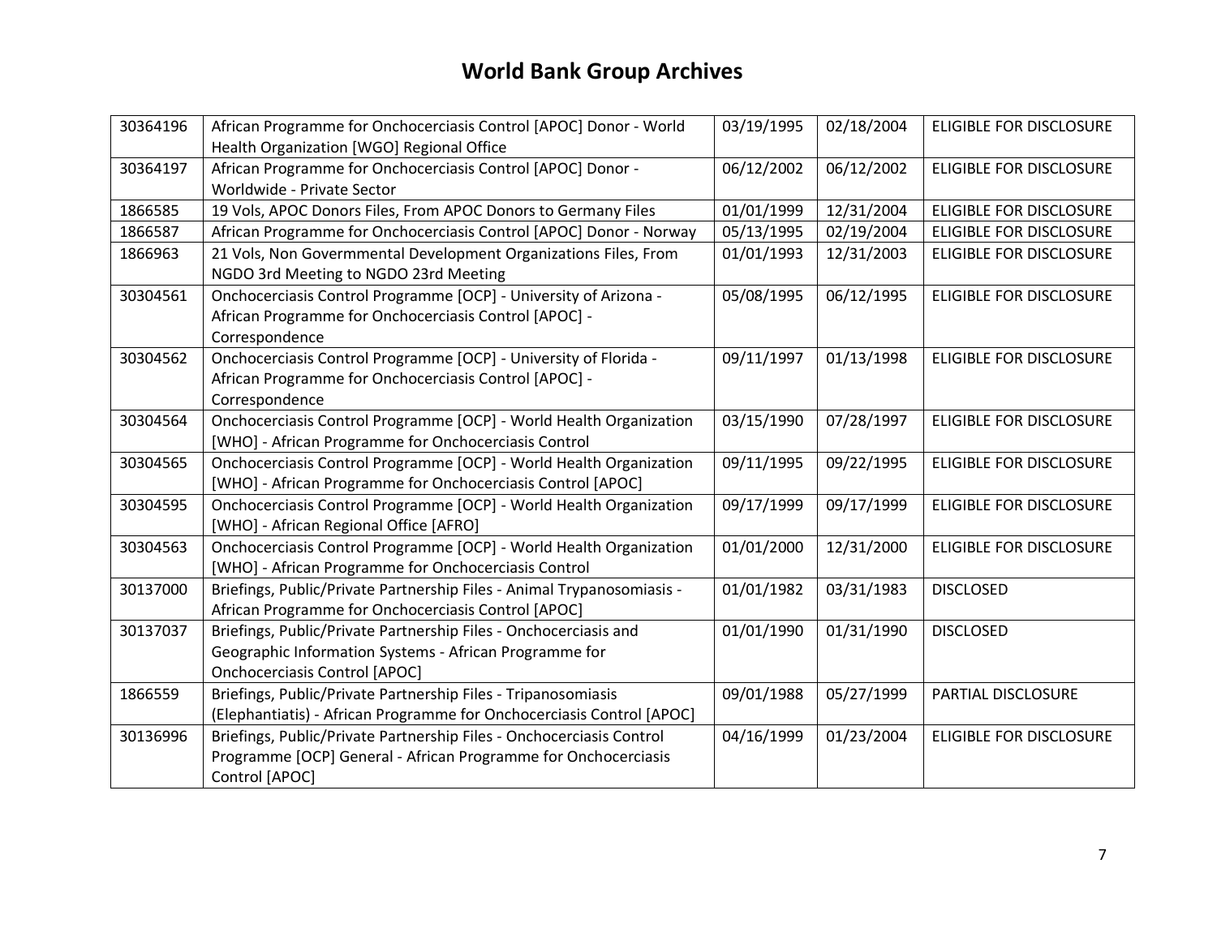# World Bank Group Archives

| | | | | |
|---|---|---|---|---|
| 30364196 | African Programme for Onchocerciasis Control [APOC] Donor - World Health Organization [WGO] Regional Office | 03/19/1995 | 02/18/2004 | ELIGIBLE FOR DISCLOSURE |
| 30364197 | African Programme for Onchocerciasis Control [APOC] Donor - Worldwide - Private Sector | 06/12/2002 | 06/12/2002 | ELIGIBLE FOR DISCLOSURE |
| 1866585 | 19 Vols, APOC Donors Files, From APOC Donors to Germany Files | 01/01/1999 | 12/31/2004 | ELIGIBLE FOR DISCLOSURE |
| 1866587 | African Programme for Onchocerciasis Control [APOC] Donor - Norway | 05/13/1995 | 02/19/2004 | ELIGIBLE FOR DISCLOSURE |
| 1866963 | 21 Vols, Non Govermmental Development Organizations Files, From NGDO 3rd Meeting to NGDO 23rd Meeting | 01/01/1993 | 12/31/2003 | ELIGIBLE FOR DISCLOSURE |
| 30304561 | Onchocerciasis Control Programme [OCP] - University of Arizona - African Programme for Onchocerciasis Control [APOC] - Correspondence | 05/08/1995 | 06/12/1995 | ELIGIBLE FOR DISCLOSURE |
| 30304562 | Onchocerciasis Control Programme [OCP] - University of Florida - African Programme for Onchocerciasis Control [APOC] - Correspondence | 09/11/1997 | 01/13/1998 | ELIGIBLE FOR DISCLOSURE |
| 30304564 | Onchocerciasis Control Programme [OCP] - World Health Organization [WHO] - African Programme for Onchocerciasis Control | 03/15/1990 | 07/28/1997 | ELIGIBLE FOR DISCLOSURE |
| 30304565 | Onchocerciasis Control Programme [OCP] - World Health Organization [WHO] - African Programme for Onchocerciasis Control [APOC] | 09/11/1995 | 09/22/1995 | ELIGIBLE FOR DISCLOSURE |
| 30304595 | Onchocerciasis Control Programme [OCP] - World Health Organization [WHO] - African Regional Office [AFRO] | 09/17/1999 | 09/17/1999 | ELIGIBLE FOR DISCLOSURE |
| 30304563 | Onchocerciasis Control Programme [OCP] - World Health Organization [WHO] - African Programme for Onchocerciasis Control | 01/01/2000 | 12/31/2000 | ELIGIBLE FOR DISCLOSURE |
| 30137000 | Briefings, Public/Private Partnership Files - Animal Trypanosomiasis - African Programme for Onchocerciasis Control [APOC] | 01/01/1982 | 03/31/1983 | DISCLOSED |
| 30137037 | Briefings, Public/Private Partnership Files - Onchocerciasis and Geographic Information Systems - African Programme for Onchocerciasis Control [APOC] | 01/01/1990 | 01/31/1990 | DISCLOSED |
| 1866559 | Briefings, Public/Private Partnership Files - Tripanosomiasis (Elephantiatis) - African Programme for Onchocerciasis Control [APOC] | 09/01/1988 | 05/27/1999 | PARTIAL DISCLOSURE |
| 30136996 | Briefings, Public/Private Partnership Files - Onchocerciasis Control Programme [OCP] General - African Programme for Onchocerciasis Control [APOC] | 04/16/1999 | 01/23/2004 | ELIGIBLE FOR DISCLOSURE |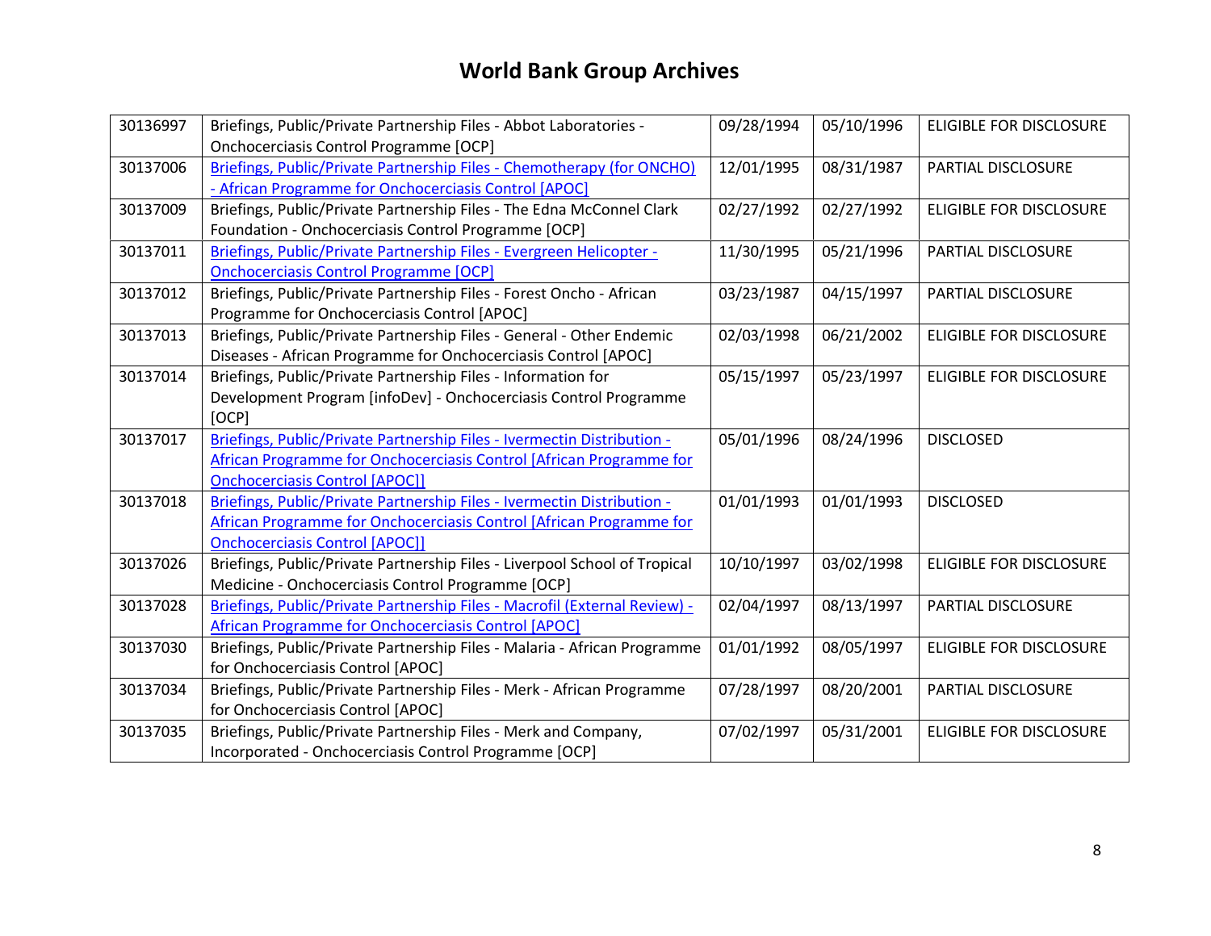# World Bank Group Archives

| | | | | |
|---|---|---|---|---|
| 30136997 | Briefings, Public/Private Partnership Files - Abbot Laboratories - Onchocerciasis Control Programme [OCP] | 09/28/1994 | 05/10/1996 | ELIGIBLE FOR DISCLOSURE |
| 30137006 | Briefings, Public/Private Partnership Files - Chemotherapy (for ONCHO) - African Programme for Onchocerciasis Control [APOC] | 12/01/1995 | 08/31/1987 | PARTIAL DISCLOSURE |
| 30137009 | Briefings, Public/Private Partnership Files - The Edna McConnel Clark Foundation - Onchocerciasis Control Programme [OCP] | 02/27/1992 | 02/27/1992 | ELIGIBLE FOR DISCLOSURE |
| 30137011 | Briefings, Public/Private Partnership Files - Evergreen Helicopter - Onchocerciasis Control Programme [OCP] | 11/30/1995 | 05/21/1996 | PARTIAL DISCLOSURE |
| 30137012 | Briefings, Public/Private Partnership Files - Forest Oncho - African Programme for Onchocerciasis Control [APOC] | 03/23/1987 | 04/15/1997 | PARTIAL DISCLOSURE |
| 30137013 | Briefings, Public/Private Partnership Files - General - Other Endemic Diseases - African Programme for Onchocerciasis Control [APOC] | 02/03/1998 | 06/21/2002 | ELIGIBLE FOR DISCLOSURE |
| 30137014 | Briefings, Public/Private Partnership Files - Information for Development Program [infoDev] - Onchocerciasis Control Programme [OCP] | 05/15/1997 | 05/23/1997 | ELIGIBLE FOR DISCLOSURE |
| 30137017 | Briefings, Public/Private Partnership Files - Ivermectin Distribution - African Programme for Onchocerciasis Control [African Programme for Onchocerciasis Control [APOC]] | 05/01/1996 | 08/24/1996 | DISCLOSED |
| 30137018 | Briefings, Public/Private Partnership Files - Ivermectin Distribution - African Programme for Onchocerciasis Control [African Programme for Onchocerciasis Control [APOC]] | 01/01/1993 | 01/01/1993 | DISCLOSED |
| 30137026 | Briefings, Public/Private Partnership Files - Liverpool School of Tropical Medicine - Onchocerciasis Control Programme [OCP] | 10/10/1997 | 03/02/1998 | ELIGIBLE FOR DISCLOSURE |
| 30137028 | Briefings, Public/Private Partnership Files - Macrofil (External Review) - African Programme for Onchocerciasis Control [APOC] | 02/04/1997 | 08/13/1997 | PARTIAL DISCLOSURE |
| 30137030 | Briefings, Public/Private Partnership Files - Malaria - African Programme for Onchocerciasis Control [APOC] | 01/01/1992 | 08/05/1997 | ELIGIBLE FOR DISCLOSURE |
| 30137034 | Briefings, Public/Private Partnership Files - Merk - African Programme for Onchocerciasis Control [APOC] | 07/28/1997 | 08/20/2001 | PARTIAL DISCLOSURE |
| 30137035 | Briefings, Public/Private Partnership Files - Merk and Company, Incorporated - Onchocerciasis Control Programme [OCP] | 07/02/1997 | 05/31/2001 | ELIGIBLE FOR DISCLOSURE |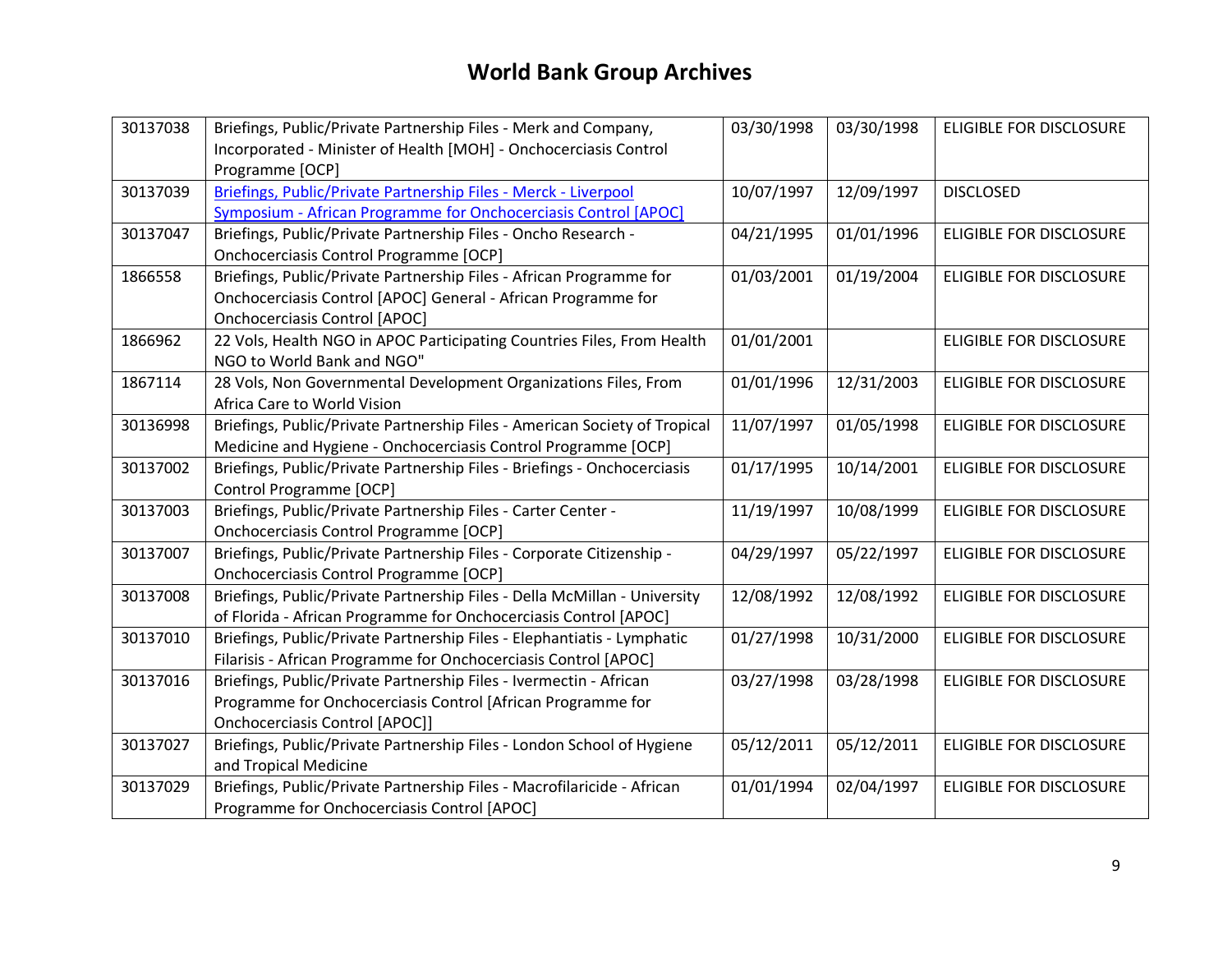# World Bank Group Archives

| | | | | |
|---|---|---|---|---|
| 30137038 | Briefings, Public/Private Partnership Files - Merk and Company, Incorporated - Minister of Health [MOH] - Onchocerciasis Control Programme [OCP] | 03/30/1998 | 03/30/1998 | ELIGIBLE FOR DISCLOSURE |
| 30137039 | Briefings, Public/Private Partnership Files - Merck - Liverpool Symposium - African Programme for Onchocerciasis Control [APOC] | 10/07/1997 | 12/09/1997 | DISCLOSED |
| 30137047 | Briefings, Public/Private Partnership Files - Oncho Research - Onchocerciasis Control Programme [OCP] | 04/21/1995 | 01/01/1996 | ELIGIBLE FOR DISCLOSURE |
| 1866558 | Briefings, Public/Private Partnership Files - African Programme for Onchocerciasis Control [APOC] General - African Programme for Onchocerciasis Control [APOC] | 01/03/2001 | 01/19/2004 | ELIGIBLE FOR DISCLOSURE |
| 1866962 | 22 Vols, Health NGO in APOC Participating Countries Files, From Health NGO to World Bank and NGO" | 01/01/2001 | | ELIGIBLE FOR DISCLOSURE |
| 1867114 | 28 Vols, Non Governmental Development Organizations Files, From Africa Care to World Vision | 01/01/1996 | 12/31/2003 | ELIGIBLE FOR DISCLOSURE |
| 30136998 | Briefings, Public/Private Partnership Files - American Society of Tropical Medicine and Hygiene - Onchocerciasis Control Programme [OCP] | 11/07/1997 | 01/05/1998 | ELIGIBLE FOR DISCLOSURE |
| 30137002 | Briefings, Public/Private Partnership Files - Briefings - Onchocerciasis Control Programme [OCP] | 01/17/1995 | 10/14/2001 | ELIGIBLE FOR DISCLOSURE |
| 30137003 | Briefings, Public/Private Partnership Files - Carter Center - Onchocerciasis Control Programme [OCP] | 11/19/1997 | 10/08/1999 | ELIGIBLE FOR DISCLOSURE |
| 30137007 | Briefings, Public/Private Partnership Files - Corporate Citizenship - Onchocerciasis Control Programme [OCP] | 04/29/1997 | 05/22/1997 | ELIGIBLE FOR DISCLOSURE |
| 30137008 | Briefings, Public/Private Partnership Files - Della McMillan - University of Florida - African Programme for Onchocerciasis Control [APOC] | 12/08/1992 | 12/08/1992 | ELIGIBLE FOR DISCLOSURE |
| 30137010 | Briefings, Public/Private Partnership Files - Elephantiatis - Lymphatic Filarisis - African Programme for Onchocerciasis Control [APOC] | 01/27/1998 | 10/31/2000 | ELIGIBLE FOR DISCLOSURE |
| 30137016 | Briefings, Public/Private Partnership Files - Ivermectin - African Programme for Onchocerciasis Control [African Programme for Onchocerciasis Control [APOC]] | 03/27/1998 | 03/28/1998 | ELIGIBLE FOR DISCLOSURE |
| 30137027 | Briefings, Public/Private Partnership Files - London School of Hygiene and Tropical Medicine | 05/12/2011 | 05/12/2011 | ELIGIBLE FOR DISCLOSURE |
| 30137029 | Briefings, Public/Private Partnership Files - Macrofilaricide - African Programme for Onchocerciasis Control [APOC] | 01/01/1994 | 02/04/1997 | ELIGIBLE FOR DISCLOSURE |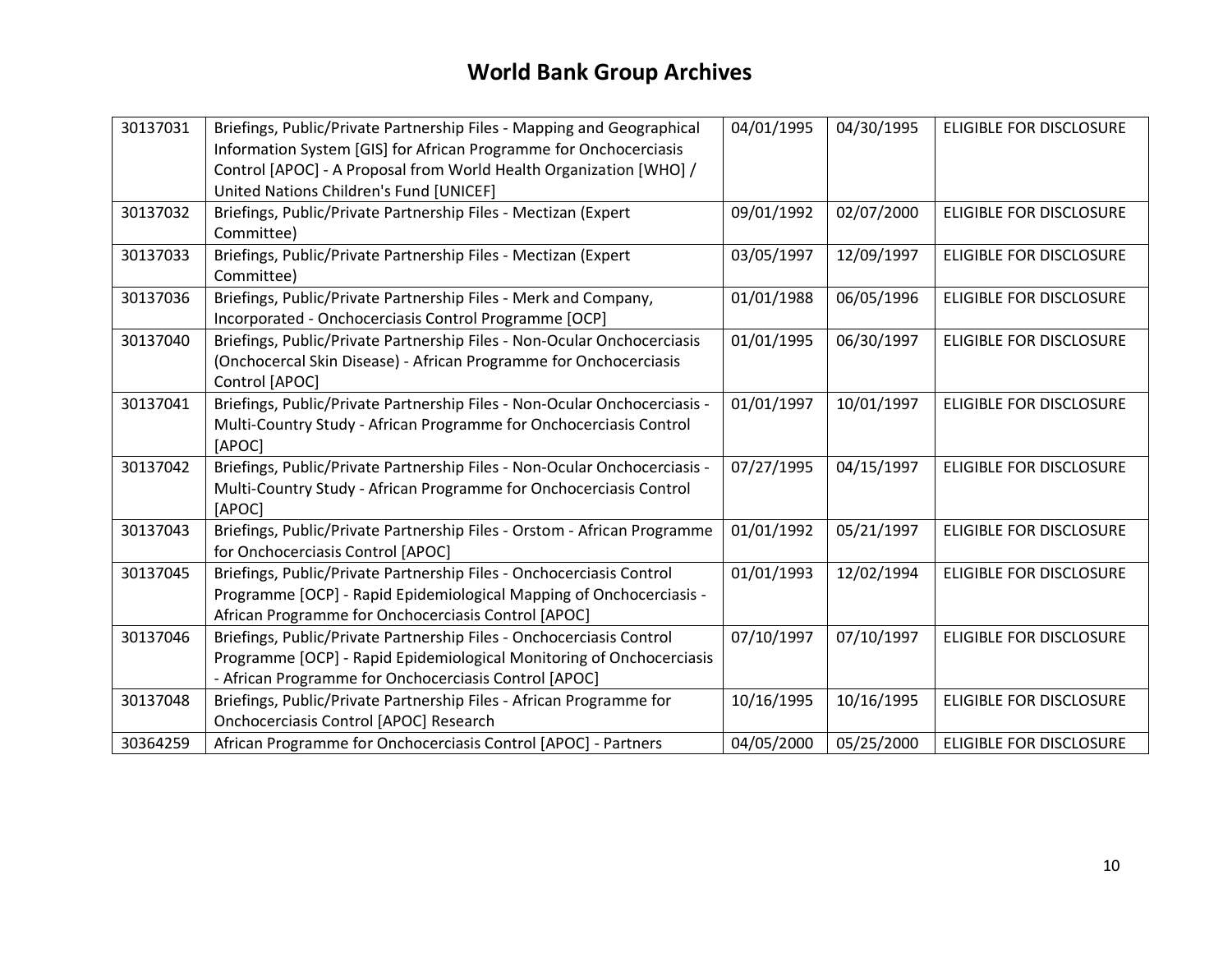# World Bank Group Archives

| | | | | |
|---|---|---|---|---|
| 30137031 | Briefings, Public/Private Partnership Files - Mapping and Geographical Information System [GIS] for African Programme for Onchocerciasis Control [APOC] - A Proposal from World Health Organization [WHO] / United Nations Children's Fund [UNICEF] | 04/01/1995 | 04/30/1995 | ELIGIBLE FOR DISCLOSURE |
| 30137032 | Briefings, Public/Private Partnership Files - Mectizan (Expert Committee) | 09/01/1992 | 02/07/2000 | ELIGIBLE FOR DISCLOSURE |
| 30137033 | Briefings, Public/Private Partnership Files - Mectizan (Expert Committee) | 03/05/1997 | 12/09/1997 | ELIGIBLE FOR DISCLOSURE |
| 30137036 | Briefings, Public/Private Partnership Files - Merk and Company, Incorporated - Onchocerciasis Control Programme [OCP] | 01/01/1988 | 06/05/1996 | ELIGIBLE FOR DISCLOSURE |
| 30137040 | Briefings, Public/Private Partnership Files - Non-Ocular Onchocerciasis (Onchocercal Skin Disease) - African Programme for Onchocerciasis Control [APOC] | 01/01/1995 | 06/30/1997 | ELIGIBLE FOR DISCLOSURE |
| 30137041 | Briefings, Public/Private Partnership Files - Non-Ocular Onchocerciasis - Multi-Country Study - African Programme for Onchocerciasis Control [APOC] | 01/01/1997 | 10/01/1997 | ELIGIBLE FOR DISCLOSURE |
| 30137042 | Briefings, Public/Private Partnership Files - Non-Ocular Onchocerciasis - Multi-Country Study - African Programme for Onchocerciasis Control [APOC] | 07/27/1995 | 04/15/1997 | ELIGIBLE FOR DISCLOSURE |
| 30137043 | Briefings, Public/Private Partnership Files - Orstom - African Programme for Onchocerciasis Control [APOC] | 01/01/1992 | 05/21/1997 | ELIGIBLE FOR DISCLOSURE |
| 30137045 | Briefings, Public/Private Partnership Files - Onchocerciasis Control Programme [OCP] - Rapid Epidemiological Mapping of Onchocerciasis - African Programme for Onchocerciasis Control [APOC] | 01/01/1993 | 12/02/1994 | ELIGIBLE FOR DISCLOSURE |
| 30137046 | Briefings, Public/Private Partnership Files - Onchocerciasis Control Programme [OCP] - Rapid Epidemiological Monitoring of Onchocerciasis - African Programme for Onchocerciasis Control [APOC] | 07/10/1997 | 07/10/1997 | ELIGIBLE FOR DISCLOSURE |
| 30137048 | Briefings, Public/Private Partnership Files - African Programme for Onchocerciasis Control [APOC] Research | 10/16/1995 | 10/16/1995 | ELIGIBLE FOR DISCLOSURE |
| 30364259 | African Programme for Onchocerciasis Control [APOC] - Partners | 04/05/2000 | 05/25/2000 | ELIGIBLE FOR DISCLOSURE |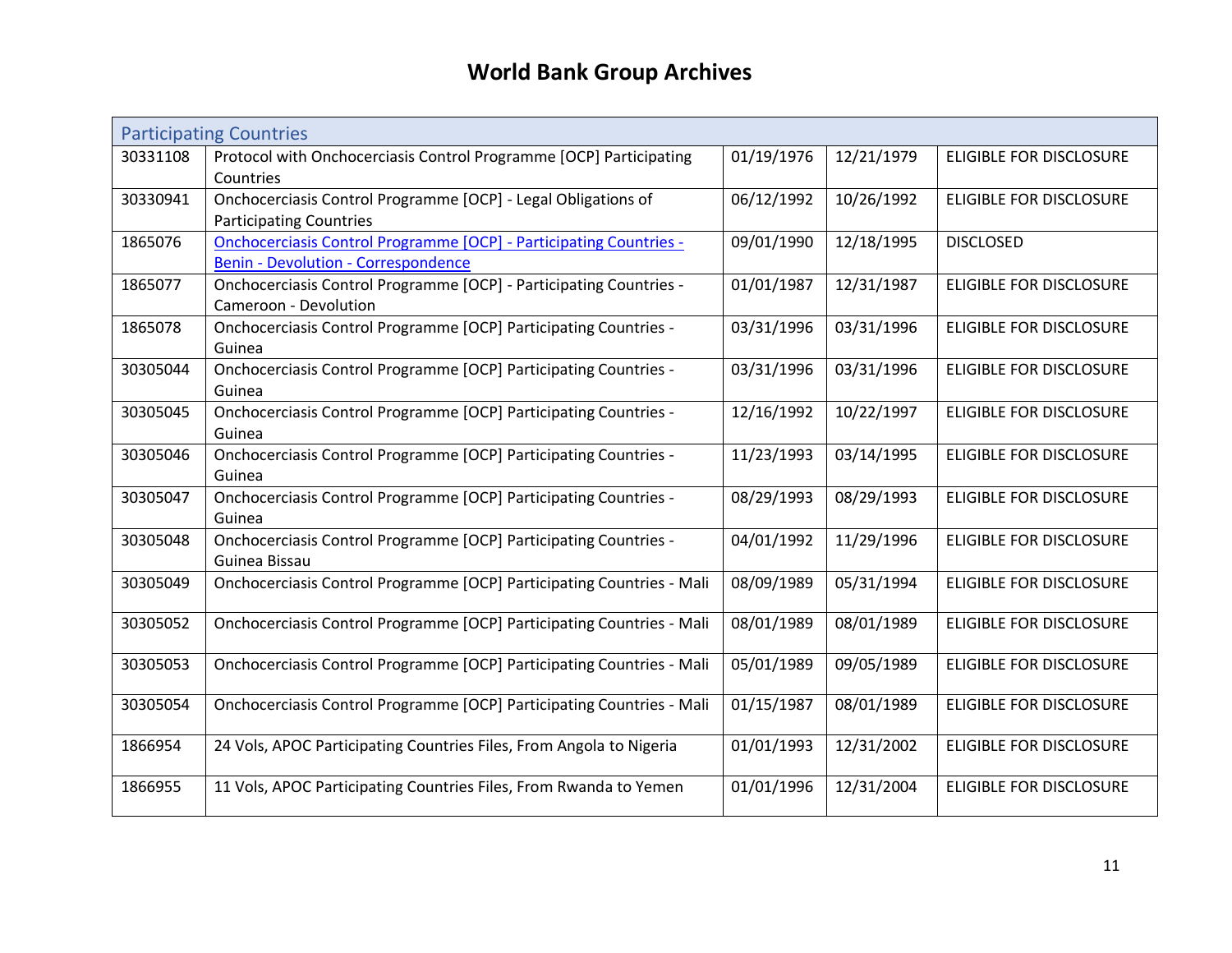# World Bank Group Archives

| Participating Countries | | | | |
|---|---|---|---|---|
| 30331108 | Protocol with Onchocerciasis Control Programme [OCP] Participating Countries | 01/19/1976 | 12/21/1979 | ELIGIBLE FOR DISCLOSURE |
| 30330941 | Onchocerciasis Control Programme [OCP] - Legal Obligations of Participating Countries | 06/12/1992 | 10/26/1992 | ELIGIBLE FOR DISCLOSURE |
| 1865076 | Onchocerciasis Control Programme [OCP] - Participating Countries - Benin - Devolution - Correspondence | 09/01/1990 | 12/18/1995 | DISCLOSED |
| 1865077 | Onchocerciasis Control Programme [OCP] - Participating Countries - Cameroon - Devolution | 01/01/1987 | 12/31/1987 | ELIGIBLE FOR DISCLOSURE |
| 1865078 | Onchocerciasis Control Programme [OCP] Participating Countries - Guinea | 03/31/1996 | 03/31/1996 | ELIGIBLE FOR DISCLOSURE |
| 30305044 | Onchocerciasis Control Programme [OCP] Participating Countries - Guinea | 03/31/1996 | 03/31/1996 | ELIGIBLE FOR DISCLOSURE |
| 30305045 | Onchocerciasis Control Programme [OCP] Participating Countries - Guinea | 12/16/1992 | 10/22/1997 | ELIGIBLE FOR DISCLOSURE |
| 30305046 | Onchocerciasis Control Programme [OCP] Participating Countries - Guinea | 11/23/1993 | 03/14/1995 | ELIGIBLE FOR DISCLOSURE |
| 30305047 | Onchocerciasis Control Programme [OCP] Participating Countries - Guinea | 08/29/1993 | 08/29/1993 | ELIGIBLE FOR DISCLOSURE |
| 30305048 | Onchocerciasis Control Programme [OCP] Participating Countries - Guinea Bissau | 04/01/1992 | 11/29/1996 | ELIGIBLE FOR DISCLOSURE |
| 30305049 | Onchocerciasis Control Programme [OCP] Participating Countries - Mali | 08/09/1989 | 05/31/1994 | ELIGIBLE FOR DISCLOSURE |
| 30305052 | Onchocerciasis Control Programme [OCP] Participating Countries - Mali | 08/01/1989 | 08/01/1989 | ELIGIBLE FOR DISCLOSURE |
| 30305053 | Onchocerciasis Control Programme [OCP] Participating Countries - Mali | 05/01/1989 | 09/05/1989 | ELIGIBLE FOR DISCLOSURE |
| 30305054 | Onchocerciasis Control Programme [OCP] Participating Countries - Mali | 01/15/1987 | 08/01/1989 | ELIGIBLE FOR DISCLOSURE |
| 1866954 | 24 Vols, APOC Participating Countries Files, From Angola to Nigeria | 01/01/1993 | 12/31/2002 | ELIGIBLE FOR DISCLOSURE |
| 1866955 | 11 Vols, APOC Participating Countries Files, From Rwanda to Yemen | 01/01/1996 | 12/31/2004 | ELIGIBLE FOR DISCLOSURE |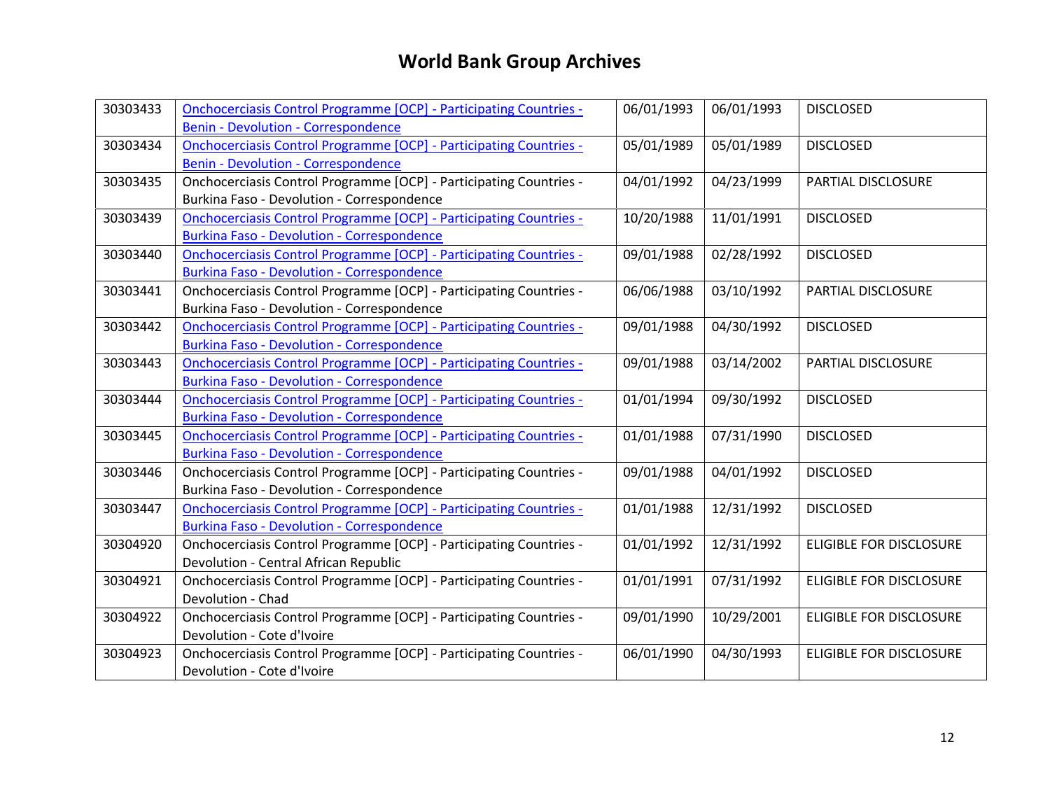# World Bank Group Archives

| | | | | |
|---|---|---|---|---|
| 30303433 | Onchocerciasis Control Programme [OCP] - Participating Countries - Benin - Devolution - Correspondence | 06/01/1993 | 06/01/1993 | DISCLOSED |
| 30303434 | Onchocerciasis Control Programme [OCP] - Participating Countries - Benin - Devolution - Correspondence | 05/01/1989 | 05/01/1989 | DISCLOSED |
| 30303435 | Onchocerciasis Control Programme [OCP] - Participating Countries - Burkina Faso - Devolution - Correspondence | 04/01/1992 | 04/23/1999 | PARTIAL DISCLOSURE |
| 30303439 | Onchocerciasis Control Programme [OCP] - Participating Countries - Burkina Faso - Devolution - Correspondence | 10/20/1988 | 11/01/1991 | DISCLOSED |
| 30303440 | Onchocerciasis Control Programme [OCP] - Participating Countries - Burkina Faso - Devolution - Correspondence | 09/01/1988 | 02/28/1992 | DISCLOSED |
| 30303441 | Onchocerciasis Control Programme [OCP] - Participating Countries - Burkina Faso - Devolution - Correspondence | 06/06/1988 | 03/10/1992 | PARTIAL DISCLOSURE |
| 30303442 | Onchocerciasis Control Programme [OCP] - Participating Countries - Burkina Faso - Devolution - Correspondence | 09/01/1988 | 04/30/1992 | DISCLOSED |
| 30303443 | Onchocerciasis Control Programme [OCP] - Participating Countries - Burkina Faso - Devolution - Correspondence | 09/01/1988 | 03/14/2002 | PARTIAL DISCLOSURE |
| 30303444 | Onchocerciasis Control Programme [OCP] - Participating Countries - Burkina Faso - Devolution - Correspondence | 01/01/1994 | 09/30/1992 | DISCLOSED |
| 30303445 | Onchocerciasis Control Programme [OCP] - Participating Countries - Burkina Faso - Devolution - Correspondence | 01/01/1988 | 07/31/1990 | DISCLOSED |
| 30303446 | Onchocerciasis Control Programme [OCP] - Participating Countries - Burkina Faso - Devolution - Correspondence | 09/01/1988 | 04/01/1992 | DISCLOSED |
| 30303447 | Onchocerciasis Control Programme [OCP] - Participating Countries - Burkina Faso - Devolution - Correspondence | 01/01/1988 | 12/31/1992 | DISCLOSED |
| 30304920 | Onchocerciasis Control Programme [OCP] - Participating Countries - Devolution - Central African Republic | 01/01/1992 | 12/31/1992 | ELIGIBLE FOR DISCLOSURE |
| 30304921 | Onchocerciasis Control Programme [OCP] - Participating Countries - Devolution - Chad | 01/01/1991 | 07/31/1992 | ELIGIBLE FOR DISCLOSURE |
| 30304922 | Onchocerciasis Control Programme [OCP] - Participating Countries - Devolution - Cote d'Ivoire | 09/01/1990 | 10/29/2001 | ELIGIBLE FOR DISCLOSURE |
| 30304923 | Onchocerciasis Control Programme [OCP] - Participating Countries - Devolution - Cote d'Ivoire | 06/01/1990 | 04/30/1993 | ELIGIBLE FOR DISCLOSURE |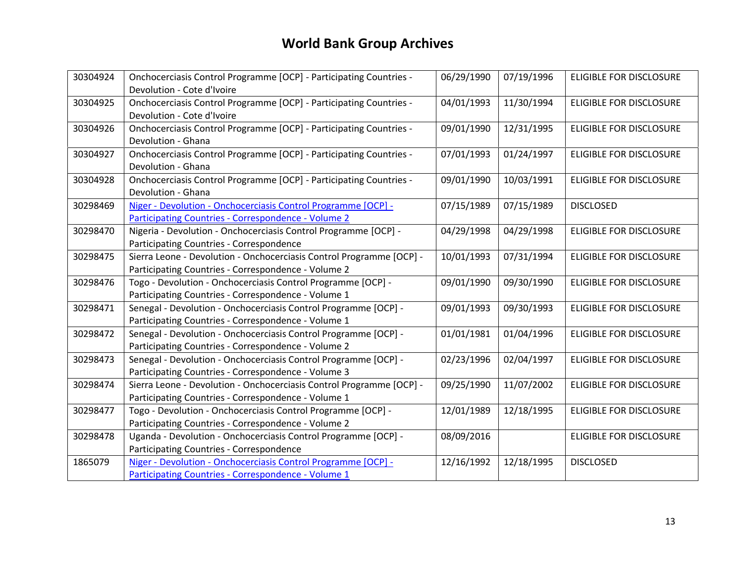# World Bank Group Archives

| | | | | |
|---|---|---|---|---|
| 30304924 | Onchocerciasis Control Programme [OCP] - Participating Countries - Devolution - Cote d'Ivoire | 06/29/1990 | 07/19/1996 | ELIGIBLE FOR DISCLOSURE |
| 30304925 | Onchocerciasis Control Programme [OCP] - Participating Countries - Devolution - Cote d'Ivoire | 04/01/1993 | 11/30/1994 | ELIGIBLE FOR DISCLOSURE |
| 30304926 | Onchocerciasis Control Programme [OCP] - Participating Countries - Devolution - Ghana | 09/01/1990 | 12/31/1995 | ELIGIBLE FOR DISCLOSURE |
| 30304927 | Onchocerciasis Control Programme [OCP] - Participating Countries - Devolution - Ghana | 07/01/1993 | 01/24/1997 | ELIGIBLE FOR DISCLOSURE |
| 30304928 | Onchocerciasis Control Programme [OCP] - Participating Countries - Devolution - Ghana | 09/01/1990 | 10/03/1991 | ELIGIBLE FOR DISCLOSURE |
| 30298469 | Niger - Devolution - Onchocerciasis Control Programme [OCP] - Participating Countries - Correspondence - Volume 2 | 07/15/1989 | 07/15/1989 | DISCLOSED |
| 30298470 | Nigeria - Devolution - Onchocerciasis Control Programme [OCP] - Participating Countries - Correspondence | 04/29/1998 | 04/29/1998 | ELIGIBLE FOR DISCLOSURE |
| 30298475 | Sierra Leone - Devolution - Onchocerciasis Control Programme [OCP] - Participating Countries - Correspondence - Volume 2 | 10/01/1993 | 07/31/1994 | ELIGIBLE FOR DISCLOSURE |
| 30298476 | Togo - Devolution - Onchocerciasis Control Programme [OCP] - Participating Countries - Correspondence - Volume 1 | 09/01/1990 | 09/30/1990 | ELIGIBLE FOR DISCLOSURE |
| 30298471 | Senegal - Devolution - Onchocerciasis Control Programme [OCP] - Participating Countries - Correspondence - Volume 1 | 09/01/1993 | 09/30/1993 | ELIGIBLE FOR DISCLOSURE |
| 30298472 | Senegal - Devolution - Onchocerciasis Control Programme [OCP] - Participating Countries - Correspondence - Volume 2 | 01/01/1981 | 01/04/1996 | ELIGIBLE FOR DISCLOSURE |
| 30298473 | Senegal - Devolution - Onchocerciasis Control Programme [OCP] - Participating Countries - Correspondence - Volume 3 | 02/23/1996 | 02/04/1997 | ELIGIBLE FOR DISCLOSURE |
| 30298474 | Sierra Leone - Devolution - Onchocerciasis Control Programme [OCP] - Participating Countries - Correspondence - Volume 1 | 09/25/1990 | 11/07/2002 | ELIGIBLE FOR DISCLOSURE |
| 30298477 | Togo - Devolution - Onchocerciasis Control Programme [OCP] - Participating Countries - Correspondence - Volume 2 | 12/01/1989 | 12/18/1995 | ELIGIBLE FOR DISCLOSURE |
| 30298478 | Uganda - Devolution - Onchocerciasis Control Programme [OCP] - Participating Countries - Correspondence | 08/09/2016 | | ELIGIBLE FOR DISCLOSURE |
| 1865079 | Niger - Devolution - Onchocerciasis Control Programme [OCP] - Participating Countries - Correspondence - Volume 1 | 12/16/1992 | 12/18/1995 | DISCLOSED |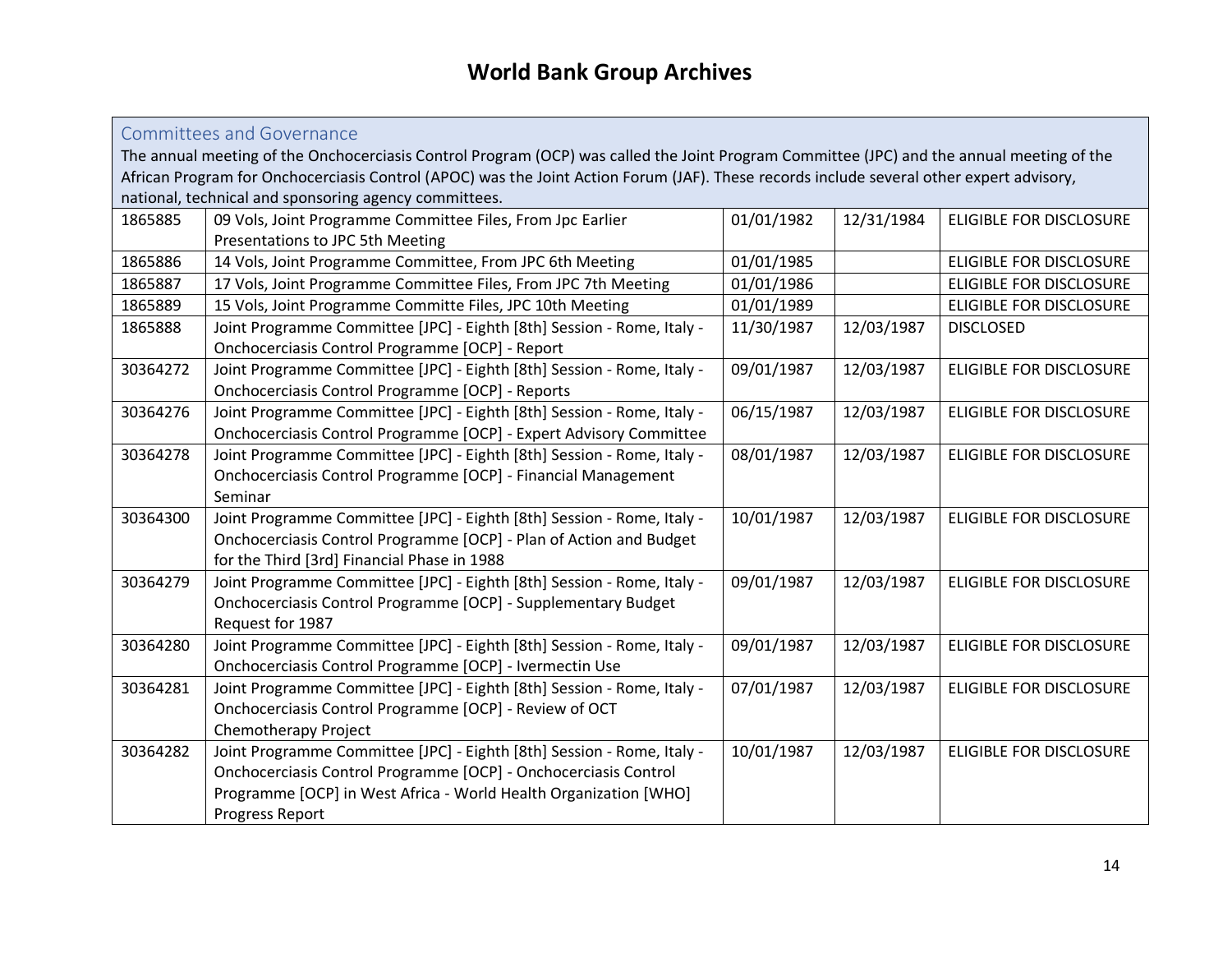# World Bank Group Archives

| Committees and Governance<br>The annual meeting of the Onchocerciasis Control Program (OCP) was called the Joint Program Committee (JPC) and the annual meeting of the African Program for Onchocerciasis Control (APOC) was the Joint Action Forum (JAF). These records include several other expert advisory, national, technical and sponsoring agency committees. | | | | |
|---|---|---|---|---|
| 1865885 | 09 Vols, Joint Programme Committee Files, From Jpc Earlier Presentations to JPC 5th Meeting | 01/01/1982 | 12/31/1984 | ELIGIBLE FOR DISCLOSURE |
| 1865886 | 14 Vols, Joint Programme Committee, From JPC 6th Meeting | 01/01/1985 | | ELIGIBLE FOR DISCLOSURE |
| 1865887 | 17 Vols, Joint Programme Committee Files, From JPC 7th Meeting | 01/01/1986 | | ELIGIBLE FOR DISCLOSURE |
| 1865889 | 15 Vols, Joint Programme Committe Files, JPC 10th Meeting | 01/01/1989 | | ELIGIBLE FOR DISCLOSURE |
| 1865888 | Joint Programme Committee [JPC] - Eighth [8th] Session - Rome, Italy - Onchocerciasis Control Programme [OCP] - Report | 11/30/1987 | 12/03/1987 | DISCLOSED |
| 30364272 | Joint Programme Committee [JPC] - Eighth [8th] Session - Rome, Italy - Onchocerciasis Control Programme [OCP] - Reports | 09/01/1987 | 12/03/1987 | ELIGIBLE FOR DISCLOSURE |
| 30364276 | Joint Programme Committee [JPC] - Eighth [8th] Session - Rome, Italy - Onchocerciasis Control Programme [OCP] - Expert Advisory Committee | 06/15/1987 | 12/03/1987 | ELIGIBLE FOR DISCLOSURE |
| 30364278 | Joint Programme Committee [JPC] - Eighth [8th] Session - Rome, Italy - Onchocerciasis Control Programme [OCP] - Financial Management Seminar | 08/01/1987 | 12/03/1987 | ELIGIBLE FOR DISCLOSURE |
| 30364300 | Joint Programme Committee [JPC] - Eighth [8th] Session - Rome, Italy - Onchocerciasis Control Programme [OCP] - Plan of Action and Budget for the Third [3rd] Financial Phase in 1988 | 10/01/1987 | 12/03/1987 | ELIGIBLE FOR DISCLOSURE |
| 30364279 | Joint Programme Committee [JPC] - Eighth [8th] Session - Rome, Italy - Onchocerciasis Control Programme [OCP] - Supplementary Budget Request for 1987 | 09/01/1987 | 12/03/1987 | ELIGIBLE FOR DISCLOSURE |
| 30364280 | Joint Programme Committee [JPC] - Eighth [8th] Session - Rome, Italy - Onchocerciasis Control Programme [OCP] - Ivermectin Use | 09/01/1987 | 12/03/1987 | ELIGIBLE FOR DISCLOSURE |
| 30364281 | Joint Programme Committee [JPC] - Eighth [8th] Session - Rome, Italy - Onchocerciasis Control Programme [OCP] - Review of OCT Chemotherapy Project | 07/01/1987 | 12/03/1987 | ELIGIBLE FOR DISCLOSURE |
| 30364282 | Joint Programme Committee [JPC] - Eighth [8th] Session - Rome, Italy - Onchocerciasis Control Programme [OCP] - Onchocerciasis Control Programme [OCP] in West Africa - World Health Organization [WHO] Progress Report | 10/01/1987 | 12/03/1987 | ELIGIBLE FOR DISCLOSURE |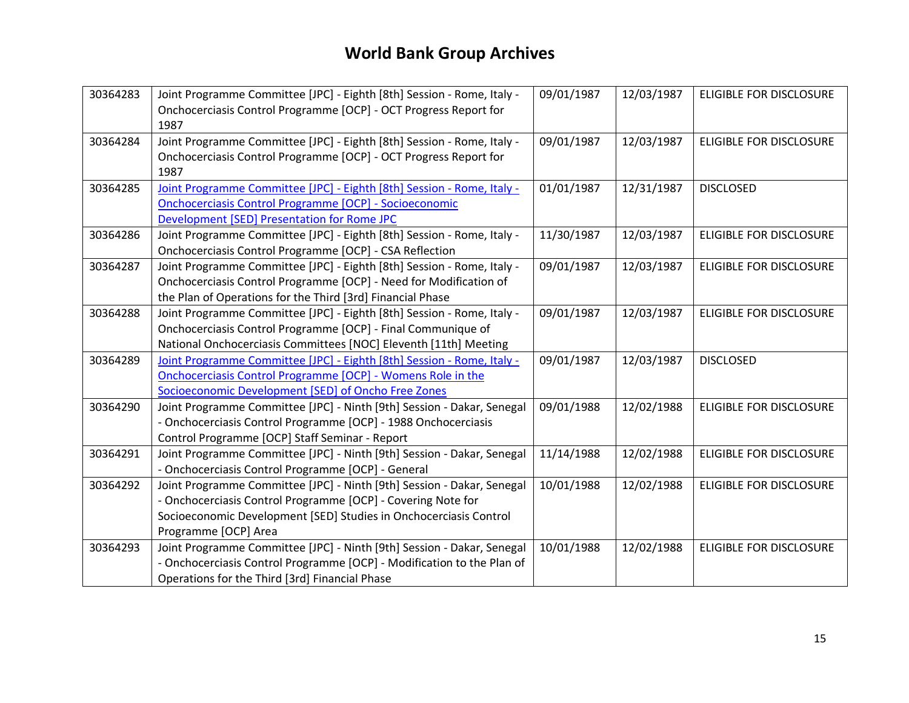# World Bank Group Archives

| | | | | |
|---|---|---|---|---|
| 30364283 | Joint Programme Committee [JPC] - Eighth [8th] Session - Rome, Italy - Onchocerciasis Control Programme [OCP] - OCT Progress Report for 1987 | 09/01/1987 | 12/03/1987 | ELIGIBLE FOR DISCLOSURE |
| 30364284 | Joint Programme Committee [JPC] - Eighth [8th] Session - Rome, Italy - Onchocerciasis Control Programme [OCP] - OCT Progress Report for 1987 | 09/01/1987 | 12/03/1987 | ELIGIBLE FOR DISCLOSURE |
| 30364285 | Joint Programme Committee [JPC] - Eighth [8th] Session - Rome, Italy - Onchocerciasis Control Programme [OCP] - Socioeconomic Development [SED] Presentation for Rome JPC | 01/01/1987 | 12/31/1987 | DISCLOSED |
| 30364286 | Joint Programme Committee [JPC] - Eighth [8th] Session - Rome, Italy - Onchocerciasis Control Programme [OCP] - CSA Reflection | 11/30/1987 | 12/03/1987 | ELIGIBLE FOR DISCLOSURE |
| 30364287 | Joint Programme Committee [JPC] - Eighth [8th] Session - Rome, Italy - Onchocerciasis Control Programme [OCP] - Need for Modification of the Plan of Operations for the Third [3rd] Financial Phase | 09/01/1987 | 12/03/1987 | ELIGIBLE FOR DISCLOSURE |
| 30364288 | Joint Programme Committee [JPC] - Eighth [8th] Session - Rome, Italy - Onchocerciasis Control Programme [OCP] - Final Communique of National Onchocerciasis Committees [NOC] Eleventh [11th] Meeting | 09/01/1987 | 12/03/1987 | ELIGIBLE FOR DISCLOSURE |
| 30364289 | Joint Programme Committee [JPC] - Eighth [8th] Session - Rome, Italy - Onchocerciasis Control Programme [OCP] - Womens Role in the Socioeconomic Development [SED] of Oncho Free Zones | 09/01/1987 | 12/03/1987 | DISCLOSED |
| 30364290 | Joint Programme Committee [JPC] - Ninth [9th] Session - Dakar, Senegal - Onchocerciasis Control Programme [OCP] - 1988 Onchocerciasis Control Programme [OCP] Staff Seminar - Report | 09/01/1988 | 12/02/1988 | ELIGIBLE FOR DISCLOSURE |
| 30364291 | Joint Programme Committee [JPC] - Ninth [9th] Session - Dakar, Senegal - Onchocerciasis Control Programme [OCP] - General | 11/14/1988 | 12/02/1988 | ELIGIBLE FOR DISCLOSURE |
| 30364292 | Joint Programme Committee [JPC] - Ninth [9th] Session - Dakar, Senegal - Onchocerciasis Control Programme [OCP] - Covering Note for Socioeconomic Development [SED] Studies in Onchocerciasis Control Programme [OCP] Area | 10/01/1988 | 12/02/1988 | ELIGIBLE FOR DISCLOSURE |
| 30364293 | Joint Programme Committee [JPC] - Ninth [9th] Session - Dakar, Senegal - Onchocerciasis Control Programme [OCP] - Modification to the Plan of Operations for the Third [3rd] Financial Phase | 10/01/1988 | 12/02/1988 | ELIGIBLE FOR DISCLOSURE |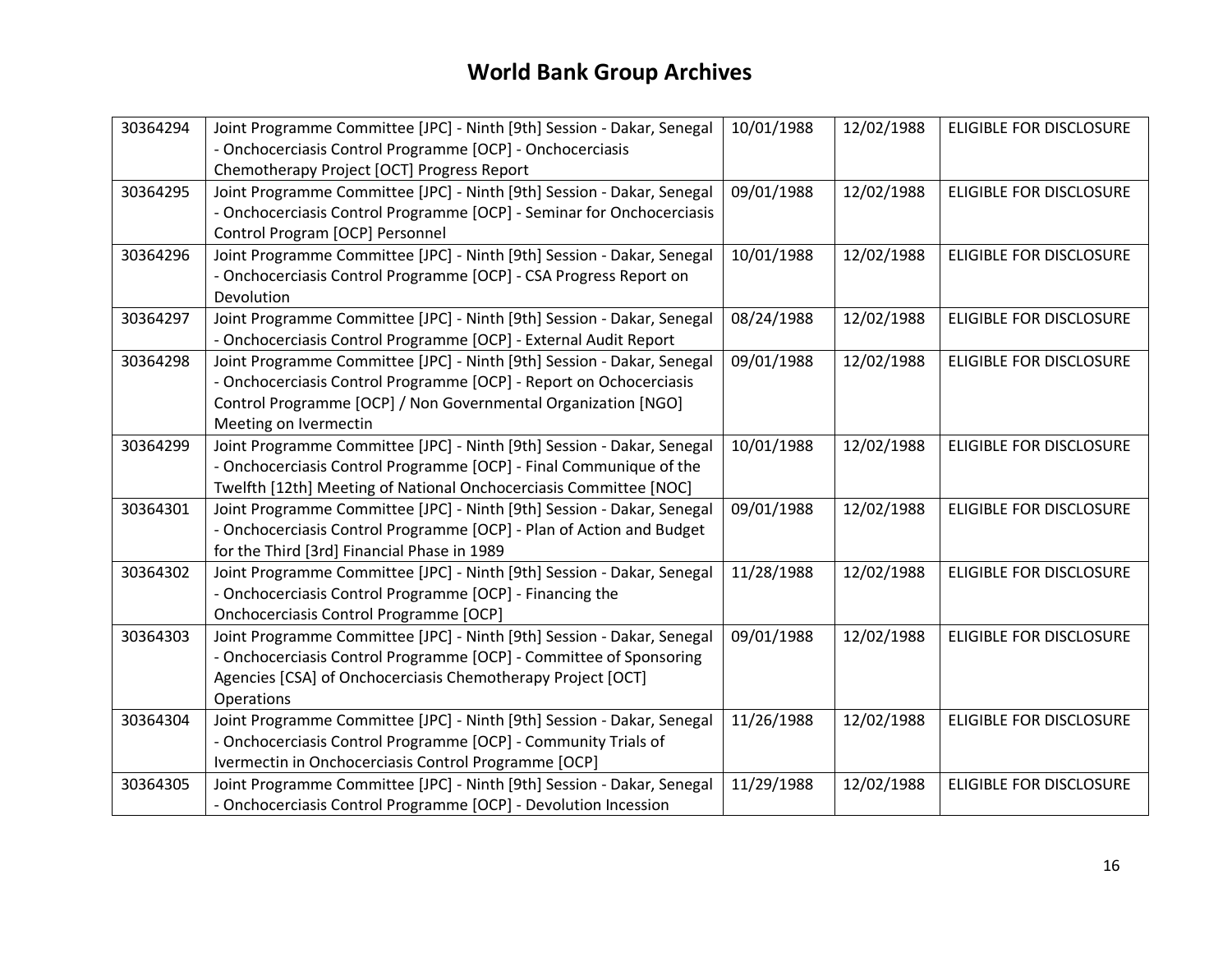# World Bank Group Archives

| | | | | |
|---|---|---|---|---|
| 30364294 | Joint Programme Committee [JPC] - Ninth [9th] Session - Dakar, Senegal - Onchocerciasis Control Programme [OCP] - Onchocerciasis Chemotherapy Project [OCT] Progress Report | 10/01/1988 | 12/02/1988 | ELIGIBLE FOR DISCLOSURE |
| 30364295 | Joint Programme Committee [JPC] - Ninth [9th] Session - Dakar, Senegal - Onchocerciasis Control Programme [OCP] - Seminar for Onchocerciasis Control Program [OCP] Personnel | 09/01/1988 | 12/02/1988 | ELIGIBLE FOR DISCLOSURE |
| 30364296 | Joint Programme Committee [JPC] - Ninth [9th] Session - Dakar, Senegal - Onchocerciasis Control Programme [OCP] - CSA Progress Report on Devolution | 10/01/1988 | 12/02/1988 | ELIGIBLE FOR DISCLOSURE |
| 30364297 | Joint Programme Committee [JPC] - Ninth [9th] Session - Dakar, Senegal - Onchocerciasis Control Programme [OCP] - External Audit Report | 08/24/1988 | 12/02/1988 | ELIGIBLE FOR DISCLOSURE |
| 30364298 | Joint Programme Committee [JPC] - Ninth [9th] Session - Dakar, Senegal - Onchocerciasis Control Programme [OCP] - Report on Ochocerciasis Control Programme [OCP] / Non Governmental Organization [NGO] Meeting on Ivermectin | 09/01/1988 | 12/02/1988 | ELIGIBLE FOR DISCLOSURE |
| 30364299 | Joint Programme Committee [JPC] - Ninth [9th] Session - Dakar, Senegal - Onchocerciasis Control Programme [OCP] - Final Communique of the Twelfth [12th] Meeting of National Onchocerciasis Committee [NOC] | 10/01/1988 | 12/02/1988 | ELIGIBLE FOR DISCLOSURE |
| 30364301 | Joint Programme Committee [JPC] - Ninth [9th] Session - Dakar, Senegal - Onchocerciasis Control Programme [OCP] - Plan of Action and Budget for the Third [3rd] Financial Phase in 1989 | 09/01/1988 | 12/02/1988 | ELIGIBLE FOR DISCLOSURE |
| 30364302 | Joint Programme Committee [JPC] - Ninth [9th] Session - Dakar, Senegal - Onchocerciasis Control Programme [OCP] - Financing the Onchocerciasis Control Programme [OCP] | 11/28/1988 | 12/02/1988 | ELIGIBLE FOR DISCLOSURE |
| 30364303 | Joint Programme Committee [JPC] - Ninth [9th] Session - Dakar, Senegal - Onchocerciasis Control Programme [OCP] - Committee of Sponsoring Agencies [CSA] of Onchocerciasis Chemotherapy Project [OCT] Operations | 09/01/1988 | 12/02/1988 | ELIGIBLE FOR DISCLOSURE |
| 30364304 | Joint Programme Committee [JPC] - Ninth [9th] Session - Dakar, Senegal - Onchocerciasis Control Programme [OCP] - Community Trials of Ivermectin in Onchocerciasis Control Programme [OCP] | 11/26/1988 | 12/02/1988 | ELIGIBLE FOR DISCLOSURE |
| 30364305 | Joint Programme Committee [JPC] - Ninth [9th] Session - Dakar, Senegal - Onchocerciasis Control Programme [OCP] - Devolution Incession | 11/29/1988 | 12/02/1988 | ELIGIBLE FOR DISCLOSURE |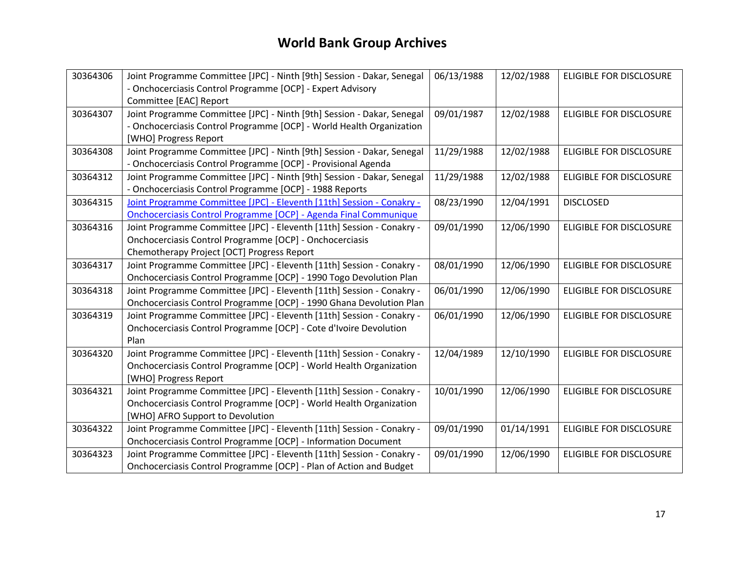# World Bank Group Archives

| | | | | |
|---|---|---|---|---|
| 30364306 | Joint Programme Committee [JPC] - Ninth [9th] Session - Dakar, Senegal - Onchocerciasis Control Programme [OCP] - Expert Advisory Committee [EAC] Report | 06/13/1988 | 12/02/1988 | ELIGIBLE FOR DISCLOSURE |
| 30364307 | Joint Programme Committee [JPC] - Ninth [9th] Session - Dakar, Senegal - Onchocerciasis Control Programme [OCP] - World Health Organization [WHO] Progress Report | 09/01/1987 | 12/02/1988 | ELIGIBLE FOR DISCLOSURE |
| 30364308 | Joint Programme Committee [JPC] - Ninth [9th] Session - Dakar, Senegal - Onchocerciasis Control Programme [OCP] - Provisional Agenda | 11/29/1988 | 12/02/1988 | ELIGIBLE FOR DISCLOSURE |
| 30364312 | Joint Programme Committee [JPC] - Ninth [9th] Session - Dakar, Senegal - Onchocerciasis Control Programme [OCP] - 1988 Reports | 11/29/1988 | 12/02/1988 | ELIGIBLE FOR DISCLOSURE |
| 30364315 | Joint Programme Committee [JPC] - Eleventh [11th] Session - Conakry - Onchocerciasis Control Programme [OCP] - Agenda Final Communique | 08/23/1990 | 12/04/1991 | DISCLOSED |
| 30364316 | Joint Programme Committee [JPC] - Eleventh [11th] Session - Conakry - Onchocerciasis Control Programme [OCP] - Onchocerciasis Chemotherapy Project [OCT] Progress Report | 09/01/1990 | 12/06/1990 | ELIGIBLE FOR DISCLOSURE |
| 30364317 | Joint Programme Committee [JPC] - Eleventh [11th] Session - Conakry - Onchocerciasis Control Programme [OCP] - 1990 Togo Devolution Plan | 08/01/1990 | 12/06/1990 | ELIGIBLE FOR DISCLOSURE |
| 30364318 | Joint Programme Committee [JPC] - Eleventh [11th] Session - Conakry - Onchocerciasis Control Programme [OCP] - 1990 Ghana Devolution Plan | 06/01/1990 | 12/06/1990 | ELIGIBLE FOR DISCLOSURE |
| 30364319 | Joint Programme Committee [JPC] - Eleventh [11th] Session - Conakry - Onchocerciasis Control Programme [OCP] - Cote d'Ivoire Devolution Plan | 06/01/1990 | 12/06/1990 | ELIGIBLE FOR DISCLOSURE |
| 30364320 | Joint Programme Committee [JPC] - Eleventh [11th] Session - Conakry - Onchocerciasis Control Programme [OCP] - World Health Organization [WHO] Progress Report | 12/04/1989 | 12/10/1990 | ELIGIBLE FOR DISCLOSURE |
| 30364321 | Joint Programme Committee [JPC] - Eleventh [11th] Session - Conakry - Onchocerciasis Control Programme [OCP] - World Health Organization [WHO] AFRO Support to Devolution | 10/01/1990 | 12/06/1990 | ELIGIBLE FOR DISCLOSURE |
| 30364322 | Joint Programme Committee [JPC] - Eleventh [11th] Session - Conakry - Onchocerciasis Control Programme [OCP] - Information Document | 09/01/1990 | 01/14/1991 | ELIGIBLE FOR DISCLOSURE |
| 30364323 | Joint Programme Committee [JPC] - Eleventh [11th] Session - Conakry - Onchocerciasis Control Programme [OCP] - Plan of Action and Budget | 09/01/1990 | 12/06/1990 | ELIGIBLE FOR DISCLOSURE |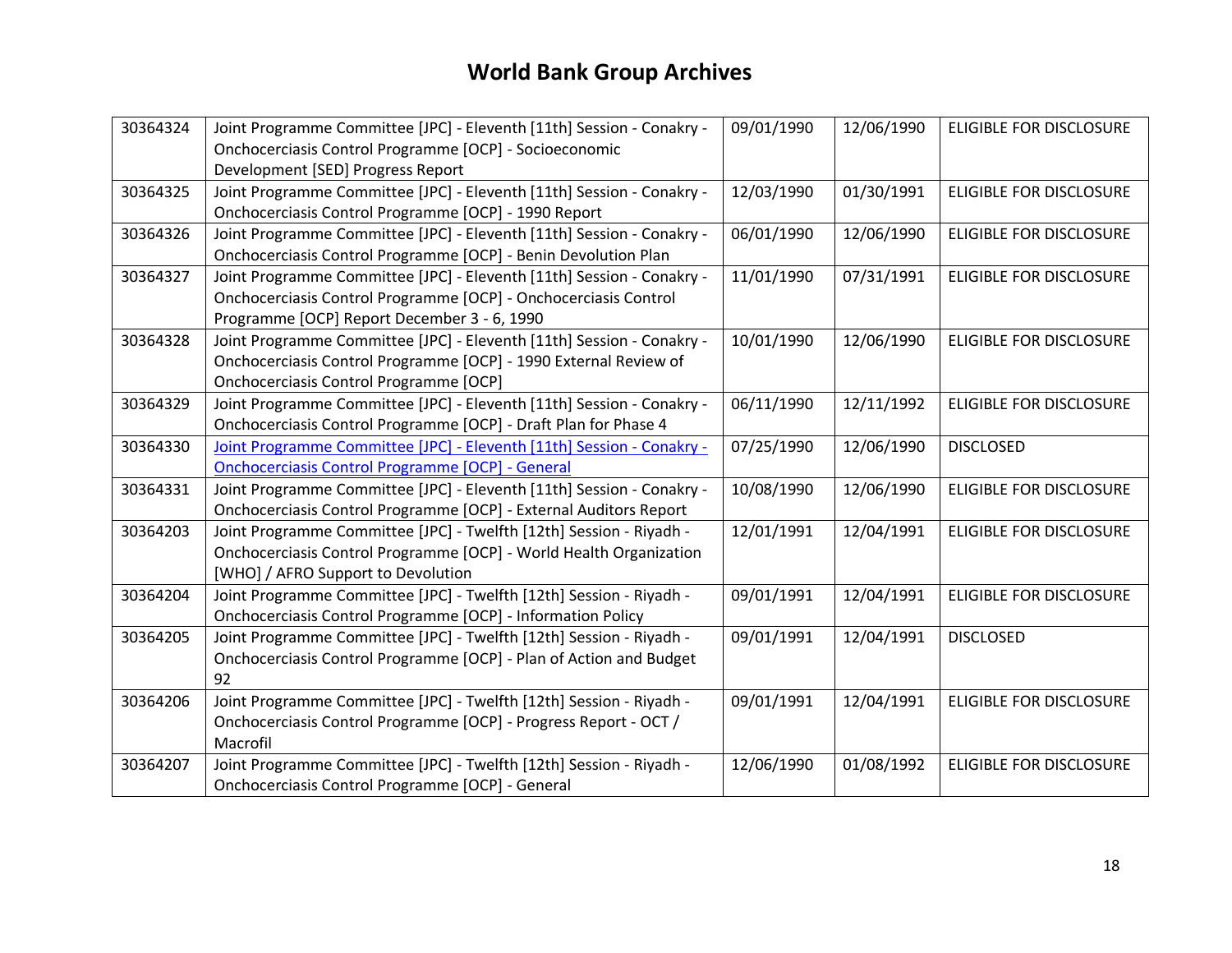# World Bank Group Archives

| 30364324 | Joint Programme Committee [JPC] - Eleventh [11th] Session - Conakry - Onchocerciasis Control Programme [OCP] - Socioeconomic Development [SED] Progress Report | 09/01/1990 | 12/06/1990 | ELIGIBLE FOR DISCLOSURE |
|---|---|---|---|---|
| 30364325 | Joint Programme Committee [JPC] - Eleventh [11th] Session - Conakry - Onchocerciasis Control Programme [OCP] - 1990 Report | 12/03/1990 | 01/30/1991 | ELIGIBLE FOR DISCLOSURE |
| 30364326 | Joint Programme Committee [JPC] - Eleventh [11th] Session - Conakry - Onchocerciasis Control Programme [OCP] - Benin Devolution Plan | 06/01/1990 | 12/06/1990 | ELIGIBLE FOR DISCLOSURE |
| 30364327 | Joint Programme Committee [JPC] - Eleventh [11th] Session - Conakry - Onchocerciasis Control Programme [OCP] - Onchocerciasis Control Programme [OCP] Report December 3 - 6, 1990 | 11/01/1990 | 07/31/1991 | ELIGIBLE FOR DISCLOSURE |
| 30364328 | Joint Programme Committee [JPC] - Eleventh [11th] Session - Conakry - Onchocerciasis Control Programme [OCP] - 1990 External Review of Onchocerciasis Control Programme [OCP] | 10/01/1990 | 12/06/1990 | ELIGIBLE FOR DISCLOSURE |
| 30364329 | Joint Programme Committee [JPC] - Eleventh [11th] Session - Conakry - Onchocerciasis Control Programme [OCP] - Draft Plan for Phase 4 | 06/11/1990 | 12/11/1992 | ELIGIBLE FOR DISCLOSURE |
| 30364330 | Joint Programme Committee [JPC] - Eleventh [11th] Session - Conakry - Onchocerciasis Control Programme [OCP] - General | 07/25/1990 | 12/06/1990 | DISCLOSED |
| 30364331 | Joint Programme Committee [JPC] - Eleventh [11th] Session - Conakry - Onchocerciasis Control Programme [OCP] - External Auditors Report | 10/08/1990 | 12/06/1990 | ELIGIBLE FOR DISCLOSURE |
| 30364203 | Joint Programme Committee [JPC] - Twelfth [12th] Session - Riyadh - Onchocerciasis Control Programme [OCP] - World Health Organization [WHO] / AFRO Support to Devolution | 12/01/1991 | 12/04/1991 | ELIGIBLE FOR DISCLOSURE |
| 30364204 | Joint Programme Committee [JPC] - Twelfth [12th] Session - Riyadh - Onchocerciasis Control Programme [OCP] - Information Policy | 09/01/1991 | 12/04/1991 | ELIGIBLE FOR DISCLOSURE |
| 30364205 | Joint Programme Committee [JPC] - Twelfth [12th] Session - Riyadh - Onchocerciasis Control Programme [OCP] - Plan of Action and Budget 92 | 09/01/1991 | 12/04/1991 | DISCLOSED |
| 30364206 | Joint Programme Committee [JPC] - Twelfth [12th] Session - Riyadh - Onchocerciasis Control Programme [OCP] - Progress Report - OCT / Macrofil | 09/01/1991 | 12/04/1991 | ELIGIBLE FOR DISCLOSURE |
| 30364207 | Joint Programme Committee [JPC] - Twelfth [12th] Session - Riyadh - Onchocerciasis Control Programme [OCP] - General | 12/06/1990 | 01/08/1992 | ELIGIBLE FOR DISCLOSURE |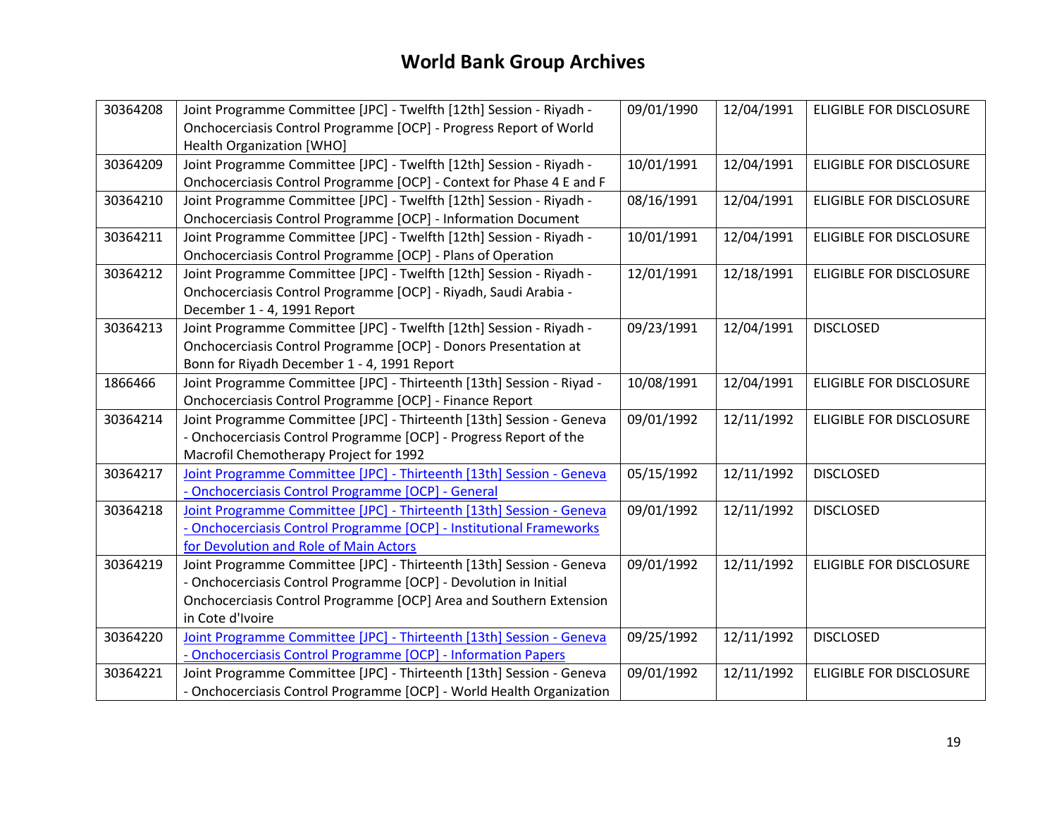# World Bank Group Archives

| | | | | |
|---|---|---|---|---|
| 30364208 | Joint Programme Committee [JPC] - Twelfth [12th] Session - Riyadh - Onchocerciasis Control Programme [OCP] - Progress Report of World Health Organization [WHO] | 09/01/1990 | 12/04/1991 | ELIGIBLE FOR DISCLOSURE |
| 30364209 | Joint Programme Committee [JPC] - Twelfth [12th] Session - Riyadh - Onchocerciasis Control Programme [OCP] - Context for Phase 4 E and F | 10/01/1991 | 12/04/1991 | ELIGIBLE FOR DISCLOSURE |
| 30364210 | Joint Programme Committee [JPC] - Twelfth [12th] Session - Riyadh - Onchocerciasis Control Programme [OCP] - Information Document | 08/16/1991 | 12/04/1991 | ELIGIBLE FOR DISCLOSURE |
| 30364211 | Joint Programme Committee [JPC] - Twelfth [12th] Session - Riyadh - Onchocerciasis Control Programme [OCP] - Plans of Operation | 10/01/1991 | 12/04/1991 | ELIGIBLE FOR DISCLOSURE |
| 30364212 | Joint Programme Committee [JPC] - Twelfth [12th] Session - Riyadh - Onchocerciasis Control Programme [OCP] - Riyadh, Saudi Arabia - December 1 - 4, 1991 Report | 12/01/1991 | 12/18/1991 | ELIGIBLE FOR DISCLOSURE |
| 30364213 | Joint Programme Committee [JPC] - Twelfth [12th] Session - Riyadh - Onchocerciasis Control Programme [OCP] - Donors Presentation at Bonn for Riyadh December 1 - 4, 1991 Report | 09/23/1991 | 12/04/1991 | DISCLOSED |
| 1866466 | Joint Programme Committee [JPC] - Thirteenth [13th] Session - Riyad - Onchocerciasis Control Programme [OCP] - Finance Report | 10/08/1991 | 12/04/1991 | ELIGIBLE FOR DISCLOSURE |
| 30364214 | Joint Programme Committee [JPC] - Thirteenth [13th] Session - Geneva - Onchocerciasis Control Programme [OCP] - Progress Report of the Macrofil Chemotherapy Project for 1992 | 09/01/1992 | 12/11/1992 | ELIGIBLE FOR DISCLOSURE |
| 30364217 | Joint Programme Committee [JPC] - Thirteenth [13th] Session - Geneva - Onchocerciasis Control Programme [OCP] - General | 05/15/1992 | 12/11/1992 | DISCLOSED |
| 30364218 | Joint Programme Committee [JPC] - Thirteenth [13th] Session - Geneva - Onchocerciasis Control Programme [OCP] - Institutional Frameworks for Devolution and Role of Main Actors | 09/01/1992 | 12/11/1992 | DISCLOSED |
| 30364219 | Joint Programme Committee [JPC] - Thirteenth [13th] Session - Geneva - Onchocerciasis Control Programme [OCP] - Devolution in Initial Onchocerciasis Control Programme [OCP] Area and Southern Extension in Cote d'Ivoire | 09/01/1992 | 12/11/1992 | ELIGIBLE FOR DISCLOSURE |
| 30364220 | Joint Programme Committee [JPC] - Thirteenth [13th] Session - Geneva - Onchocerciasis Control Programme [OCP] - Information Papers | 09/25/1992 | 12/11/1992 | DISCLOSED |
| 30364221 | Joint Programme Committee [JPC] - Thirteenth [13th] Session - Geneva - Onchocerciasis Control Programme [OCP] - World Health Organization | 09/01/1992 | 12/11/1992 | ELIGIBLE FOR DISCLOSURE |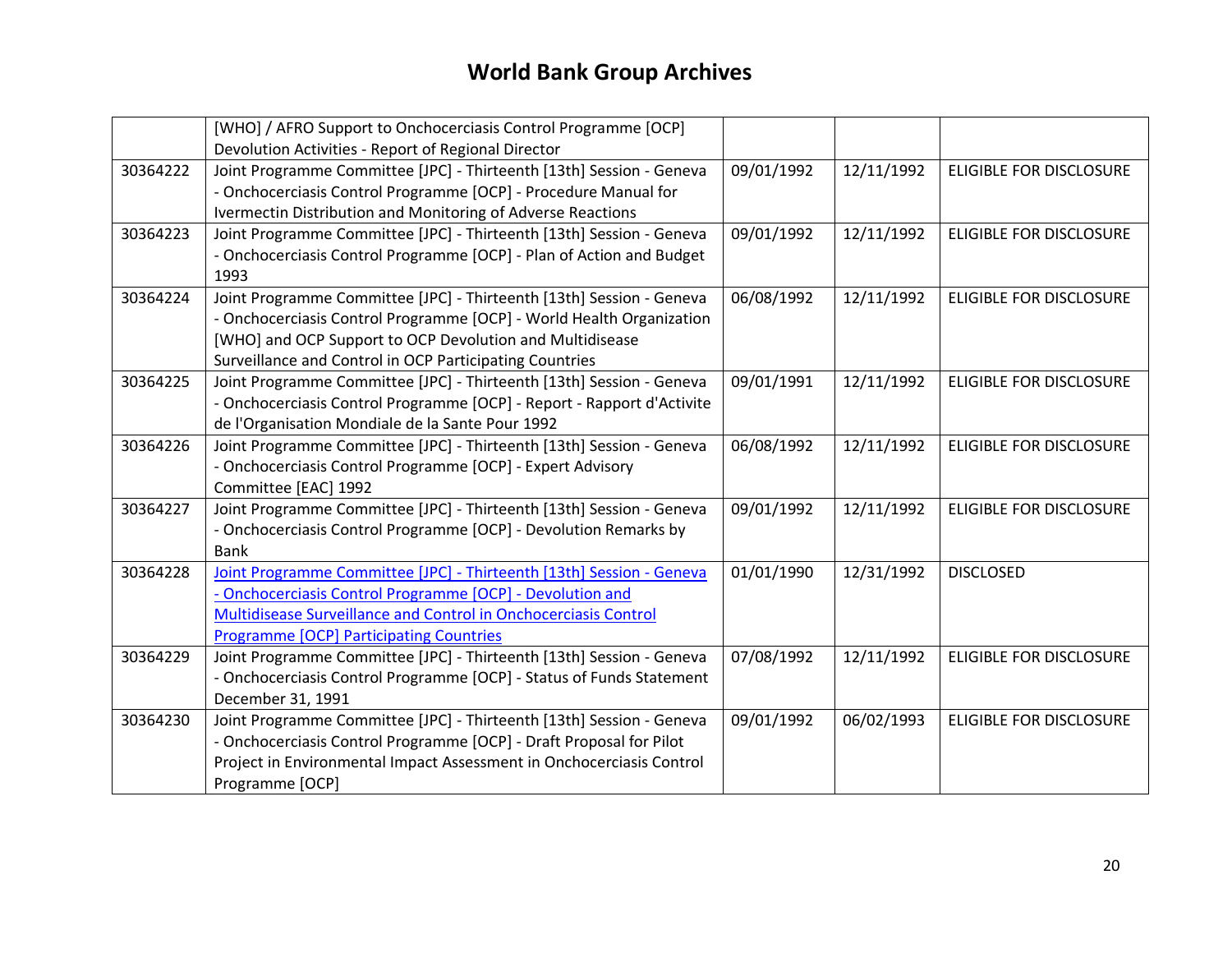# World Bank Group Archives

| | | | | |
|---|---|---|---|---|
| | [WHO] / AFRO Support to Onchocerciasis Control Programme [OCP] Devolution Activities - Report of Regional Director | | | |
| 30364222 | Joint Programme Committee [JPC] - Thirteenth [13th] Session - Geneva - Onchocerciasis Control Programme [OCP] - Procedure Manual for Ivermectin Distribution and Monitoring of Adverse Reactions | 09/01/1992 | 12/11/1992 | ELIGIBLE FOR DISCLOSURE |
| 30364223 | Joint Programme Committee [JPC] - Thirteenth [13th] Session - Geneva - Onchocerciasis Control Programme [OCP] - Plan of Action and Budget 1993 | 09/01/1992 | 12/11/1992 | ELIGIBLE FOR DISCLOSURE |
| 30364224 | Joint Programme Committee [JPC] - Thirteenth [13th] Session - Geneva - Onchocerciasis Control Programme [OCP] - World Health Organization [WHO] and OCP Support to OCP Devolution and Multidisease Surveillance and Control in OCP Participating Countries | 06/08/1992 | 12/11/1992 | ELIGIBLE FOR DISCLOSURE |
| 30364225 | Joint Programme Committee [JPC] - Thirteenth [13th] Session - Geneva - Onchocerciasis Control Programme [OCP] - Report - Rapport d'Activite de l'Organisation Mondiale de la Sante Pour 1992 | 09/01/1991 | 12/11/1992 | ELIGIBLE FOR DISCLOSURE |
| 30364226 | Joint Programme Committee [JPC] - Thirteenth [13th] Session - Geneva - Onchocerciasis Control Programme [OCP] - Expert Advisory Committee [EAC] 1992 | 06/08/1992 | 12/11/1992 | ELIGIBLE FOR DISCLOSURE |
| 30364227 | Joint Programme Committee [JPC] - Thirteenth [13th] Session - Geneva - Onchocerciasis Control Programme [OCP] - Devolution Remarks by Bank | 09/01/1992 | 12/11/1992 | ELIGIBLE FOR DISCLOSURE |
| 30364228 | Joint Programme Committee [JPC] - Thirteenth [13th] Session - Geneva - Onchocerciasis Control Programme [OCP] - Devolution and Multidisease Surveillance and Control in Onchocerciasis Control Programme [OCP] Participating Countries | 01/01/1990 | 12/31/1992 | DISCLOSED |
| 30364229 | Joint Programme Committee [JPC] - Thirteenth [13th] Session - Geneva - Onchocerciasis Control Programme [OCP] - Status of Funds Statement December 31, 1991 | 07/08/1992 | 12/11/1992 | ELIGIBLE FOR DISCLOSURE |
| 30364230 | Joint Programme Committee [JPC] - Thirteenth [13th] Session - Geneva - Onchocerciasis Control Programme [OCP] - Draft Proposal for Pilot Project in Environmental Impact Assessment in Onchocerciasis Control Programme [OCP] | 09/01/1992 | 06/02/1993 | ELIGIBLE FOR DISCLOSURE |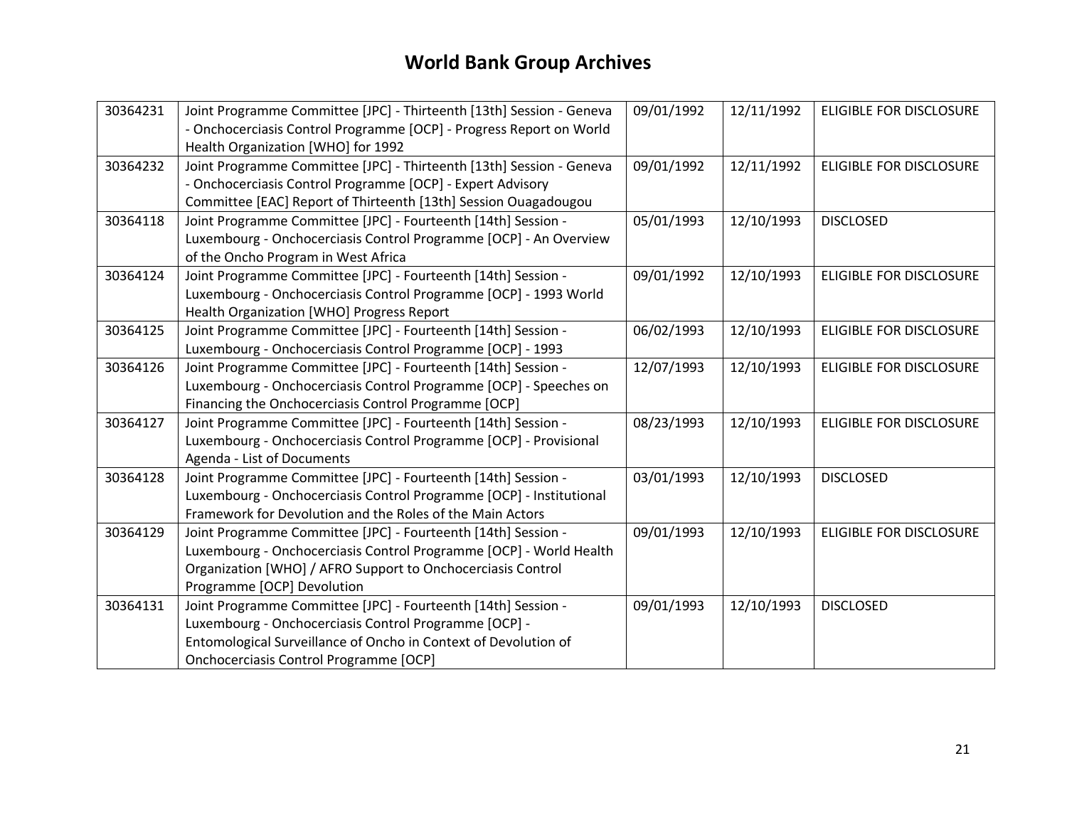# World Bank Group Archives

| | | | | |
|---|---|---|---|---|
| 30364231 | Joint Programme Committee [JPC] - Thirteenth [13th] Session - Geneva - Onchocerciasis Control Programme [OCP] - Progress Report on World Health Organization [WHO] for 1992 | 09/01/1992 | 12/11/1992 | ELIGIBLE FOR DISCLOSURE |
| 30364232 | Joint Programme Committee [JPC] - Thirteenth [13th] Session - Geneva - Onchocerciasis Control Programme [OCP] - Expert Advisory Committee [EAC] Report of Thirteenth [13th] Session Ouagadougou | 09/01/1992 | 12/11/1992 | ELIGIBLE FOR DISCLOSURE |
| 30364118 | Joint Programme Committee [JPC] - Fourteenth [14th] Session - Luxembourg - Onchocerciasis Control Programme [OCP] - An Overview of the Oncho Program in West Africa | 05/01/1993 | 12/10/1993 | DISCLOSED |
| 30364124 | Joint Programme Committee [JPC] - Fourteenth [14th] Session - Luxembourg - Onchocerciasis Control Programme [OCP] - 1993 World Health Organization [WHO] Progress Report | 09/01/1992 | 12/10/1993 | ELIGIBLE FOR DISCLOSURE |
| 30364125 | Joint Programme Committee [JPC] - Fourteenth [14th] Session - Luxembourg - Onchocerciasis Control Programme [OCP] - 1993 | 06/02/1993 | 12/10/1993 | ELIGIBLE FOR DISCLOSURE |
| 30364126 | Joint Programme Committee [JPC] - Fourteenth [14th] Session - Luxembourg - Onchocerciasis Control Programme [OCP] - Speeches on Financing the Onchocerciasis Control Programme [OCP] | 12/07/1993 | 12/10/1993 | ELIGIBLE FOR DISCLOSURE |
| 30364127 | Joint Programme Committee [JPC] - Fourteenth [14th] Session - Luxembourg - Onchocerciasis Control Programme [OCP] - Provisional Agenda - List of Documents | 08/23/1993 | 12/10/1993 | ELIGIBLE FOR DISCLOSURE |
| 30364128 | Joint Programme Committee [JPC] - Fourteenth [14th] Session - Luxembourg - Onchocerciasis Control Programme [OCP] - Institutional Framework for Devolution and the Roles of the Main Actors | 03/01/1993 | 12/10/1993 | DISCLOSED |
| 30364129 | Joint Programme Committee [JPC] - Fourteenth [14th] Session - Luxembourg - Onchocerciasis Control Programme [OCP] - World Health Organization [WHO] / AFRO Support to Onchocerciasis Control Programme [OCP] Devolution | 09/01/1993 | 12/10/1993 | ELIGIBLE FOR DISCLOSURE |
| 30364131 | Joint Programme Committee [JPC] - Fourteenth [14th] Session - Luxembourg - Onchocerciasis Control Programme [OCP] - Entomological Surveillance of Oncho in Context of Devolution of Onchocerciasis Control Programme [OCP] | 09/01/1993 | 12/10/1993 | DISCLOSED |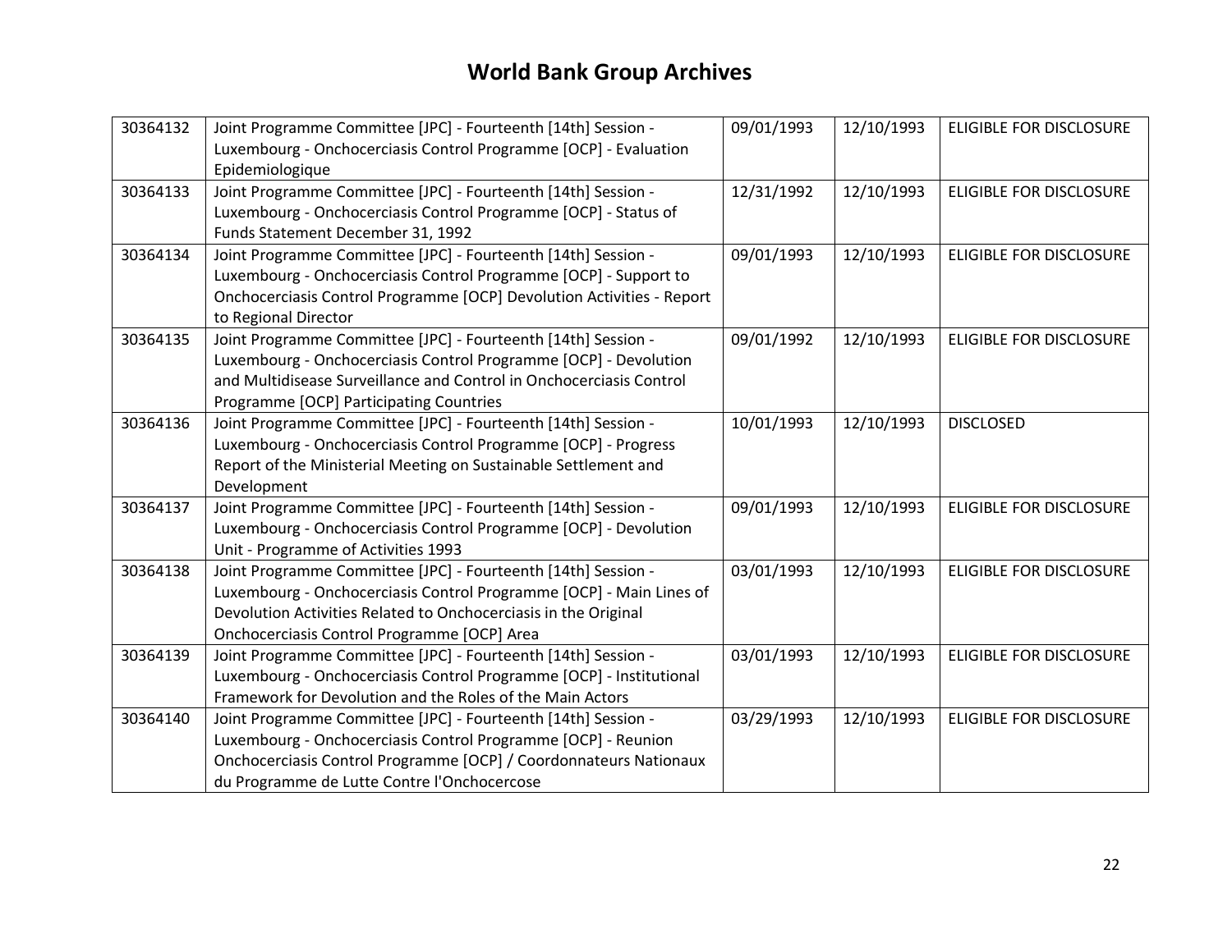# World Bank Group Archives

| 30364132 | Joint Programme Committee [JPC] - Fourteenth [14th] Session - Luxembourg - Onchocerciasis Control Programme [OCP] - Evaluation Epidemiologique | 09/01/1993 | 12/10/1993 | ELIGIBLE FOR DISCLOSURE |
|---|---|---|---|---|
| 30364133 | Joint Programme Committee [JPC] - Fourteenth [14th] Session - Luxembourg - Onchocerciasis Control Programme [OCP] - Status of Funds Statement December 31, 1992 | 12/31/1992 | 12/10/1993 | ELIGIBLE FOR DISCLOSURE |
| 30364134 | Joint Programme Committee [JPC] - Fourteenth [14th] Session - Luxembourg - Onchocerciasis Control Programme [OCP] - Support to Onchocerciasis Control Programme [OCP] Devolution Activities - Report to Regional Director | 09/01/1993 | 12/10/1993 | ELIGIBLE FOR DISCLOSURE |
| 30364135 | Joint Programme Committee [JPC] - Fourteenth [14th] Session - Luxembourg - Onchocerciasis Control Programme [OCP] - Devolution and Multidisease Surveillance and Control in Onchocerciasis Control Programme [OCP] Participating Countries | 09/01/1992 | 12/10/1993 | ELIGIBLE FOR DISCLOSURE |
| 30364136 | Joint Programme Committee [JPC] - Fourteenth [14th] Session - Luxembourg - Onchocerciasis Control Programme [OCP] - Progress Report of the Ministerial Meeting on Sustainable Settlement and Development | 10/01/1993 | 12/10/1993 | DISCLOSED |
| 30364137 | Joint Programme Committee [JPC] - Fourteenth [14th] Session - Luxembourg - Onchocerciasis Control Programme [OCP] - Devolution Unit - Programme of Activities 1993 | 09/01/1993 | 12/10/1993 | ELIGIBLE FOR DISCLOSURE |
| 30364138 | Joint Programme Committee [JPC] - Fourteenth [14th] Session - Luxembourg - Onchocerciasis Control Programme [OCP] - Main Lines of Devolution Activities Related to Onchocerciasis in the Original Onchocerciasis Control Programme [OCP] Area | 03/01/1993 | 12/10/1993 | ELIGIBLE FOR DISCLOSURE |
| 30364139 | Joint Programme Committee [JPC] - Fourteenth [14th] Session - Luxembourg - Onchocerciasis Control Programme [OCP] - Institutional Framework for Devolution and the Roles of the Main Actors | 03/01/1993 | 12/10/1993 | ELIGIBLE FOR DISCLOSURE |
| 30364140 | Joint Programme Committee [JPC] - Fourteenth [14th] Session - Luxembourg - Onchocerciasis Control Programme [OCP] - Reunion Onchocerciasis Control Programme [OCP] / Coordonnateurs Nationaux du Programme de Lutte Contre l'Onchocercose | 03/29/1993 | 12/10/1993 | ELIGIBLE FOR DISCLOSURE |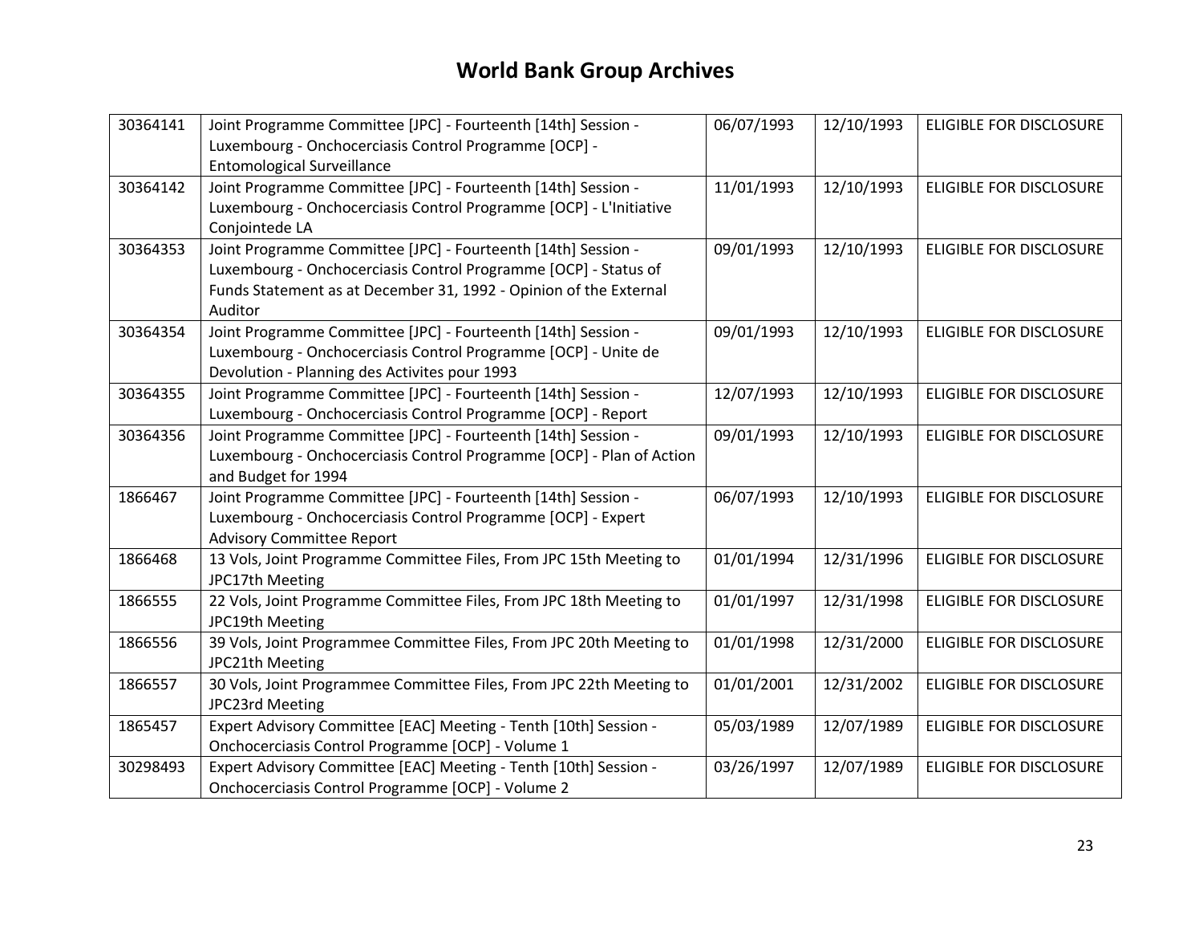# World Bank Group Archives

| | | | | |
|---|---|---|---|---|
| 30364141 | Joint Programme Committee [JPC] - Fourteenth [14th] Session - Luxembourg - Onchocerciasis Control Programme [OCP] - Entomological Surveillance | 06/07/1993 | 12/10/1993 | ELIGIBLE FOR DISCLOSURE |
| 30364142 | Joint Programme Committee [JPC] - Fourteenth [14th] Session - Luxembourg - Onchocerciasis Control Programme [OCP] - L'Initiative Conjointede LA | 11/01/1993 | 12/10/1993 | ELIGIBLE FOR DISCLOSURE |
| 30364353 | Joint Programme Committee [JPC] - Fourteenth [14th] Session - Luxembourg - Onchocerciasis Control Programme [OCP] - Status of Funds Statement as at December 31, 1992 - Opinion of the External Auditor | 09/01/1993 | 12/10/1993 | ELIGIBLE FOR DISCLOSURE |
| 30364354 | Joint Programme Committee [JPC] - Fourteenth [14th] Session - Luxembourg - Onchocerciasis Control Programme [OCP] - Unite de Devolution - Planning des Activites pour 1993 | 09/01/1993 | 12/10/1993 | ELIGIBLE FOR DISCLOSURE |
| 30364355 | Joint Programme Committee [JPC] - Fourteenth [14th] Session - Luxembourg - Onchocerciasis Control Programme [OCP] - Report | 12/07/1993 | 12/10/1993 | ELIGIBLE FOR DISCLOSURE |
| 30364356 | Joint Programme Committee [JPC] - Fourteenth [14th] Session - Luxembourg - Onchocerciasis Control Programme [OCP] - Plan of Action and Budget for 1994 | 09/01/1993 | 12/10/1993 | ELIGIBLE FOR DISCLOSURE |
| 1866467 | Joint Programme Committee [JPC] - Fourteenth [14th] Session - Luxembourg - Onchocerciasis Control Programme [OCP] - Expert Advisory Committee Report | 06/07/1993 | 12/10/1993 | ELIGIBLE FOR DISCLOSURE |
| 1866468 | 13 Vols, Joint Programme Committee Files, From JPC 15th Meeting to JPC17th Meeting | 01/01/1994 | 12/31/1996 | ELIGIBLE FOR DISCLOSURE |
| 1866555 | 22 Vols, Joint Programme Committee Files, From JPC 18th Meeting to JPC19th Meeting | 01/01/1997 | 12/31/1998 | ELIGIBLE FOR DISCLOSURE |
| 1866556 | 39 Vols, Joint Programmee Committee Files, From JPC 20th Meeting to JPC21th Meeting | 01/01/1998 | 12/31/2000 | ELIGIBLE FOR DISCLOSURE |
| 1866557 | 30 Vols, Joint Programmee Committee Files, From JPC 22th Meeting to JPC23rd Meeting | 01/01/2001 | 12/31/2002 | ELIGIBLE FOR DISCLOSURE |
| 1865457 | Expert Advisory Committee [EAC] Meeting - Tenth [10th] Session - Onchocerciasis Control Programme [OCP] - Volume 1 | 05/03/1989 | 12/07/1989 | ELIGIBLE FOR DISCLOSURE |
| 30298493 | Expert Advisory Committee [EAC] Meeting - Tenth [10th] Session - Onchocerciasis Control Programme [OCP] - Volume 2 | 03/26/1997 | 12/07/1989 | ELIGIBLE FOR DISCLOSURE |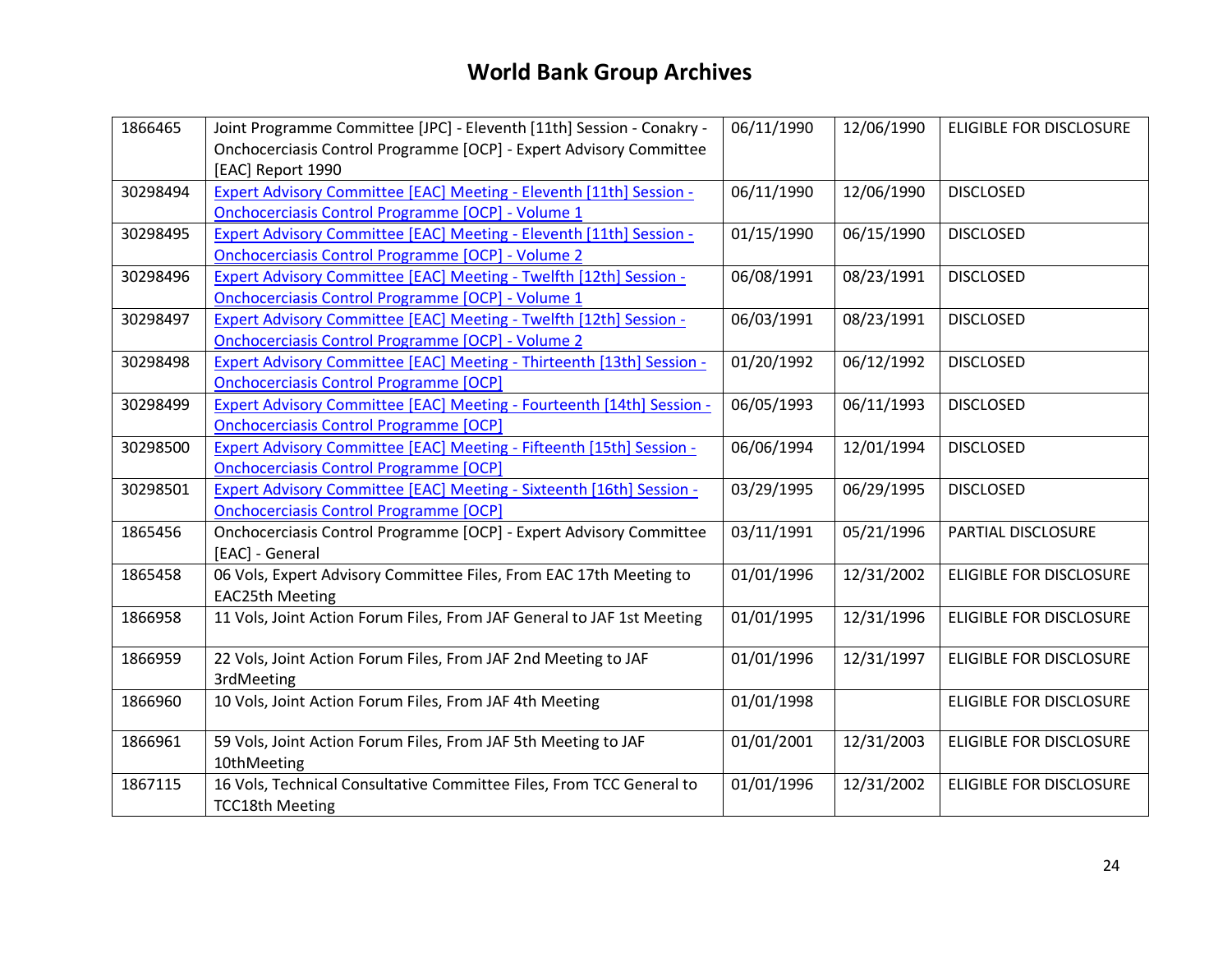# World Bank Group Archives

| | | | | |
|---|---|---|---|---|
| 1866465 | Joint Programme Committee [JPC] - Eleventh [11th] Session - Conakry - Onchocerciasis Control Programme [OCP] - Expert Advisory Committee [EAC] Report 1990 | 06/11/1990 | 12/06/1990 | ELIGIBLE FOR DISCLOSURE |
| 30298494 | Expert Advisory Committee [EAC] Meeting - Eleventh [11th] Session - Onchocerciasis Control Programme [OCP] - Volume 1 | 06/11/1990 | 12/06/1990 | DISCLOSED |
| 30298495 | Expert Advisory Committee [EAC] Meeting - Eleventh [11th] Session - Onchocerciasis Control Programme [OCP] - Volume 2 | 01/15/1990 | 06/15/1990 | DISCLOSED |
| 30298496 | Expert Advisory Committee [EAC] Meeting - Twelfth [12th] Session - Onchocerciasis Control Programme [OCP] - Volume 1 | 06/08/1991 | 08/23/1991 | DISCLOSED |
| 30298497 | Expert Advisory Committee [EAC] Meeting - Twelfth [12th] Session - Onchocerciasis Control Programme [OCP] - Volume 2 | 06/03/1991 | 08/23/1991 | DISCLOSED |
| 30298498 | Expert Advisory Committee [EAC] Meeting - Thirteenth [13th] Session - Onchocerciasis Control Programme [OCP] | 01/20/1992 | 06/12/1992 | DISCLOSED |
| 30298499 | Expert Advisory Committee [EAC] Meeting - Fourteenth [14th] Session - Onchocerciasis Control Programme [OCP] | 06/05/1993 | 06/11/1993 | DISCLOSED |
| 30298500 | Expert Advisory Committee [EAC] Meeting - Fifteenth [15th] Session - Onchocerciasis Control Programme [OCP] | 06/06/1994 | 12/01/1994 | DISCLOSED |
| 30298501 | Expert Advisory Committee [EAC] Meeting - Sixteenth [16th] Session - Onchocerciasis Control Programme [OCP] | 03/29/1995 | 06/29/1995 | DISCLOSED |
| 1865456 | Onchocerciasis Control Programme [OCP] - Expert Advisory Committee [EAC] - General | 03/11/1991 | 05/21/1996 | PARTIAL DISCLOSURE |
| 1865458 | 06 Vols, Expert Advisory Committee Files, From EAC 17th Meeting to EAC25th Meeting | 01/01/1996 | 12/31/2002 | ELIGIBLE FOR DISCLOSURE |
| 1866958 | 11 Vols, Joint Action Forum Files, From JAF General to JAF 1st Meeting | 01/01/1995 | 12/31/1996 | ELIGIBLE FOR DISCLOSURE |
| 1866959 | 22 Vols, Joint Action Forum Files, From JAF 2nd Meeting to JAF 3rdMeeting | 01/01/1996 | 12/31/1997 | ELIGIBLE FOR DISCLOSURE |
| 1866960 | 10 Vols, Joint Action Forum Files, From JAF 4th Meeting | 01/01/1998 | | ELIGIBLE FOR DISCLOSURE |
| 1866961 | 59 Vols, Joint Action Forum Files, From JAF 5th Meeting to JAF 10thMeeting | 01/01/2001 | 12/31/2003 | ELIGIBLE FOR DISCLOSURE |
| 1867115 | 16 Vols, Technical Consultative Committee Files, From TCC General to TCC18th Meeting | 01/01/1996 | 12/31/2002 | ELIGIBLE FOR DISCLOSURE |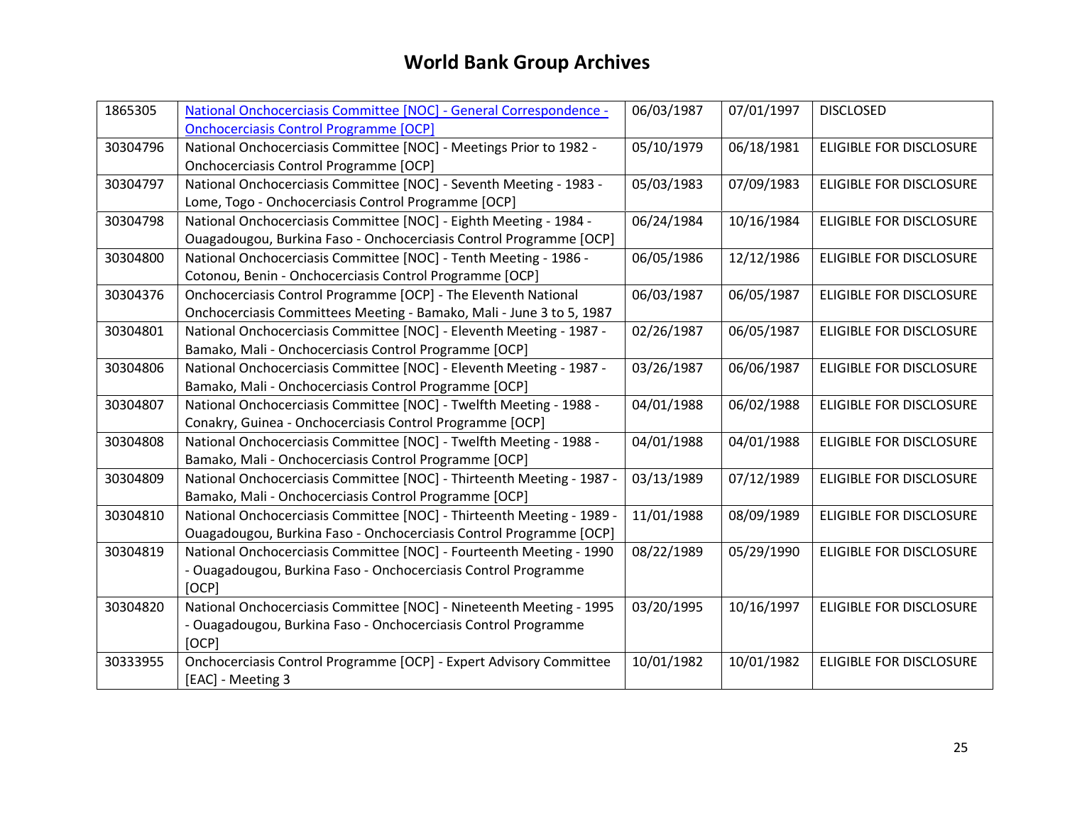# World Bank Group Archives

| | | | | |
|---|---|---|---|---|
| 1865305 | National Onchocerciasis Committee [NOC] - General Correspondence - Onchocerciasis Control Programme [OCP] | 06/03/1987 | 07/01/1997 | DISCLOSED |
| 30304796 | National Onchocerciasis Committee [NOC] - Meetings Prior to 1982 - Onchocerciasis Control Programme [OCP] | 05/10/1979 | 06/18/1981 | ELIGIBLE FOR DISCLOSURE |
| 30304797 | National Onchocerciasis Committee [NOC] - Seventh Meeting - 1983 - Lome, Togo - Onchocerciasis Control Programme [OCP] | 05/03/1983 | 07/09/1983 | ELIGIBLE FOR DISCLOSURE |
| 30304798 | National Onchocerciasis Committee [NOC] - Eighth Meeting - 1984 - Ouagadougou, Burkina Faso - Onchocerciasis Control Programme [OCP] | 06/24/1984 | 10/16/1984 | ELIGIBLE FOR DISCLOSURE |
| 30304800 | National Onchocerciasis Committee [NOC] - Tenth Meeting - 1986 - Cotonou, Benin - Onchocerciasis Control Programme [OCP] | 06/05/1986 | 12/12/1986 | ELIGIBLE FOR DISCLOSURE |
| 30304376 | Onchocerciasis Control Programme [OCP] - The Eleventh National Onchocerciasis Committees Meeting - Bamako, Mali - June 3 to 5, 1987 | 06/03/1987 | 06/05/1987 | ELIGIBLE FOR DISCLOSURE |
| 30304801 | National Onchocerciasis Committee [NOC] - Eleventh Meeting - 1987 - Bamako, Mali - Onchocerciasis Control Programme [OCP] | 02/26/1987 | 06/05/1987 | ELIGIBLE FOR DISCLOSURE |
| 30304806 | National Onchocerciasis Committee [NOC] - Eleventh Meeting - 1987 - Bamako, Mali - Onchocerciasis Control Programme [OCP] | 03/26/1987 | 06/06/1987 | ELIGIBLE FOR DISCLOSURE |
| 30304807 | National Onchocerciasis Committee [NOC] - Twelfth Meeting - 1988 - Conakry, Guinea - Onchocerciasis Control Programme [OCP] | 04/01/1988 | 06/02/1988 | ELIGIBLE FOR DISCLOSURE |
| 30304808 | National Onchocerciasis Committee [NOC] - Twelfth Meeting - 1988 - Bamako, Mali - Onchocerciasis Control Programme [OCP] | 04/01/1988 | 04/01/1988 | ELIGIBLE FOR DISCLOSURE |
| 30304809 | National Onchocerciasis Committee [NOC] - Thirteenth Meeting - 1987 - Bamako, Mali - Onchocerciasis Control Programme [OCP] | 03/13/1989 | 07/12/1989 | ELIGIBLE FOR DISCLOSURE |
| 30304810 | National Onchocerciasis Committee [NOC] - Thirteenth Meeting - 1989 - Ouagadougou, Burkina Faso - Onchocerciasis Control Programme [OCP] | 11/01/1988 | 08/09/1989 | ELIGIBLE FOR DISCLOSURE |
| 30304819 | National Onchocerciasis Committee [NOC] - Fourteenth Meeting - 1990 - Ouagadougou, Burkina Faso - Onchocerciasis Control Programme [OCP] | 08/22/1989 | 05/29/1990 | ELIGIBLE FOR DISCLOSURE |
| 30304820 | National Onchocerciasis Committee [NOC] - Nineteenth Meeting - 1995 - Ouagadougou, Burkina Faso - Onchocerciasis Control Programme [OCP] | 03/20/1995 | 10/16/1997 | ELIGIBLE FOR DISCLOSURE |
| 30333955 | Onchocerciasis Control Programme [OCP] - Expert Advisory Committee [EAC] - Meeting 3 | 10/01/1982 | 10/01/1982 | ELIGIBLE FOR DISCLOSURE |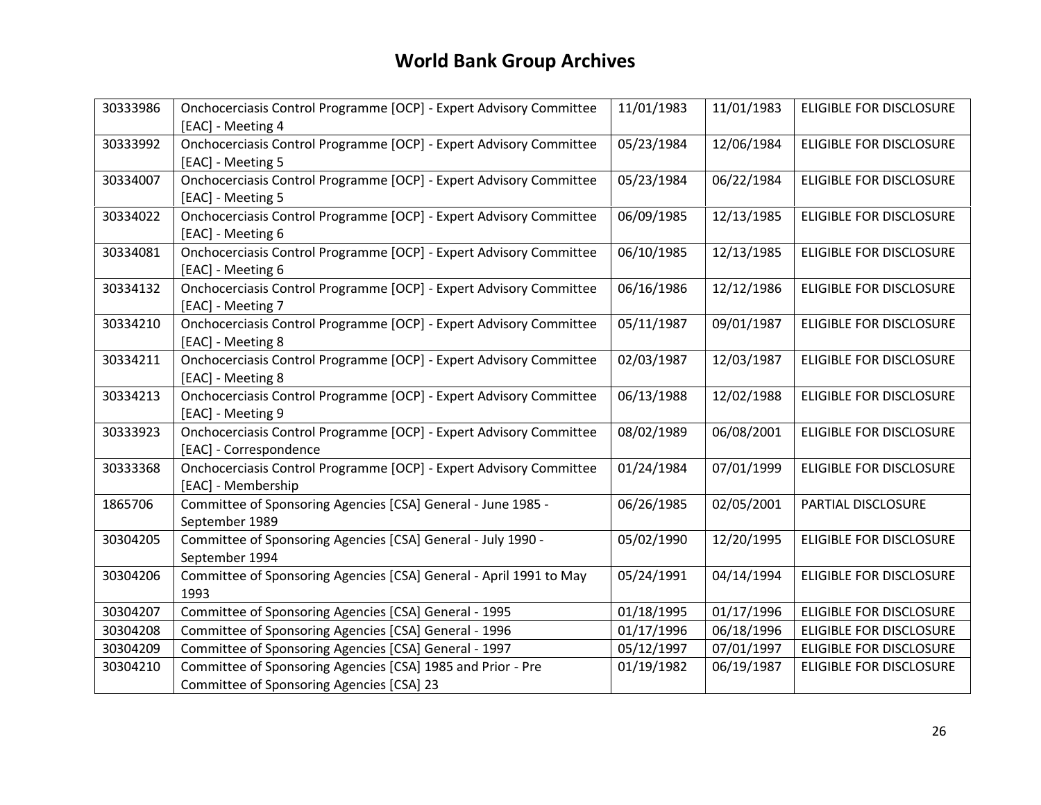# World Bank Group Archives

| | | | | |
|---|---|---|---|---|
| 30333986 | Onchocerciasis Control Programme [OCP] - Expert Advisory Committee [EAC] - Meeting 4 | 11/01/1983 | 11/01/1983 | ELIGIBLE FOR DISCLOSURE |
| 30333992 | Onchocerciasis Control Programme [OCP] - Expert Advisory Committee [EAC] - Meeting 5 | 05/23/1984 | 12/06/1984 | ELIGIBLE FOR DISCLOSURE |
| 30334007 | Onchocerciasis Control Programme [OCP] - Expert Advisory Committee [EAC] - Meeting 5 | 05/23/1984 | 06/22/1984 | ELIGIBLE FOR DISCLOSURE |
| 30334022 | Onchocerciasis Control Programme [OCP] - Expert Advisory Committee [EAC] - Meeting 6 | 06/09/1985 | 12/13/1985 | ELIGIBLE FOR DISCLOSURE |
| 30334081 | Onchocerciasis Control Programme [OCP] - Expert Advisory Committee [EAC] - Meeting 6 | 06/10/1985 | 12/13/1985 | ELIGIBLE FOR DISCLOSURE |
| 30334132 | Onchocerciasis Control Programme [OCP] - Expert Advisory Committee [EAC] - Meeting 7 | 06/16/1986 | 12/12/1986 | ELIGIBLE FOR DISCLOSURE |
| 30334210 | Onchocerciasis Control Programme [OCP] - Expert Advisory Committee [EAC] - Meeting 8 | 05/11/1987 | 09/01/1987 | ELIGIBLE FOR DISCLOSURE |
| 30334211 | Onchocerciasis Control Programme [OCP] - Expert Advisory Committee [EAC] - Meeting 8 | 02/03/1987 | 12/03/1987 | ELIGIBLE FOR DISCLOSURE |
| 30334213 | Onchocerciasis Control Programme [OCP] - Expert Advisory Committee [EAC] - Meeting 9 | 06/13/1988 | 12/02/1988 | ELIGIBLE FOR DISCLOSURE |
| 30333923 | Onchocerciasis Control Programme [OCP] - Expert Advisory Committee [EAC] - Correspondence | 08/02/1989 | 06/08/2001 | ELIGIBLE FOR DISCLOSURE |
| 30333368 | Onchocerciasis Control Programme [OCP] - Expert Advisory Committee [EAC] - Membership | 01/24/1984 | 07/01/1999 | ELIGIBLE FOR DISCLOSURE |
| 1865706 | Committee of Sponsoring Agencies [CSA] General - June 1985 - September 1989 | 06/26/1985 | 02/05/2001 | PARTIAL DISCLOSURE |
| 30304205 | Committee of Sponsoring Agencies [CSA] General - July 1990 - September 1994 | 05/02/1990 | 12/20/1995 | ELIGIBLE FOR DISCLOSURE |
| 30304206 | Committee of Sponsoring Agencies [CSA] General - April 1991 to May 1993 | 05/24/1991 | 04/14/1994 | ELIGIBLE FOR DISCLOSURE |
| 30304207 | Committee of Sponsoring Agencies [CSA] General - 1995 | 01/18/1995 | 01/17/1996 | ELIGIBLE FOR DISCLOSURE |
| 30304208 | Committee of Sponsoring Agencies [CSA] General - 1996 | 01/17/1996 | 06/18/1996 | ELIGIBLE FOR DISCLOSURE |
| 30304209 | Committee of Sponsoring Agencies [CSA] General - 1997 | 05/12/1997 | 07/01/1997 | ELIGIBLE FOR DISCLOSURE |
| 30304210 | Committee of Sponsoring Agencies [CSA] 1985 and Prior - Pre Committee of Sponsoring Agencies [CSA] 23 | 01/19/1982 | 06/19/1987 | ELIGIBLE FOR DISCLOSURE |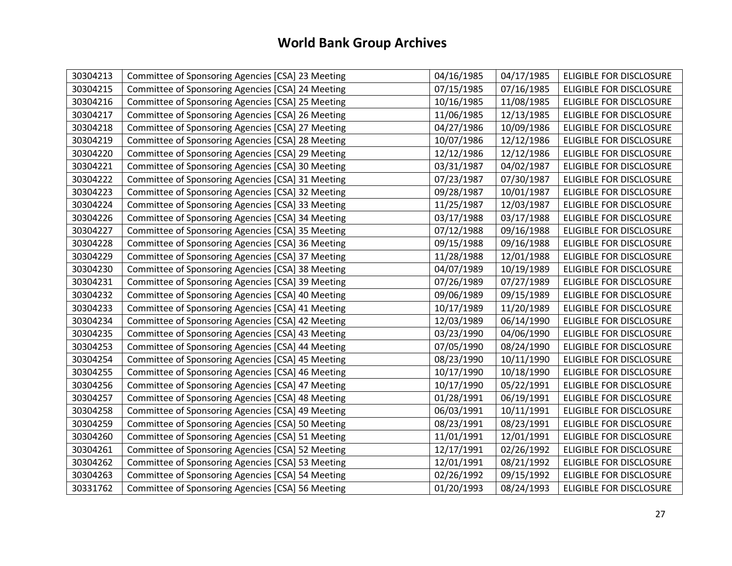# World Bank Group Archives

| | | | | |
|---|---|---|---|---|
| 30304213 | Committee of Sponsoring Agencies [CSA] 23 Meeting | 04/16/1985 | 04/17/1985 | ELIGIBLE FOR DISCLOSURE |
| 30304215 | Committee of Sponsoring Agencies [CSA] 24 Meeting | 07/15/1985 | 07/16/1985 | ELIGIBLE FOR DISCLOSURE |
| 30304216 | Committee of Sponsoring Agencies [CSA] 25 Meeting | 10/16/1985 | 11/08/1985 | ELIGIBLE FOR DISCLOSURE |
| 30304217 | Committee of Sponsoring Agencies [CSA] 26 Meeting | 11/06/1985 | 12/13/1985 | ELIGIBLE FOR DISCLOSURE |
| 30304218 | Committee of Sponsoring Agencies [CSA] 27 Meeting | 04/27/1986 | 10/09/1986 | ELIGIBLE FOR DISCLOSURE |
| 30304219 | Committee of Sponsoring Agencies [CSA] 28 Meeting | 10/07/1986 | 12/12/1986 | ELIGIBLE FOR DISCLOSURE |
| 30304220 | Committee of Sponsoring Agencies [CSA] 29 Meeting | 12/12/1986 | 12/12/1986 | ELIGIBLE FOR DISCLOSURE |
| 30304221 | Committee of Sponsoring Agencies [CSA] 30 Meeting | 03/31/1987 | 04/02/1987 | ELIGIBLE FOR DISCLOSURE |
| 30304222 | Committee of Sponsoring Agencies [CSA] 31 Meeting | 07/23/1987 | 07/30/1987 | ELIGIBLE FOR DISCLOSURE |
| 30304223 | Committee of Sponsoring Agencies [CSA] 32 Meeting | 09/28/1987 | 10/01/1987 | ELIGIBLE FOR DISCLOSURE |
| 30304224 | Committee of Sponsoring Agencies [CSA] 33 Meeting | 11/25/1987 | 12/03/1987 | ELIGIBLE FOR DISCLOSURE |
| 30304226 | Committee of Sponsoring Agencies [CSA] 34 Meeting | 03/17/1988 | 03/17/1988 | ELIGIBLE FOR DISCLOSURE |
| 30304227 | Committee of Sponsoring Agencies [CSA] 35 Meeting | 07/12/1988 | 09/16/1988 | ELIGIBLE FOR DISCLOSURE |
| 30304228 | Committee of Sponsoring Agencies [CSA] 36 Meeting | 09/15/1988 | 09/16/1988 | ELIGIBLE FOR DISCLOSURE |
| 30304229 | Committee of Sponsoring Agencies [CSA] 37 Meeting | 11/28/1988 | 12/01/1988 | ELIGIBLE FOR DISCLOSURE |
| 30304230 | Committee of Sponsoring Agencies [CSA] 38 Meeting | 04/07/1989 | 10/19/1989 | ELIGIBLE FOR DISCLOSURE |
| 30304231 | Committee of Sponsoring Agencies [CSA] 39 Meeting | 07/26/1989 | 07/27/1989 | ELIGIBLE FOR DISCLOSURE |
| 30304232 | Committee of Sponsoring Agencies [CSA] 40 Meeting | 09/06/1989 | 09/15/1989 | ELIGIBLE FOR DISCLOSURE |
| 30304233 | Committee of Sponsoring Agencies [CSA] 41 Meeting | 10/17/1989 | 11/20/1989 | ELIGIBLE FOR DISCLOSURE |
| 30304234 | Committee of Sponsoring Agencies [CSA] 42 Meeting | 12/03/1989 | 06/14/1990 | ELIGIBLE FOR DISCLOSURE |
| 30304235 | Committee of Sponsoring Agencies [CSA] 43 Meeting | 03/23/1990 | 04/06/1990 | ELIGIBLE FOR DISCLOSURE |
| 30304253 | Committee of Sponsoring Agencies [CSA] 44 Meeting | 07/05/1990 | 08/24/1990 | ELIGIBLE FOR DISCLOSURE |
| 30304254 | Committee of Sponsoring Agencies [CSA] 45 Meeting | 08/23/1990 | 10/11/1990 | ELIGIBLE FOR DISCLOSURE |
| 30304255 | Committee of Sponsoring Agencies [CSA] 46 Meeting | 10/17/1990 | 10/18/1990 | ELIGIBLE FOR DISCLOSURE |
| 30304256 | Committee of Sponsoring Agencies [CSA] 47 Meeting | 10/17/1990 | 05/22/1991 | ELIGIBLE FOR DISCLOSURE |
| 30304257 | Committee of Sponsoring Agencies [CSA] 48 Meeting | 01/28/1991 | 06/19/1991 | ELIGIBLE FOR DISCLOSURE |
| 30304258 | Committee of Sponsoring Agencies [CSA] 49 Meeting | 06/03/1991 | 10/11/1991 | ELIGIBLE FOR DISCLOSURE |
| 30304259 | Committee of Sponsoring Agencies [CSA] 50 Meeting | 08/23/1991 | 08/23/1991 | ELIGIBLE FOR DISCLOSURE |
| 30304260 | Committee of Sponsoring Agencies [CSA] 51 Meeting | 11/01/1991 | 12/01/1991 | ELIGIBLE FOR DISCLOSURE |
| 30304261 | Committee of Sponsoring Agencies [CSA] 52 Meeting | 12/17/1991 | 02/26/1992 | ELIGIBLE FOR DISCLOSURE |
| 30304262 | Committee of Sponsoring Agencies [CSA] 53 Meeting | 12/01/1991 | 08/21/1992 | ELIGIBLE FOR DISCLOSURE |
| 30304263 | Committee of Sponsoring Agencies [CSA] 54 Meeting | 02/26/1992 | 09/15/1992 | ELIGIBLE FOR DISCLOSURE |
| 30331762 | Committee of Sponsoring Agencies [CSA] 56 Meeting | 01/20/1993 | 08/24/1993 | ELIGIBLE FOR DISCLOSURE |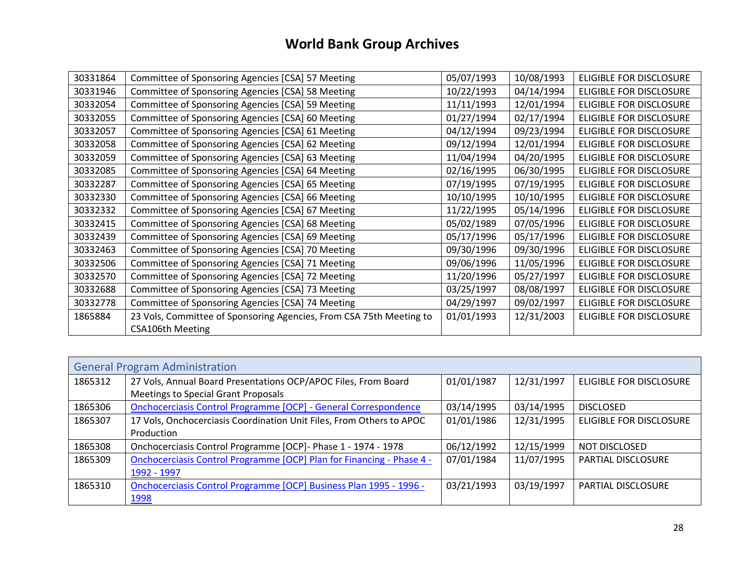# World Bank Group Archives

| | | | | |
|---|---|---|---|---|
| 30331864 | Committee of Sponsoring Agencies [CSA] 57 Meeting | 05/07/1993 | 10/08/1993 | ELIGIBLE FOR DISCLOSURE |
| 30331946 | Committee of Sponsoring Agencies [CSA] 58 Meeting | 10/22/1993 | 04/14/1994 | ELIGIBLE FOR DISCLOSURE |
| 30332054 | Committee of Sponsoring Agencies [CSA] 59 Meeting | 11/11/1993 | 12/01/1994 | ELIGIBLE FOR DISCLOSURE |
| 30332055 | Committee of Sponsoring Agencies [CSA] 60 Meeting | 01/27/1994 | 02/17/1994 | ELIGIBLE FOR DISCLOSURE |
| 30332057 | Committee of Sponsoring Agencies [CSA] 61 Meeting | 04/12/1994 | 09/23/1994 | ELIGIBLE FOR DISCLOSURE |
| 30332058 | Committee of Sponsoring Agencies [CSA] 62 Meeting | 09/12/1994 | 12/01/1994 | ELIGIBLE FOR DISCLOSURE |
| 30332059 | Committee of Sponsoring Agencies [CSA] 63 Meeting | 11/04/1994 | 04/20/1995 | ELIGIBLE FOR DISCLOSURE |
| 30332085 | Committee of Sponsoring Agencies [CSA] 64 Meeting | 02/16/1995 | 06/30/1995 | ELIGIBLE FOR DISCLOSURE |
| 30332287 | Committee of Sponsoring Agencies [CSA] 65 Meeting | 07/19/1995 | 07/19/1995 | ELIGIBLE FOR DISCLOSURE |
| 30332330 | Committee of Sponsoring Agencies [CSA] 66 Meeting | 10/10/1995 | 10/10/1995 | ELIGIBLE FOR DISCLOSURE |
| 30332332 | Committee of Sponsoring Agencies [CSA] 67 Meeting | 11/22/1995 | 05/14/1996 | ELIGIBLE FOR DISCLOSURE |
| 30332415 | Committee of Sponsoring Agencies [CSA] 68 Meeting | 05/02/1989 | 07/05/1996 | ELIGIBLE FOR DISCLOSURE |
| 30332439 | Committee of Sponsoring Agencies [CSA] 69 Meeting | 05/17/1996 | 05/17/1996 | ELIGIBLE FOR DISCLOSURE |
| 30332463 | Committee of Sponsoring Agencies [CSA] 70 Meeting | 09/30/1996 | 09/30/1996 | ELIGIBLE FOR DISCLOSURE |
| 30332506 | Committee of Sponsoring Agencies [CSA] 71 Meeting | 09/06/1996 | 11/05/1996 | ELIGIBLE FOR DISCLOSURE |
| 30332570 | Committee of Sponsoring Agencies [CSA] 72 Meeting | 11/20/1996 | 05/27/1997 | ELIGIBLE FOR DISCLOSURE |
| 30332688 | Committee of Sponsoring Agencies [CSA] 73 Meeting | 03/25/1997 | 08/08/1997 | ELIGIBLE FOR DISCLOSURE |
| 30332778 | Committee of Sponsoring Agencies [CSA] 74 Meeting | 04/29/1997 | 09/02/1997 | ELIGIBLE FOR DISCLOSURE |
| 1865884 | 23 Vols, Committee of Sponsoring Agencies, From CSA 75th Meeting to CSA106th Meeting | 01/01/1993 | 12/31/2003 | ELIGIBLE FOR DISCLOSURE |

| General Program Administration | | | | |
|---|---|---|---|---|
| 1865312 | 27 Vols, Annual Board Presentations OCP/APOC Files, From Board Meetings to Special Grant Proposals | 01/01/1987 | 12/31/1997 | ELIGIBLE FOR DISCLOSURE |
| 1865306 | Onchocerciasis Control Programme [OCP] - General Correspondence | 03/14/1995 | 03/14/1995 | DISCLOSED |
| 1865307 | 17 Vols, Onchocerciasis Coordination Unit Files, From Others to APOC Production | 01/01/1986 | 12/31/1995 | ELIGIBLE FOR DISCLOSURE |
| 1865308 | Onchocerciasis Control Programme [OCP]- Phase 1 - 1974 - 1978 | 06/12/1992 | 12/15/1999 | NOT DISCLOSED |
| 1865309 | Onchocerciasis Control Programme [OCP] Plan for Financing - Phase 4 - 1992 - 1997 | 07/01/1984 | 11/07/1995 | PARTIAL DISCLOSURE |
| 1865310 | Onchocerciasis Control Programme [OCP] Business Plan 1995 - 1996 - 1998 | 03/21/1993 | 03/19/1997 | PARTIAL DISCLOSURE |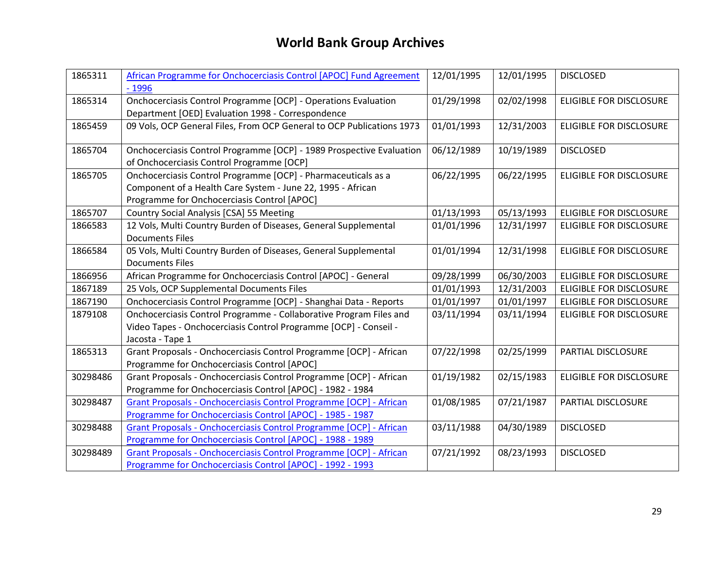# World Bank Group Archives

| | | | | |
|---|---|---|---|---|
| 1865311 | African Programme for Onchocerciasis Control [APOC] Fund Agreement - 1996 | 12/01/1995 | 12/01/1995 | DISCLOSED |
| 1865314 | Onchocerciasis Control Programme [OCP] - Operations Evaluation Department [OED] Evaluation 1998 - Correspondence | 01/29/1998 | 02/02/1998 | ELIGIBLE FOR DISCLOSURE |
| 1865459 | 09 Vols, OCP General Files, From OCP General to OCP Publications 1973 | 01/01/1993 | 12/31/2003 | ELIGIBLE FOR DISCLOSURE |
| 1865704 | Onchocerciasis Control Programme [OCP] - 1989 Prospective Evaluation of Onchocerciasis Control Programme [OCP] | 06/12/1989 | 10/19/1989 | DISCLOSED |
| 1865705 | Onchocerciasis Control Programme [OCP] - Pharmaceuticals as a Component of a Health Care System - June 22, 1995 - African Programme for Onchocerciasis Control [APOC] | 06/22/1995 | 06/22/1995 | ELIGIBLE FOR DISCLOSURE |
| 1865707 | Country Social Analysis [CSA] 55 Meeting | 01/13/1993 | 05/13/1993 | ELIGIBLE FOR DISCLOSURE |
| 1866583 | 12 Vols, Multi Country Burden of Diseases, General Supplemental Documents Files | 01/01/1996 | 12/31/1997 | ELIGIBLE FOR DISCLOSURE |
| 1866584 | 05 Vols, Multi Country Burden of Diseases, General Supplemental Documents Files | 01/01/1994 | 12/31/1998 | ELIGIBLE FOR DISCLOSURE |
| 1866956 | African Programme for Onchocerciasis Control [APOC] - General | 09/28/1999 | 06/30/2003 | ELIGIBLE FOR DISCLOSURE |
| 1867189 | 25 Vols, OCP Supplemental Documents Files | 01/01/1993 | 12/31/2003 | ELIGIBLE FOR DISCLOSURE |
| 1867190 | Onchocerciasis Control Programme [OCP] - Shanghai Data - Reports | 01/01/1997 | 01/01/1997 | ELIGIBLE FOR DISCLOSURE |
| 1879108 | Onchocerciasis Control Programme - Collaborative Program Files and Video Tapes - Onchocerciasis Control Programme [OCP] - Conseil - Jacosta - Tape 1 | 03/11/1994 | 03/11/1994 | ELIGIBLE FOR DISCLOSURE |
| 1865313 | Grant Proposals - Onchocerciasis Control Programme [OCP] - African Programme for Onchocerciasis Control [APOC] | 07/22/1998 | 02/25/1999 | PARTIAL DISCLOSURE |
| 30298486 | Grant Proposals - Onchocerciasis Control Programme [OCP] - African Programme for Onchocerciasis Control [APOC] - 1982 - 1984 | 01/19/1982 | 02/15/1983 | ELIGIBLE FOR DISCLOSURE |
| 30298487 | Grant Proposals - Onchocerciasis Control Programme [OCP] - African Programme for Onchocerciasis Control [APOC] - 1985 - 1987 | 01/08/1985 | 07/21/1987 | PARTIAL DISCLOSURE |
| 30298488 | Grant Proposals - Onchocerciasis Control Programme [OCP] - African Programme for Onchocerciasis Control [APOC] - 1988 - 1989 | 03/11/1988 | 04/30/1989 | DISCLOSED |
| 30298489 | Grant Proposals - Onchocerciasis Control Programme [OCP] - African Programme for Onchocerciasis Control [APOC] - 1992 - 1993 | 07/21/1992 | 08/23/1993 | DISCLOSED |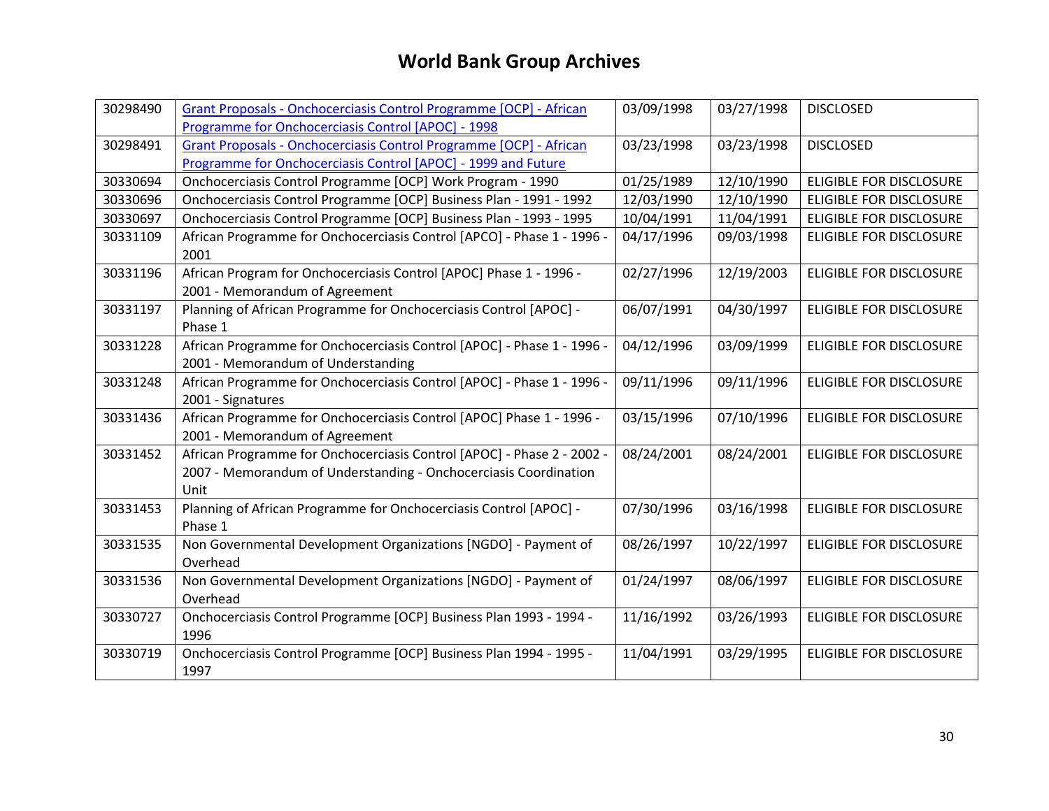# World Bank Group Archives

| | | | | |
|---|---|---|---|---|
| 30298490 | Grant Proposals - Onchocerciasis Control Programme [OCP] - African Programme for Onchocerciasis Control [APOC] - 1998 | 03/09/1998 | 03/27/1998 | DISCLOSED |
| 30298491 | Grant Proposals - Onchocerciasis Control Programme [OCP] - African Programme for Onchocerciasis Control [APOC] - 1999 and Future | 03/23/1998 | 03/23/1998 | DISCLOSED |
| 30330694 | Onchocerciasis Control Programme [OCP] Work Program - 1990 | 01/25/1989 | 12/10/1990 | ELIGIBLE FOR DISCLOSURE |
| 30330696 | Onchocerciasis Control Programme [OCP] Business Plan - 1991 - 1992 | 12/03/1990 | 12/10/1990 | ELIGIBLE FOR DISCLOSURE |
| 30330697 | Onchocerciasis Control Programme [OCP] Business Plan - 1993 - 1995 | 10/04/1991 | 11/04/1991 | ELIGIBLE FOR DISCLOSURE |
| 30331109 | African Programme for Onchocerciasis Control [APCO] - Phase 1 - 1996 - 2001 | 04/17/1996 | 09/03/1998 | ELIGIBLE FOR DISCLOSURE |
| 30331196 | African Program for Onchocerciasis Control [APOC] Phase 1 - 1996 - 2001 - Memorandum of Agreement | 02/27/1996 | 12/19/2003 | ELIGIBLE FOR DISCLOSURE |
| 30331197 | Planning of African Programme for Onchocerciasis Control [APOC] - Phase 1 | 06/07/1991 | 04/30/1997 | ELIGIBLE FOR DISCLOSURE |
| 30331228 | African Programme for Onchocerciasis Control [APOC] - Phase 1 - 1996 - 2001 - Memorandum of Understanding | 04/12/1996 | 03/09/1999 | ELIGIBLE FOR DISCLOSURE |
| 30331248 | African Programme for Onchocerciasis Control [APOC] - Phase 1 - 1996 - 2001 - Signatures | 09/11/1996 | 09/11/1996 | ELIGIBLE FOR DISCLOSURE |
| 30331436 | African Programme for Onchocerciasis Control [APOC] Phase 1 - 1996 - 2001 - Memorandum of Agreement | 03/15/1996 | 07/10/1996 | ELIGIBLE FOR DISCLOSURE |
| 30331452 | African Programme for Onchocerciasis Control [APOC] - Phase 2 - 2002 - 2007 - Memorandum of Understanding - Onchocerciasis Coordination Unit | 08/24/2001 | 08/24/2001 | ELIGIBLE FOR DISCLOSURE |
| 30331453 | Planning of African Programme for Onchocerciasis Control [APOC] - Phase 1 | 07/30/1996 | 03/16/1998 | ELIGIBLE FOR DISCLOSURE |
| 30331535 | Non Governmental Development Organizations [NGDO] - Payment of Overhead | 08/26/1997 | 10/22/1997 | ELIGIBLE FOR DISCLOSURE |
| 30331536 | Non Governmental Development Organizations [NGDO] - Payment of Overhead | 01/24/1997 | 08/06/1997 | ELIGIBLE FOR DISCLOSURE |
| 30330727 | Onchocerciasis Control Programme [OCP] Business Plan 1993 - 1994 - 1996 | 11/16/1992 | 03/26/1993 | ELIGIBLE FOR DISCLOSURE |
| 30330719 | Onchocerciasis Control Programme [OCP] Business Plan 1994 - 1995 - 1997 | 11/04/1991 | 03/29/1995 | ELIGIBLE FOR DISCLOSURE |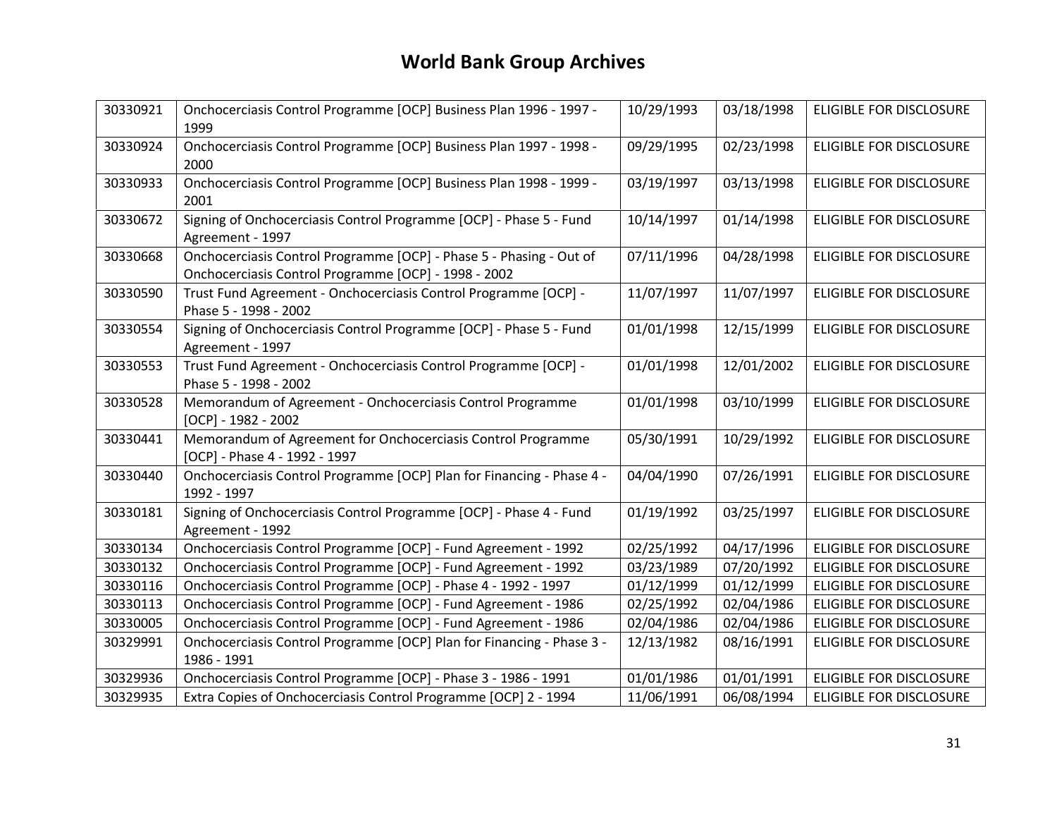# World Bank Group Archives

| | | | | |
|---|---|---|---|---|
| 30330921 | Onchocerciasis Control Programme [OCP] Business Plan 1996 - 1997 - 1999 | 10/29/1993 | 03/18/1998 | ELIGIBLE FOR DISCLOSURE |
| 30330924 | Onchocerciasis Control Programme [OCP] Business Plan 1997 - 1998 - 2000 | 09/29/1995 | 02/23/1998 | ELIGIBLE FOR DISCLOSURE |
| 30330933 | Onchocerciasis Control Programme [OCP] Business Plan 1998 - 1999 - 2001 | 03/19/1997 | 03/13/1998 | ELIGIBLE FOR DISCLOSURE |
| 30330672 | Signing of Onchocerciasis Control Programme [OCP] - Phase 5 - Fund Agreement - 1997 | 10/14/1997 | 01/14/1998 | ELIGIBLE FOR DISCLOSURE |
| 30330668 | Onchocerciasis Control Programme [OCP] - Phase 5 - Phasing - Out of Onchocerciasis Control Programme [OCP] - 1998 - 2002 | 07/11/1996 | 04/28/1998 | ELIGIBLE FOR DISCLOSURE |
| 30330590 | Trust Fund Agreement - Onchocerciasis Control Programme [OCP] - Phase 5 - 1998 - 2002 | 11/07/1997 | 11/07/1997 | ELIGIBLE FOR DISCLOSURE |
| 30330554 | Signing of Onchocerciasis Control Programme [OCP] - Phase 5 - Fund Agreement - 1997 | 01/01/1998 | 12/15/1999 | ELIGIBLE FOR DISCLOSURE |
| 30330553 | Trust Fund Agreement - Onchocerciasis Control Programme [OCP] - Phase 5 - 1998 - 2002 | 01/01/1998 | 12/01/2002 | ELIGIBLE FOR DISCLOSURE |
| 30330528 | Memorandum of Agreement - Onchocerciasis Control Programme [OCP] - 1982 - 2002 | 01/01/1998 | 03/10/1999 | ELIGIBLE FOR DISCLOSURE |
| 30330441 | Memorandum of Agreement for Onchocerciasis Control Programme [OCP] - Phase 4 - 1992 - 1997 | 05/30/1991 | 10/29/1992 | ELIGIBLE FOR DISCLOSURE |
| 30330440 | Onchocerciasis Control Programme [OCP] Plan for Financing - Phase 4 - 1992 - 1997 | 04/04/1990 | 07/26/1991 | ELIGIBLE FOR DISCLOSURE |
| 30330181 | Signing of Onchocerciasis Control Programme [OCP] - Phase 4 - Fund Agreement - 1992 | 01/19/1992 | 03/25/1997 | ELIGIBLE FOR DISCLOSURE |
| 30330134 | Onchocerciasis Control Programme [OCP] - Fund Agreement - 1992 | 02/25/1992 | 04/17/1996 | ELIGIBLE FOR DISCLOSURE |
| 30330132 | Onchocerciasis Control Programme [OCP] - Fund Agreement - 1992 | 03/23/1989 | 07/20/1992 | ELIGIBLE FOR DISCLOSURE |
| 30330116 | Onchocerciasis Control Programme [OCP] - Phase 4 - 1992 - 1997 | 01/12/1999 | 01/12/1999 | ELIGIBLE FOR DISCLOSURE |
| 30330113 | Onchocerciasis Control Programme [OCP] - Fund Agreement - 1986 | 02/25/1992 | 02/04/1986 | ELIGIBLE FOR DISCLOSURE |
| 30330005 | Onchocerciasis Control Programme [OCP] - Fund Agreement - 1986 | 02/04/1986 | 02/04/1986 | ELIGIBLE FOR DISCLOSURE |
| 30329991 | Onchocerciasis Control Programme [OCP] Plan for Financing - Phase 3 - 1986 - 1991 | 12/13/1982 | 08/16/1991 | ELIGIBLE FOR DISCLOSURE |
| 30329936 | Onchocerciasis Control Programme [OCP] - Phase 3 - 1986 - 1991 | 01/01/1986 | 01/01/1991 | ELIGIBLE FOR DISCLOSURE |
| 30329935 | Extra Copies of Onchocerciasis Control Programme [OCP] 2 - 1994 | 11/06/1991 | 06/08/1994 | ELIGIBLE FOR DISCLOSURE |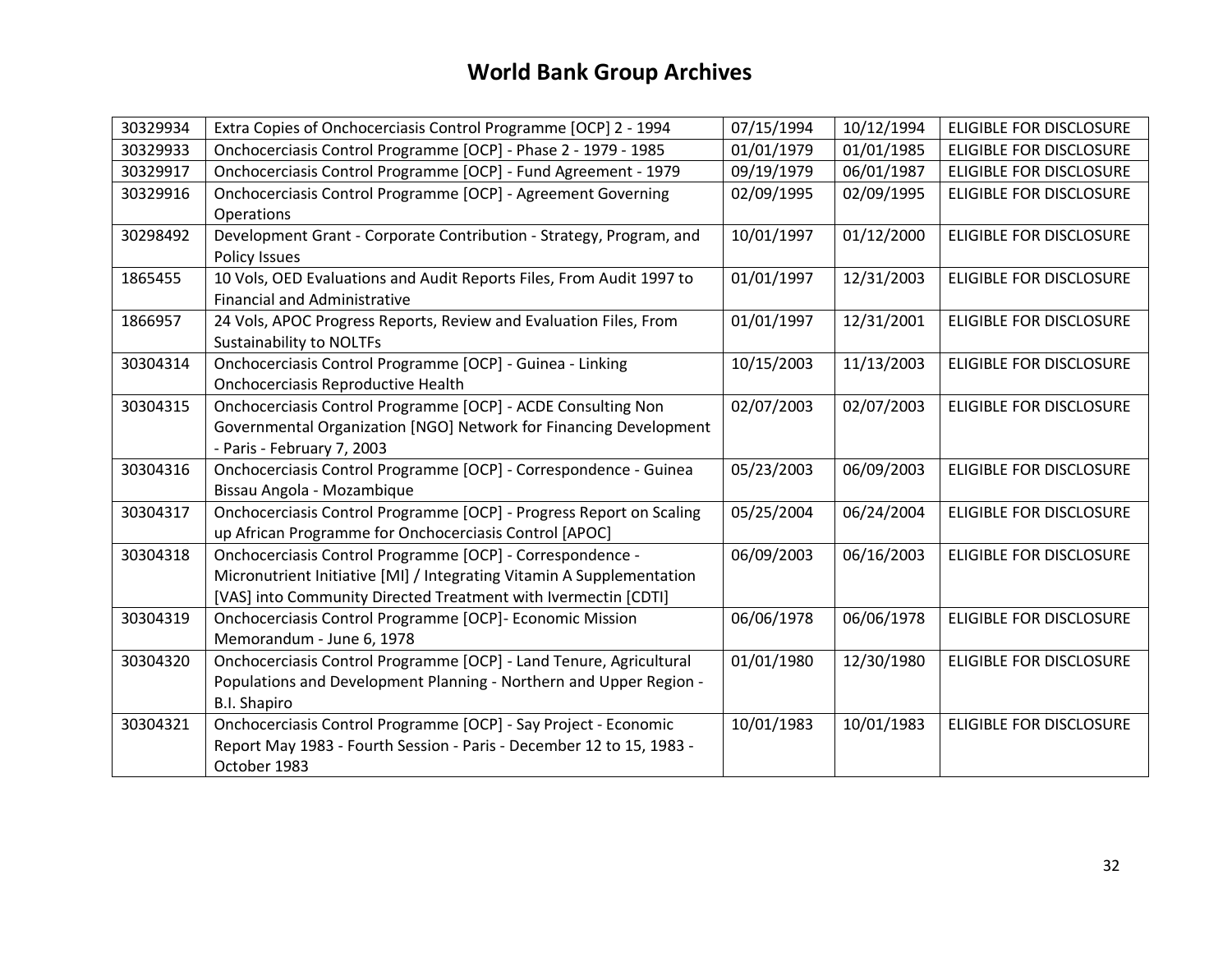# World Bank Group Archives

| | | | | |
|---|---|---|---|---|
| 30329934 | Extra Copies of Onchocerciasis Control Programme [OCP] 2 - 1994 | 07/15/1994 | 10/12/1994 | ELIGIBLE FOR DISCLOSURE |
| 30329933 | Onchocerciasis Control Programme [OCP] - Phase 2 - 1979 - 1985 | 01/01/1979 | 01/01/1985 | ELIGIBLE FOR DISCLOSURE |
| 30329917 | Onchocerciasis Control Programme [OCP] - Fund Agreement - 1979 | 09/19/1979 | 06/01/1987 | ELIGIBLE FOR DISCLOSURE |
| 30329916 | Onchocerciasis Control Programme [OCP] - Agreement Governing Operations | 02/09/1995 | 02/09/1995 | ELIGIBLE FOR DISCLOSURE |
| 30298492 | Development Grant - Corporate Contribution - Strategy, Program, and Policy Issues | 10/01/1997 | 01/12/2000 | ELIGIBLE FOR DISCLOSURE |
| 1865455 | 10 Vols, OED Evaluations and Audit Reports Files, From Audit 1997 to Financial and Administrative | 01/01/1997 | 12/31/2003 | ELIGIBLE FOR DISCLOSURE |
| 1866957 | 24 Vols, APOC Progress Reports, Review and Evaluation Files, From Sustainability to NOLTFs | 01/01/1997 | 12/31/2001 | ELIGIBLE FOR DISCLOSURE |
| 30304314 | Onchocerciasis Control Programme [OCP] - Guinea - Linking Onchocerciasis Reproductive Health | 10/15/2003 | 11/13/2003 | ELIGIBLE FOR DISCLOSURE |
| 30304315 | Onchocerciasis Control Programme [OCP] - ACDE Consulting Non Governmental Organization [NGO] Network for Financing Development - Paris - February 7, 2003 | 02/07/2003 | 02/07/2003 | ELIGIBLE FOR DISCLOSURE |
| 30304316 | Onchocerciasis Control Programme [OCP] - Correspondence - Guinea Bissau Angola - Mozambique | 05/23/2003 | 06/09/2003 | ELIGIBLE FOR DISCLOSURE |
| 30304317 | Onchocerciasis Control Programme [OCP] - Progress Report on Scaling up African Programme for Onchocerciasis Control [APOC] | 05/25/2004 | 06/24/2004 | ELIGIBLE FOR DISCLOSURE |
| 30304318 | Onchocerciasis Control Programme [OCP] - Correspondence - Micronutrient Initiative [MI] / Integrating Vitamin A Supplementation [VAS] into Community Directed Treatment with Ivermectin [CDTI] | 06/09/2003 | 06/16/2003 | ELIGIBLE FOR DISCLOSURE |
| 30304319 | Onchocerciasis Control Programme [OCP]- Economic Mission Memorandum - June 6, 1978 | 06/06/1978 | 06/06/1978 | ELIGIBLE FOR DISCLOSURE |
| 30304320 | Onchocerciasis Control Programme [OCP] - Land Tenure, Agricultural Populations and Development Planning - Northern and Upper Region - B.I. Shapiro | 01/01/1980 | 12/30/1980 | ELIGIBLE FOR DISCLOSURE |
| 30304321 | Onchocerciasis Control Programme [OCP] - Say Project - Economic Report May 1983 - Fourth Session - Paris - December 12 to 15, 1983 - October 1983 | 10/01/1983 | 10/01/1983 | ELIGIBLE FOR DISCLOSURE |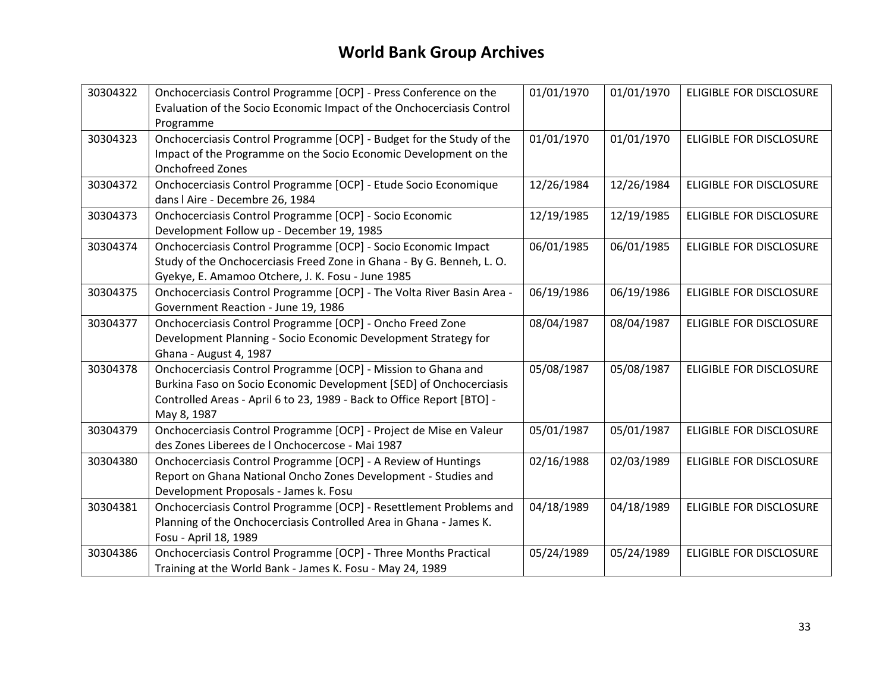# World Bank Group Archives

| | | | | |
|---|---|---|---|---|
| 30304322 | Onchocerciasis Control Programme [OCP] - Press Conference on the Evaluation of the Socio Economic Impact of the Onchocerciasis Control Programme | 01/01/1970 | 01/01/1970 | ELIGIBLE FOR DISCLOSURE |
| 30304323 | Onchocerciasis Control Programme [OCP] - Budget for the Study of the Impact of the Programme on the Socio Economic Development on the Onchofreed Zones | 01/01/1970 | 01/01/1970 | ELIGIBLE FOR DISCLOSURE |
| 30304372 | Onchocerciasis Control Programme [OCP] - Etude Socio Economique dans l Aire - Decembre 26, 1984 | 12/26/1984 | 12/26/1984 | ELIGIBLE FOR DISCLOSURE |
| 30304373 | Onchocerciasis Control Programme [OCP] - Socio Economic Development Follow up - December 19, 1985 | 12/19/1985 | 12/19/1985 | ELIGIBLE FOR DISCLOSURE |
| 30304374 | Onchocerciasis Control Programme [OCP] - Socio Economic Impact Study of the Onchocerciasis Freed Zone in Ghana - By G. Benneh, L. O. Gyekye, E. Amamoo Otchere, J. K. Fosu - June 1985 | 06/01/1985 | 06/01/1985 | ELIGIBLE FOR DISCLOSURE |
| 30304375 | Onchocerciasis Control Programme [OCP] - The Volta River Basin Area - Government Reaction - June 19, 1986 | 06/19/1986 | 06/19/1986 | ELIGIBLE FOR DISCLOSURE |
| 30304377 | Onchocerciasis Control Programme [OCP] - Oncho Freed Zone Development Planning - Socio Economic Development Strategy for Ghana - August 4, 1987 | 08/04/1987 | 08/04/1987 | ELIGIBLE FOR DISCLOSURE |
| 30304378 | Onchocerciasis Control Programme [OCP] - Mission to Ghana and Burkina Faso on Socio Economic Development [SED] of Onchocerciasis Controlled Areas - April 6 to 23, 1989 - Back to Office Report [BTO] - May 8, 1987 | 05/08/1987 | 05/08/1987 | ELIGIBLE FOR DISCLOSURE |
| 30304379 | Onchocerciasis Control Programme [OCP] - Project de Mise en Valeur des Zones Liberees de l Onchocercose - Mai 1987 | 05/01/1987 | 05/01/1987 | ELIGIBLE FOR DISCLOSURE |
| 30304380 | Onchocerciasis Control Programme [OCP] - A Review of Huntings Report on Ghana National Oncho Zones Development - Studies and Development Proposals - James k. Fosu | 02/16/1988 | 02/03/1989 | ELIGIBLE FOR DISCLOSURE |
| 30304381 | Onchocerciasis Control Programme [OCP] - Resettlement Problems and Planning of the Onchocerciasis Controlled Area in Ghana - James K. Fosu - April 18, 1989 | 04/18/1989 | 04/18/1989 | ELIGIBLE FOR DISCLOSURE |
| 30304386 | Onchocerciasis Control Programme [OCP] - Three Months Practical Training at the World Bank - James K. Fosu - May 24, 1989 | 05/24/1989 | 05/24/1989 | ELIGIBLE FOR DISCLOSURE |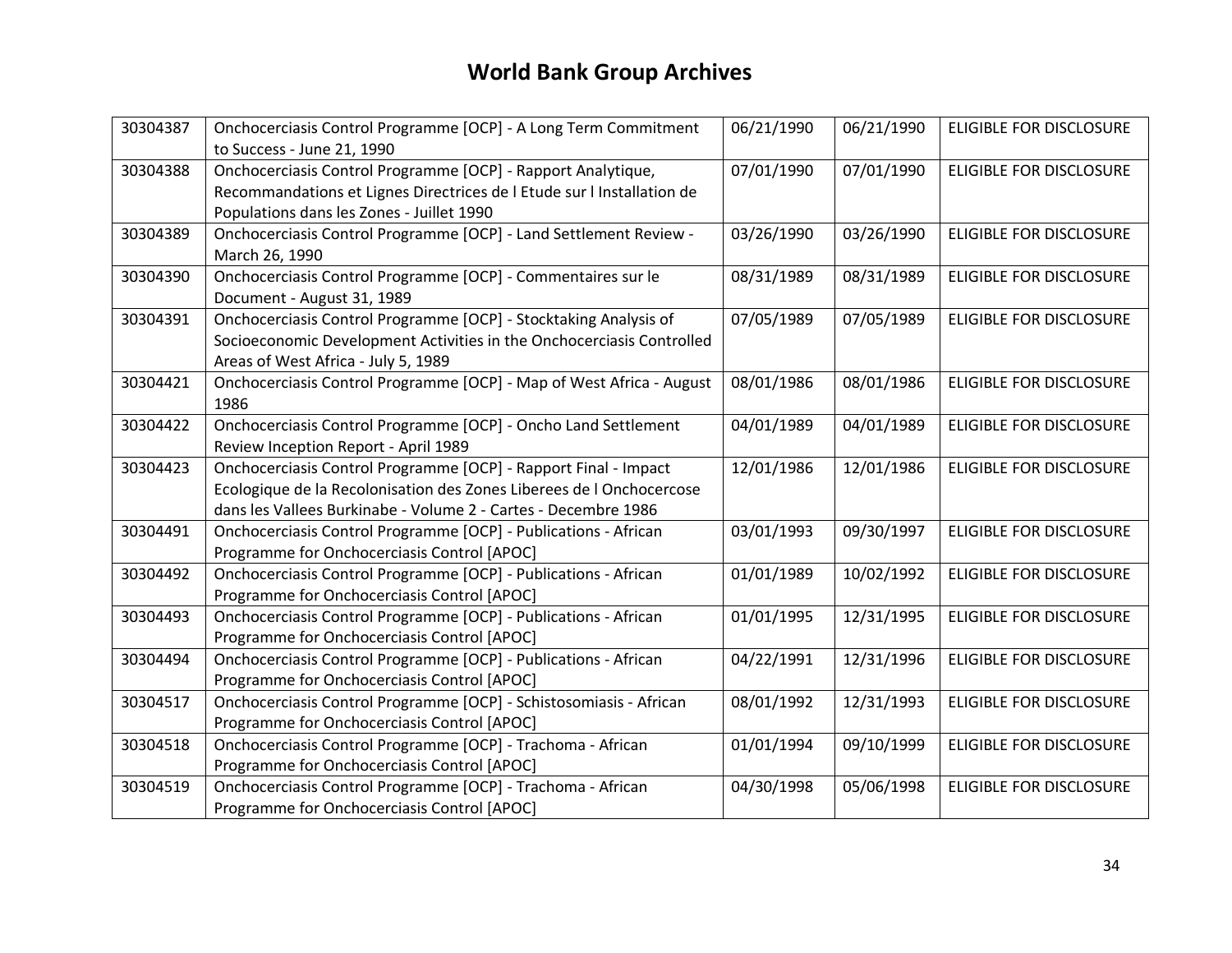# World Bank Group Archives

| | | | | |
|---|---|---|---|---|
| 30304387 | Onchocerciasis Control Programme [OCP] - A Long Term Commitment to Success - June 21, 1990 | 06/21/1990 | 06/21/1990 | ELIGIBLE FOR DISCLOSURE |
| 30304388 | Onchocerciasis Control Programme [OCP] - Rapport Analytique, Recommandations et Lignes Directrices de l Etude sur l Installation de Populations dans les Zones - Juillet 1990 | 07/01/1990 | 07/01/1990 | ELIGIBLE FOR DISCLOSURE |
| 30304389 | Onchocerciasis Control Programme [OCP] - Land Settlement Review - March 26, 1990 | 03/26/1990 | 03/26/1990 | ELIGIBLE FOR DISCLOSURE |
| 30304390 | Onchocerciasis Control Programme [OCP] - Commentaires sur le Document - August 31, 1989 | 08/31/1989 | 08/31/1989 | ELIGIBLE FOR DISCLOSURE |
| 30304391 | Onchocerciasis Control Programme [OCP] - Stocktaking Analysis of Socioeconomic Development Activities in the Onchocerciasis Controlled Areas of West Africa - July 5, 1989 | 07/05/1989 | 07/05/1989 | ELIGIBLE FOR DISCLOSURE |
| 30304421 | Onchocerciasis Control Programme [OCP] - Map of West Africa - August 1986 | 08/01/1986 | 08/01/1986 | ELIGIBLE FOR DISCLOSURE |
| 30304422 | Onchocerciasis Control Programme [OCP] - Oncho Land Settlement Review Inception Report - April 1989 | 04/01/1989 | 04/01/1989 | ELIGIBLE FOR DISCLOSURE |
| 30304423 | Onchocerciasis Control Programme [OCP] - Rapport Final - Impact Ecologique de la Recolonisation des Zones Liberees de l Onchocercose dans les Vallees Burkinabe - Volume 2 - Cartes - Decembre 1986 | 12/01/1986 | 12/01/1986 | ELIGIBLE FOR DISCLOSURE |
| 30304491 | Onchocerciasis Control Programme [OCP] - Publications - African Programme for Onchocerciasis Control [APOC] | 03/01/1993 | 09/30/1997 | ELIGIBLE FOR DISCLOSURE |
| 30304492 | Onchocerciasis Control Programme [OCP] - Publications - African Programme for Onchocerciasis Control [APOC] | 01/01/1989 | 10/02/1992 | ELIGIBLE FOR DISCLOSURE |
| 30304493 | Onchocerciasis Control Programme [OCP] - Publications - African Programme for Onchocerciasis Control [APOC] | 01/01/1995 | 12/31/1995 | ELIGIBLE FOR DISCLOSURE |
| 30304494 | Onchocerciasis Control Programme [OCP] - Publications - African Programme for Onchocerciasis Control [APOC] | 04/22/1991 | 12/31/1996 | ELIGIBLE FOR DISCLOSURE |
| 30304517 | Onchocerciasis Control Programme [OCP] - Schistosomiasis - African Programme for Onchocerciasis Control [APOC] | 08/01/1992 | 12/31/1993 | ELIGIBLE FOR DISCLOSURE |
| 30304518 | Onchocerciasis Control Programme [OCP] - Trachoma - African Programme for Onchocerciasis Control [APOC] | 01/01/1994 | 09/10/1999 | ELIGIBLE FOR DISCLOSURE |
| 30304519 | Onchocerciasis Control Programme [OCP] - Trachoma - African Programme for Onchocerciasis Control [APOC] | 04/30/1998 | 05/06/1998 | ELIGIBLE FOR DISCLOSURE |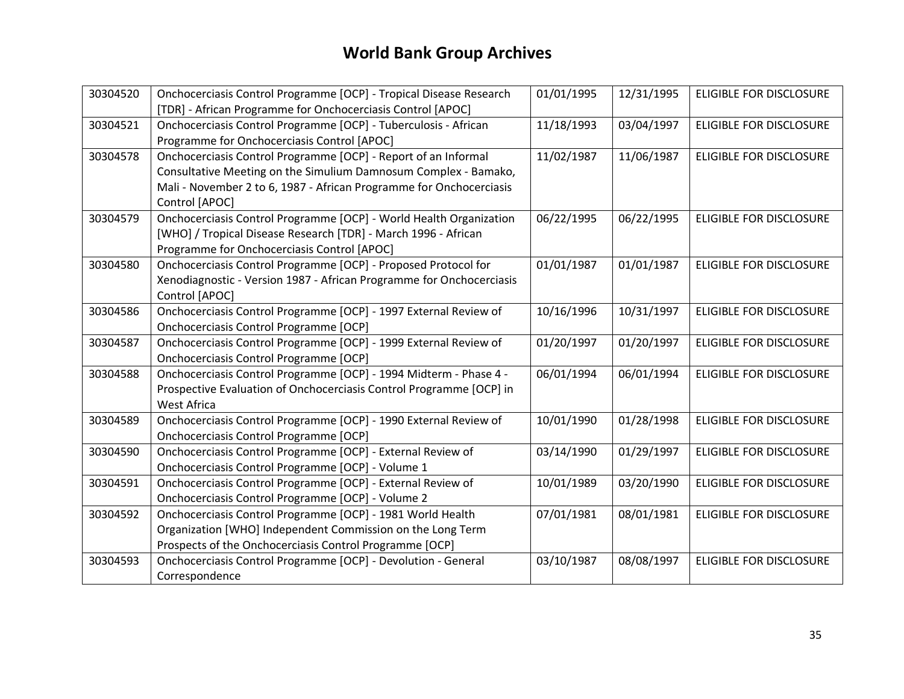# World Bank Group Archives

| 30304520 | Onchocerciasis Control Programme [OCP] - Tropical Disease Research [TDR] - African Programme for Onchocerciasis Control [APOC] | 01/01/1995 | 12/31/1995 | ELIGIBLE FOR DISCLOSURE |
|---|---|---|---|---|
| 30304521 | Onchocerciasis Control Programme [OCP] - Tuberculosis - African Programme for Onchocerciasis Control [APOC] | 11/18/1993 | 03/04/1997 | ELIGIBLE FOR DISCLOSURE |
| 30304578 | Onchocerciasis Control Programme [OCP] - Report of an Informal Consultative Meeting on the Simulium Damnosum Complex - Bamako, Mali - November 2 to 6, 1987 - African Programme for Onchocerciasis Control [APOC] | 11/02/1987 | 11/06/1987 | ELIGIBLE FOR DISCLOSURE |
| 30304579 | Onchocerciasis Control Programme [OCP] - World Health Organization [WHO] / Tropical Disease Research [TDR] - March 1996 - African Programme for Onchocerciasis Control [APOC] | 06/22/1995 | 06/22/1995 | ELIGIBLE FOR DISCLOSURE |
| 30304580 | Onchocerciasis Control Programme [OCP] - Proposed Protocol for Xenodiagnostic - Version 1987 - African Programme for Onchocerciasis Control [APOC] | 01/01/1987 | 01/01/1987 | ELIGIBLE FOR DISCLOSURE |
| 30304586 | Onchocerciasis Control Programme [OCP] - 1997 External Review of Onchocerciasis Control Programme [OCP] | 10/16/1996 | 10/31/1997 | ELIGIBLE FOR DISCLOSURE |
| 30304587 | Onchocerciasis Control Programme [OCP] - 1999 External Review of Onchocerciasis Control Programme [OCP] | 01/20/1997 | 01/20/1997 | ELIGIBLE FOR DISCLOSURE |
| 30304588 | Onchocerciasis Control Programme [OCP] - 1994 Midterm - Phase 4 - Prospective Evaluation of Onchocerciasis Control Programme [OCP] in West Africa | 06/01/1994 | 06/01/1994 | ELIGIBLE FOR DISCLOSURE |
| 30304589 | Onchocerciasis Control Programme [OCP] - 1990 External Review of Onchocerciasis Control Programme [OCP] | 10/01/1990 | 01/28/1998 | ELIGIBLE FOR DISCLOSURE |
| 30304590 | Onchocerciasis Control Programme [OCP] - External Review of Onchocerciasis Control Programme [OCP] - Volume 1 | 03/14/1990 | 01/29/1997 | ELIGIBLE FOR DISCLOSURE |
| 30304591 | Onchocerciasis Control Programme [OCP] - External Review of Onchocerciasis Control Programme [OCP] - Volume 2 | 10/01/1989 | 03/20/1990 | ELIGIBLE FOR DISCLOSURE |
| 30304592 | Onchocerciasis Control Programme [OCP] - 1981 World Health Organization [WHO] Independent Commission on the Long Term Prospects of the Onchocerciasis Control Programme [OCP] | 07/01/1981 | 08/01/1981 | ELIGIBLE FOR DISCLOSURE |
| 30304593 | Onchocerciasis Control Programme [OCP] - Devolution - General Correspondence | 03/10/1987 | 08/08/1997 | ELIGIBLE FOR DISCLOSURE |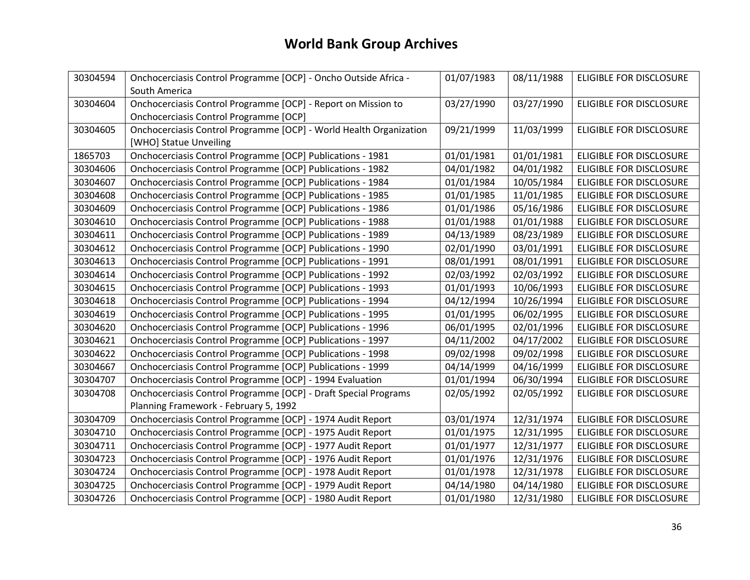# World Bank Group Archives

| | | | | |
|---|---|---|---|---|
| 30304594 | Onchocerciasis Control Programme [OCP] - Oncho Outside Africa - South America | 01/07/1983 | 08/11/1988 | ELIGIBLE FOR DISCLOSURE |
| 30304604 | Onchocerciasis Control Programme [OCP] - Report on Mission to Onchocerciasis Control Programme [OCP] | 03/27/1990 | 03/27/1990 | ELIGIBLE FOR DISCLOSURE |
| 30304605 | Onchocerciasis Control Programme [OCP] - World Health Organization [WHO] Statue Unveiling | 09/21/1999 | 11/03/1999 | ELIGIBLE FOR DISCLOSURE |
| 1865703 | Onchocerciasis Control Programme [OCP] Publications - 1981 | 01/01/1981 | 01/01/1981 | ELIGIBLE FOR DISCLOSURE |
| 30304606 | Onchocerciasis Control Programme [OCP] Publications - 1982 | 04/01/1982 | 04/01/1982 | ELIGIBLE FOR DISCLOSURE |
| 30304607 | Onchocerciasis Control Programme [OCP] Publications - 1984 | 01/01/1984 | 10/05/1984 | ELIGIBLE FOR DISCLOSURE |
| 30304608 | Onchocerciasis Control Programme [OCP] Publications - 1985 | 01/01/1985 | 11/01/1985 | ELIGIBLE FOR DISCLOSURE |
| 30304609 | Onchocerciasis Control Programme [OCP] Publications - 1986 | 01/01/1986 | 05/16/1986 | ELIGIBLE FOR DISCLOSURE |
| 30304610 | Onchocerciasis Control Programme [OCP] Publications - 1988 | 01/01/1988 | 01/01/1988 | ELIGIBLE FOR DISCLOSURE |
| 30304611 | Onchocerciasis Control Programme [OCP] Publications - 1989 | 04/13/1989 | 08/23/1989 | ELIGIBLE FOR DISCLOSURE |
| 30304612 | Onchocerciasis Control Programme [OCP] Publications - 1990 | 02/01/1990 | 03/01/1991 | ELIGIBLE FOR DISCLOSURE |
| 30304613 | Onchocerciasis Control Programme [OCP] Publications - 1991 | 08/01/1991 | 08/01/1991 | ELIGIBLE FOR DISCLOSURE |
| 30304614 | Onchocerciasis Control Programme [OCP] Publications - 1992 | 02/03/1992 | 02/03/1992 | ELIGIBLE FOR DISCLOSURE |
| 30304615 | Onchocerciasis Control Programme [OCP] Publications - 1993 | 01/01/1993 | 10/06/1993 | ELIGIBLE FOR DISCLOSURE |
| 30304618 | Onchocerciasis Control Programme [OCP] Publications - 1994 | 04/12/1994 | 10/26/1994 | ELIGIBLE FOR DISCLOSURE |
| 30304619 | Onchocerciasis Control Programme [OCP] Publications - 1995 | 01/01/1995 | 06/02/1995 | ELIGIBLE FOR DISCLOSURE |
| 30304620 | Onchocerciasis Control Programme [OCP] Publications - 1996 | 06/01/1995 | 02/01/1996 | ELIGIBLE FOR DISCLOSURE |
| 30304621 | Onchocerciasis Control Programme [OCP] Publications - 1997 | 04/11/2002 | 04/17/2002 | ELIGIBLE FOR DISCLOSURE |
| 30304622 | Onchocerciasis Control Programme [OCP] Publications - 1998 | 09/02/1998 | 09/02/1998 | ELIGIBLE FOR DISCLOSURE |
| 30304667 | Onchocerciasis Control Programme [OCP] Publications - 1999 | 04/14/1999 | 04/16/1999 | ELIGIBLE FOR DISCLOSURE |
| 30304707 | Onchocerciasis Control Programme [OCP] - 1994 Evaluation | 01/01/1994 | 06/30/1994 | ELIGIBLE FOR DISCLOSURE |
| 30304708 | Onchocerciasis Control Programme [OCP] - Draft Special Programs Planning Framework - February 5, 1992 | 02/05/1992 | 02/05/1992 | ELIGIBLE FOR DISCLOSURE |
| 30304709 | Onchocerciasis Control Programme [OCP] - 1974 Audit Report | 03/01/1974 | 12/31/1974 | ELIGIBLE FOR DISCLOSURE |
| 30304710 | Onchocerciasis Control Programme [OCP] - 1975 Audit Report | 01/01/1975 | 12/31/1995 | ELIGIBLE FOR DISCLOSURE |
| 30304711 | Onchocerciasis Control Programme [OCP] - 1977 Audit Report | 01/01/1977 | 12/31/1977 | ELIGIBLE FOR DISCLOSURE |
| 30304723 | Onchocerciasis Control Programme [OCP] - 1976 Audit Report | 01/01/1976 | 12/31/1976 | ELIGIBLE FOR DISCLOSURE |
| 30304724 | Onchocerciasis Control Programme [OCP] - 1978 Audit Report | 01/01/1978 | 12/31/1978 | ELIGIBLE FOR DISCLOSURE |
| 30304725 | Onchocerciasis Control Programme [OCP] - 1979 Audit Report | 04/14/1980 | 04/14/1980 | ELIGIBLE FOR DISCLOSURE |
| 30304726 | Onchocerciasis Control Programme [OCP] - 1980 Audit Report | 01/01/1980 | 12/31/1980 | ELIGIBLE FOR DISCLOSURE |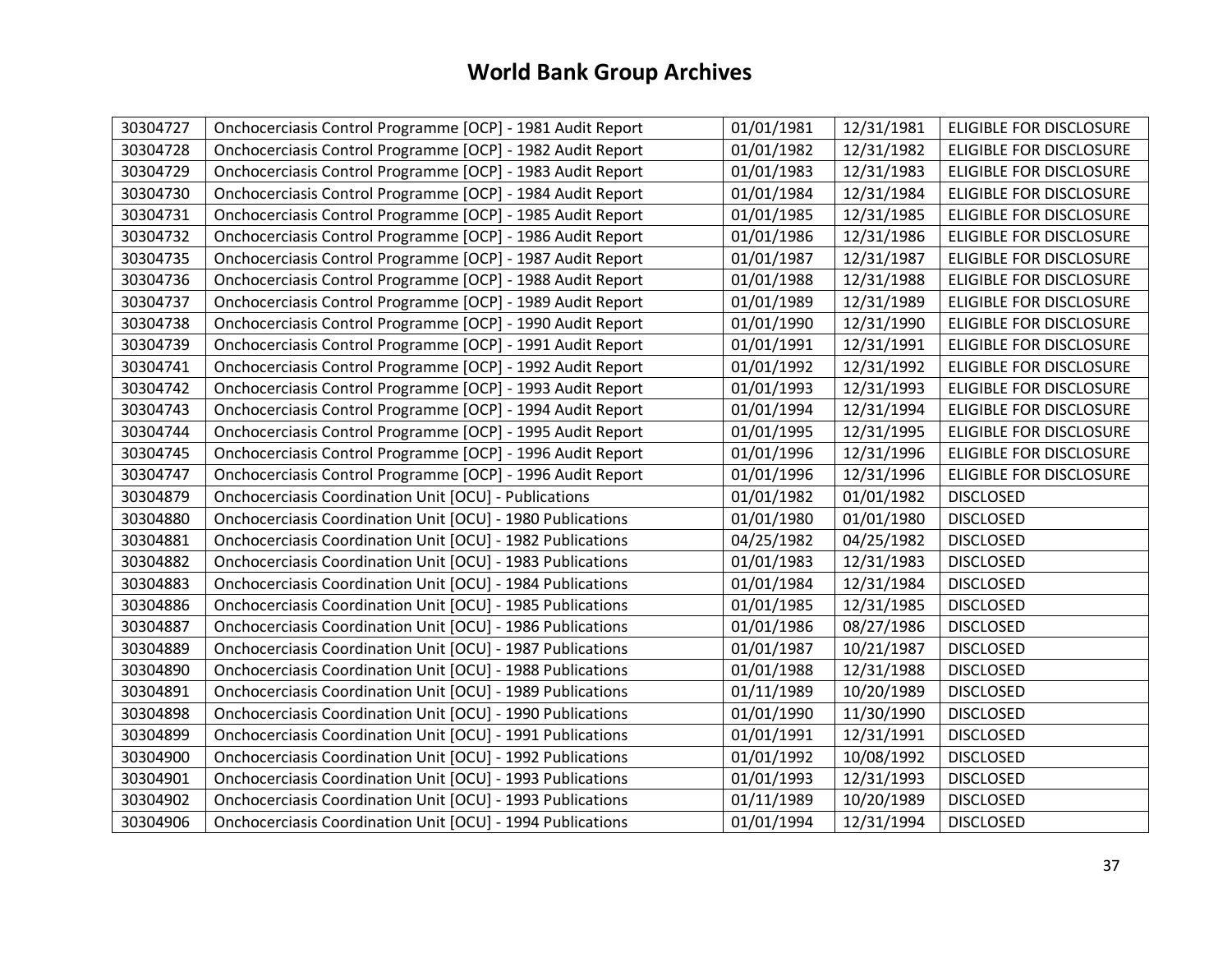# World Bank Group Archives

| | | | | |
|---|---|---|---|---|
| 30304727 | Onchocerciasis Control Programme [OCP] - 1981 Audit Report | 01/01/1981 | 12/31/1981 | ELIGIBLE FOR DISCLOSURE |
| 30304728 | Onchocerciasis Control Programme [OCP] - 1982 Audit Report | 01/01/1982 | 12/31/1982 | ELIGIBLE FOR DISCLOSURE |
| 30304729 | Onchocerciasis Control Programme [OCP] - 1983 Audit Report | 01/01/1983 | 12/31/1983 | ELIGIBLE FOR DISCLOSURE |
| 30304730 | Onchocerciasis Control Programme [OCP] - 1984 Audit Report | 01/01/1984 | 12/31/1984 | ELIGIBLE FOR DISCLOSURE |
| 30304731 | Onchocerciasis Control Programme [OCP] - 1985 Audit Report | 01/01/1985 | 12/31/1985 | ELIGIBLE FOR DISCLOSURE |
| 30304732 | Onchocerciasis Control Programme [OCP] - 1986 Audit Report | 01/01/1986 | 12/31/1986 | ELIGIBLE FOR DISCLOSURE |
| 30304735 | Onchocerciasis Control Programme [OCP] - 1987 Audit Report | 01/01/1987 | 12/31/1987 | ELIGIBLE FOR DISCLOSURE |
| 30304736 | Onchocerciasis Control Programme [OCP] - 1988 Audit Report | 01/01/1988 | 12/31/1988 | ELIGIBLE FOR DISCLOSURE |
| 30304737 | Onchocerciasis Control Programme [OCP] - 1989 Audit Report | 01/01/1989 | 12/31/1989 | ELIGIBLE FOR DISCLOSURE |
| 30304738 | Onchocerciasis Control Programme [OCP] - 1990 Audit Report | 01/01/1990 | 12/31/1990 | ELIGIBLE FOR DISCLOSURE |
| 30304739 | Onchocerciasis Control Programme [OCP] - 1991 Audit Report | 01/01/1991 | 12/31/1991 | ELIGIBLE FOR DISCLOSURE |
| 30304741 | Onchocerciasis Control Programme [OCP] - 1992 Audit Report | 01/01/1992 | 12/31/1992 | ELIGIBLE FOR DISCLOSURE |
| 30304742 | Onchocerciasis Control Programme [OCP] - 1993 Audit Report | 01/01/1993 | 12/31/1993 | ELIGIBLE FOR DISCLOSURE |
| 30304743 | Onchocerciasis Control Programme [OCP] - 1994 Audit Report | 01/01/1994 | 12/31/1994 | ELIGIBLE FOR DISCLOSURE |
| 30304744 | Onchocerciasis Control Programme [OCP] - 1995 Audit Report | 01/01/1995 | 12/31/1995 | ELIGIBLE FOR DISCLOSURE |
| 30304745 | Onchocerciasis Control Programme [OCP] - 1996 Audit Report | 01/01/1996 | 12/31/1996 | ELIGIBLE FOR DISCLOSURE |
| 30304747 | Onchocerciasis Control Programme [OCP] - 1996 Audit Report | 01/01/1996 | 12/31/1996 | ELIGIBLE FOR DISCLOSURE |
| 30304879 | Onchocerciasis Coordination Unit [OCU] - Publications | 01/01/1982 | 01/01/1982 | DISCLOSED |
| 30304880 | Onchocerciasis Coordination Unit [OCU] - 1980 Publications | 01/01/1980 | 01/01/1980 | DISCLOSED |
| 30304881 | Onchocerciasis Coordination Unit [OCU] - 1982 Publications | 04/25/1982 | 04/25/1982 | DISCLOSED |
| 30304882 | Onchocerciasis Coordination Unit [OCU] - 1983 Publications | 01/01/1983 | 12/31/1983 | DISCLOSED |
| 30304883 | Onchocerciasis Coordination Unit [OCU] - 1984 Publications | 01/01/1984 | 12/31/1984 | DISCLOSED |
| 30304886 | Onchocerciasis Coordination Unit [OCU] - 1985 Publications | 01/01/1985 | 12/31/1985 | DISCLOSED |
| 30304887 | Onchocerciasis Coordination Unit [OCU] - 1986 Publications | 01/01/1986 | 08/27/1986 | DISCLOSED |
| 30304889 | Onchocerciasis Coordination Unit [OCU] - 1987 Publications | 01/01/1987 | 10/21/1987 | DISCLOSED |
| 30304890 | Onchocerciasis Coordination Unit [OCU] - 1988 Publications | 01/01/1988 | 12/31/1988 | DISCLOSED |
| 30304891 | Onchocerciasis Coordination Unit [OCU] - 1989 Publications | 01/11/1989 | 10/20/1989 | DISCLOSED |
| 30304898 | Onchocerciasis Coordination Unit [OCU] - 1990 Publications | 01/01/1990 | 11/30/1990 | DISCLOSED |
| 30304899 | Onchocerciasis Coordination Unit [OCU] - 1991 Publications | 01/01/1991 | 12/31/1991 | DISCLOSED |
| 30304900 | Onchocerciasis Coordination Unit [OCU] - 1992 Publications | 01/01/1992 | 10/08/1992 | DISCLOSED |
| 30304901 | Onchocerciasis Coordination Unit [OCU] - 1993 Publications | 01/01/1993 | 12/31/1993 | DISCLOSED |
| 30304902 | Onchocerciasis Coordination Unit [OCU] - 1993 Publications | 01/11/1989 | 10/20/1989 | DISCLOSED |
| 30304906 | Onchocerciasis Coordination Unit [OCU] - 1994 Publications | 01/01/1994 | 12/31/1994 | DISCLOSED |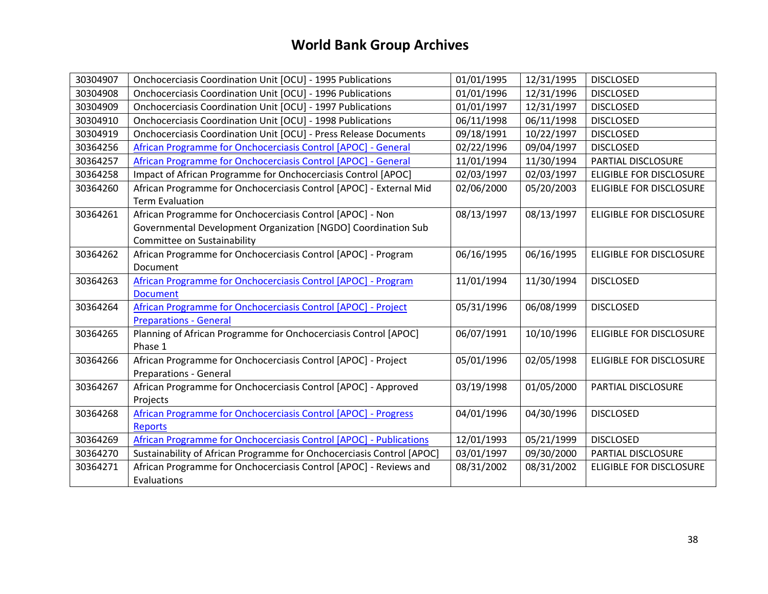# World Bank Group Archives

| | | | | |
|---|---|---|---|---|
| 30304907 | Onchocerciasis Coordination Unit [OCU] - 1995 Publications | 01/01/1995 | 12/31/1995 | DISCLOSED |
| 30304908 | Onchocerciasis Coordination Unit [OCU] - 1996 Publications | 01/01/1996 | 12/31/1996 | DISCLOSED |
| 30304909 | Onchocerciasis Coordination Unit [OCU] - 1997 Publications | 01/01/1997 | 12/31/1997 | DISCLOSED |
| 30304910 | Onchocerciasis Coordination Unit [OCU] - 1998 Publications | 06/11/1998 | 06/11/1998 | DISCLOSED |
| 30304919 | Onchocerciasis Coordination Unit [OCU] - Press Release Documents | 09/18/1991 | 10/22/1997 | DISCLOSED |
| 30364256 | African Programme for Onchocerciasis Control [APOC] - General | 02/22/1996 | 09/04/1997 | DISCLOSED |
| 30364257 | African Programme for Onchocerciasis Control [APOC] - General | 11/01/1994 | 11/30/1994 | PARTIAL DISCLOSURE |
| 30364258 | Impact of African Programme for Onchocerciasis Control [APOC] | 02/03/1997 | 02/03/1997 | ELIGIBLE FOR DISCLOSURE |
| 30364260 | African Programme for Onchocerciasis Control [APOC] - External Mid Term Evaluation | 02/06/2000 | 05/20/2003 | ELIGIBLE FOR DISCLOSURE |
| 30364261 | African Programme for Onchocerciasis Control [APOC] - Non Governmental Development Organization [NGDO] Coordination Sub Committee on Sustainability | 08/13/1997 | 08/13/1997 | ELIGIBLE FOR DISCLOSURE |
| 30364262 | African Programme for Onchocerciasis Control [APOC] - Program Document | 06/16/1995 | 06/16/1995 | ELIGIBLE FOR DISCLOSURE |
| 30364263 | African Programme for Onchocerciasis Control [APOC] - Program Document | 11/01/1994 | 11/30/1994 | DISCLOSED |
| 30364264 | African Programme for Onchocerciasis Control [APOC] - Project Preparations - General | 05/31/1996 | 06/08/1999 | DISCLOSED |
| 30364265 | Planning of African Programme for Onchocerciasis Control [APOC] Phase 1 | 06/07/1991 | 10/10/1996 | ELIGIBLE FOR DISCLOSURE |
| 30364266 | African Programme for Onchocerciasis Control [APOC] - Project Preparations - General | 05/01/1996 | 02/05/1998 | ELIGIBLE FOR DISCLOSURE |
| 30364267 | African Programme for Onchocerciasis Control [APOC] - Approved Projects | 03/19/1998 | 01/05/2000 | PARTIAL DISCLOSURE |
| 30364268 | African Programme for Onchocerciasis Control [APOC] - Progress Reports | 04/01/1996 | 04/30/1996 | DISCLOSED |
| 30364269 | African Programme for Onchocerciasis Control [APOC] - Publications | 12/01/1993 | 05/21/1999 | DISCLOSED |
| 30364270 | Sustainability of African Programme for Onchocerciasis Control [APOC] | 03/01/1997 | 09/30/2000 | PARTIAL DISCLOSURE |
| 30364271 | African Programme for Onchocerciasis Control [APOC] - Reviews and Evaluations | 08/31/2002 | 08/31/2002 | ELIGIBLE FOR DISCLOSURE |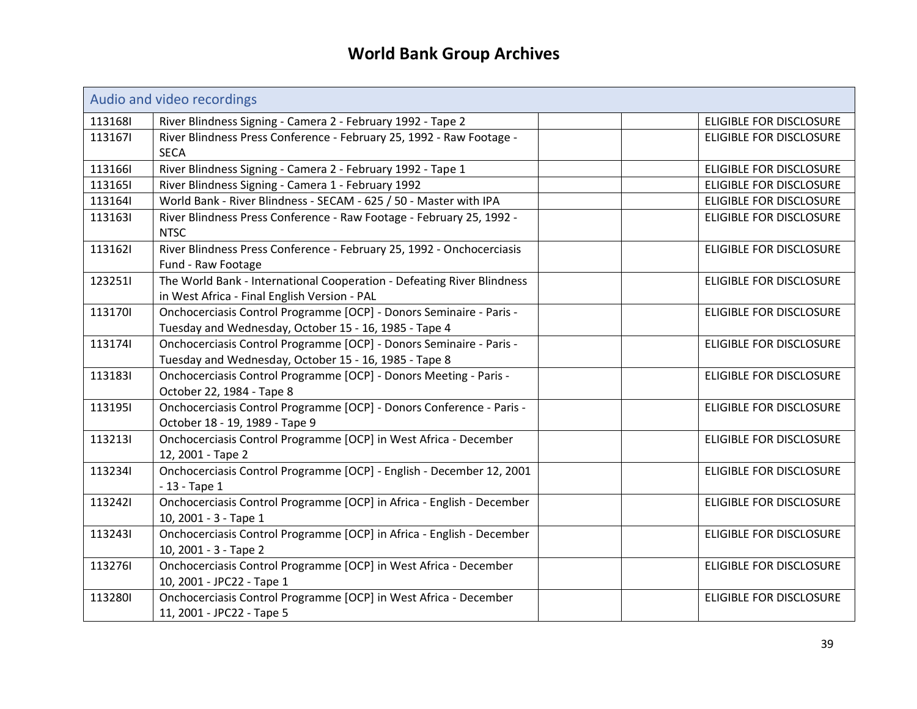# World Bank Group Archives

| Audio and video recordings | | | | |
|---|---|---|---|---|
| 113168I | River Blindness Signing - Camera 2 - February 1992 - Tape 2 | | | ELIGIBLE FOR DISCLOSURE |
| 113167I | River Blindness Press Conference - February 25, 1992 - Raw Footage - SECA | | | ELIGIBLE FOR DISCLOSURE |
| 113166I | River Blindness Signing - Camera 2 - February 1992 - Tape 1 | | | ELIGIBLE FOR DISCLOSURE |
| 113165I | River Blindness Signing - Camera 1 - February 1992 | | | ELIGIBLE FOR DISCLOSURE |
| 113164I | World Bank - River Blindness - SECAM - 625 / 50 - Master with IPA | | | ELIGIBLE FOR DISCLOSURE |
| 113163I | River Blindness Press Conference - Raw Footage - February 25, 1992 - NTSC | | | ELIGIBLE FOR DISCLOSURE |
| 113162I | River Blindness Press Conference - February 25, 1992 - Onchocerciasis Fund - Raw Footage | | | ELIGIBLE FOR DISCLOSURE |
| 123251I | The World Bank - International Cooperation - Defeating River Blindness in West Africa - Final English Version - PAL | | | ELIGIBLE FOR DISCLOSURE |
| 113170I | Onchocerciasis Control Programme [OCP] - Donors Seminaire - Paris - Tuesday and Wednesday, October 15 - 16, 1985 - Tape 4 | | | ELIGIBLE FOR DISCLOSURE |
| 113174I | Onchocerciasis Control Programme [OCP] - Donors Seminaire - Paris - Tuesday and Wednesday, October 15 - 16, 1985 - Tape 8 | | | ELIGIBLE FOR DISCLOSURE |
| 113183I | Onchocerciasis Control Programme [OCP] - Donors Meeting - Paris - October 22, 1984 - Tape 8 | | | ELIGIBLE FOR DISCLOSURE |
| 113195I | Onchocerciasis Control Programme [OCP] - Donors Conference - Paris - October 18 - 19, 1989 - Tape 9 | | | ELIGIBLE FOR DISCLOSURE |
| 113213I | Onchocerciasis Control Programme [OCP] in West Africa - December 12, 2001 - Tape 2 | | | ELIGIBLE FOR DISCLOSURE |
| 113234I | Onchocerciasis Control Programme [OCP] - English - December 12, 2001 - 13 - Tape 1 | | | ELIGIBLE FOR DISCLOSURE |
| 113242I | Onchocerciasis Control Programme [OCP] in Africa - English - December 10, 2001 - 3 - Tape 1 | | | ELIGIBLE FOR DISCLOSURE |
| 113243I | Onchocerciasis Control Programme [OCP] in Africa - English - December 10, 2001 - 3 - Tape 2 | | | ELIGIBLE FOR DISCLOSURE |
| 113276I | Onchocerciasis Control Programme [OCP] in West Africa - December 10, 2001 - JPC22 - Tape 1 | | | ELIGIBLE FOR DISCLOSURE |
| 113280I | Onchocerciasis Control Programme [OCP] in West Africa - December 11, 2001 - JPC22 - Tape 5 | | | ELIGIBLE FOR DISCLOSURE |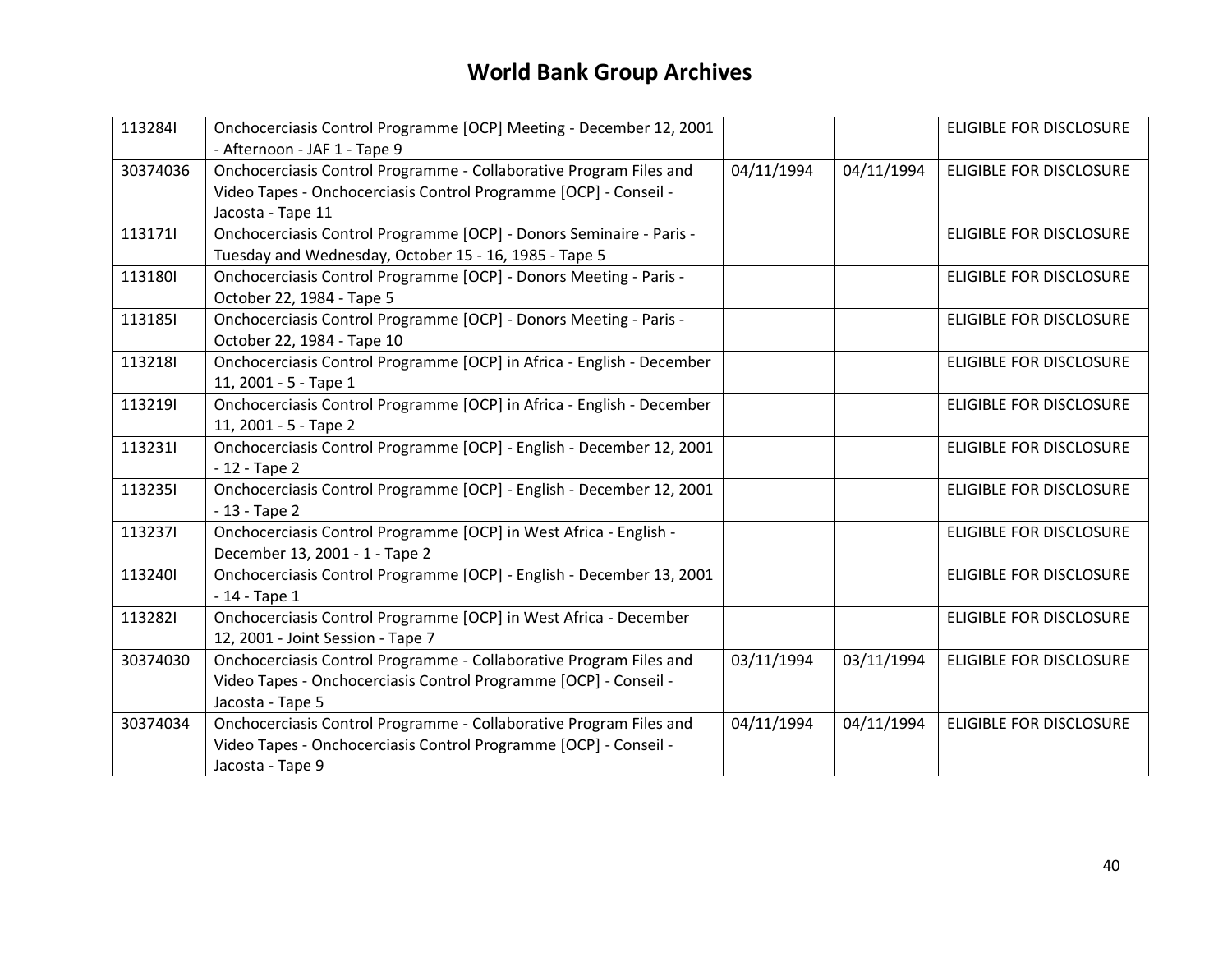# World Bank Group Archives

| | | | | |
|---|---|---|---|---|
| 113284I | Onchocerciasis Control Programme [OCP] Meeting - December 12, 2001 - Afternoon - JAF 1 - Tape 9 | | | ELIGIBLE FOR DISCLOSURE |
| 30374036 | Onchocerciasis Control Programme - Collaborative Program Files and Video Tapes - Onchocerciasis Control Programme [OCP] - Conseil - Jacosta - Tape 11 | 04/11/1994 | 04/11/1994 | ELIGIBLE FOR DISCLOSURE |
| 113171I | Onchocerciasis Control Programme [OCP] - Donors Seminaire - Paris - Tuesday and Wednesday, October 15 - 16, 1985 - Tape 5 | | | ELIGIBLE FOR DISCLOSURE |
| 113180I | Onchocerciasis Control Programme [OCP] - Donors Meeting - Paris - October 22, 1984 - Tape 5 | | | ELIGIBLE FOR DISCLOSURE |
| 113185I | Onchocerciasis Control Programme [OCP] - Donors Meeting - Paris - October 22, 1984 - Tape 10 | | | ELIGIBLE FOR DISCLOSURE |
| 113218I | Onchocerciasis Control Programme [OCP] in Africa - English - December 11, 2001 - 5 - Tape 1 | | | ELIGIBLE FOR DISCLOSURE |
| 113219I | Onchocerciasis Control Programme [OCP] in Africa - English - December 11, 2001 - 5 - Tape 2 | | | ELIGIBLE FOR DISCLOSURE |
| 113231I | Onchocerciasis Control Programme [OCP] - English - December 12, 2001 - 12 - Tape 2 | | | ELIGIBLE FOR DISCLOSURE |
| 113235I | Onchocerciasis Control Programme [OCP] - English - December 12, 2001 - 13 - Tape 2 | | | ELIGIBLE FOR DISCLOSURE |
| 113237I | Onchocerciasis Control Programme [OCP] in West Africa - English - December 13, 2001 - 1 - Tape 2 | | | ELIGIBLE FOR DISCLOSURE |
| 113240I | Onchocerciasis Control Programme [OCP] - English - December 13, 2001 - 14 - Tape 1 | | | ELIGIBLE FOR DISCLOSURE |
| 113282I | Onchocerciasis Control Programme [OCP] in West Africa - December 12, 2001 - Joint Session - Tape 7 | | | ELIGIBLE FOR DISCLOSURE |
| 30374030 | Onchocerciasis Control Programme - Collaborative Program Files and Video Tapes - Onchocerciasis Control Programme [OCP] - Conseil - Jacosta - Tape 5 | 03/11/1994 | 03/11/1994 | ELIGIBLE FOR DISCLOSURE |
| 30374034 | Onchocerciasis Control Programme - Collaborative Program Files and Video Tapes - Onchocerciasis Control Programme [OCP] - Conseil - Jacosta - Tape 9 | 04/11/1994 | 04/11/1994 | ELIGIBLE FOR DISCLOSURE |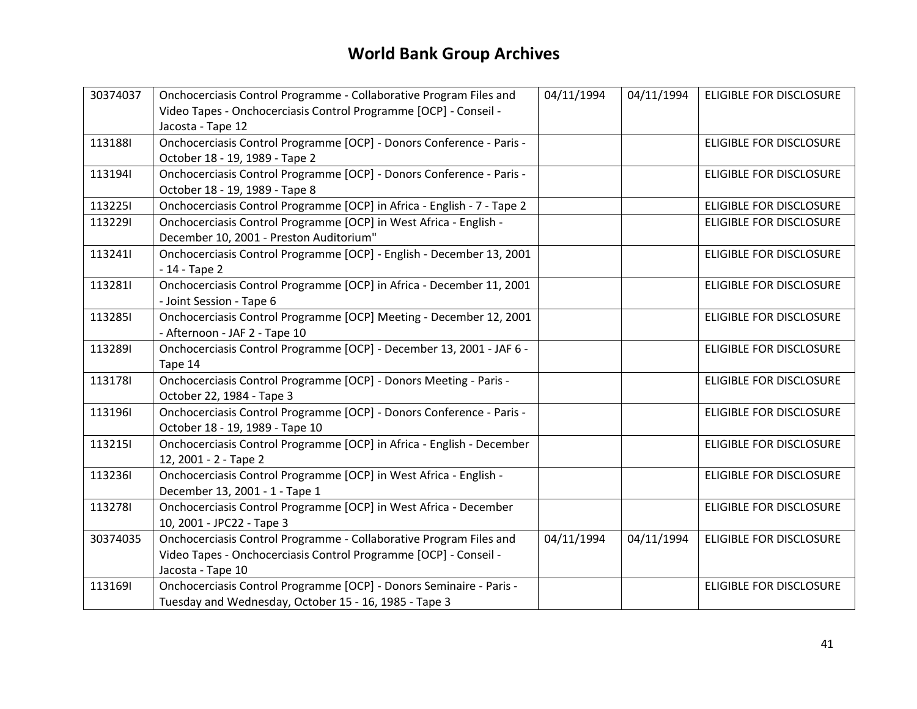# World Bank Group Archives

| | | | | |
|---|---|---|---|---|
| 30374037 | Onchocerciasis Control Programme - Collaborative Program Files and Video Tapes - Onchocerciasis Control Programme [OCP] - Conseil - Jacosta - Tape 12 | 04/11/1994 | 04/11/1994 | ELIGIBLE FOR DISCLOSURE |
| 113188I | Onchocerciasis Control Programme [OCP] - Donors Conference - Paris - October 18 - 19, 1989 - Tape 2 | | | ELIGIBLE FOR DISCLOSURE |
| 113194I | Onchocerciasis Control Programme [OCP] - Donors Conference - Paris - October 18 - 19, 1989 - Tape 8 | | | ELIGIBLE FOR DISCLOSURE |
| 113225I | Onchocerciasis Control Programme [OCP] in Africa - English - 7 - Tape 2 | | | ELIGIBLE FOR DISCLOSURE |
| 113229I | Onchocerciasis Control Programme [OCP] in West Africa - English - December 10, 2001 - Preston Auditorium" | | | ELIGIBLE FOR DISCLOSURE |
| 113241I | Onchocerciasis Control Programme [OCP] - English - December 13, 2001 - 14 - Tape 2 | | | ELIGIBLE FOR DISCLOSURE |
| 113281I | Onchocerciasis Control Programme [OCP] in Africa - December 11, 2001 - Joint Session - Tape 6 | | | ELIGIBLE FOR DISCLOSURE |
| 113285I | Onchocerciasis Control Programme [OCP] Meeting - December 12, 2001 - Afternoon - JAF 2 - Tape 10 | | | ELIGIBLE FOR DISCLOSURE |
| 113289I | Onchocerciasis Control Programme [OCP] - December 13, 2001 - JAF 6 - Tape 14 | | | ELIGIBLE FOR DISCLOSURE |
| 113178I | Onchocerciasis Control Programme [OCP] - Donors Meeting - Paris - October 22, 1984 - Tape 3 | | | ELIGIBLE FOR DISCLOSURE |
| 113196I | Onchocerciasis Control Programme [OCP] - Donors Conference - Paris - October 18 - 19, 1989 - Tape 10 | | | ELIGIBLE FOR DISCLOSURE |
| 113215I | Onchocerciasis Control Programme [OCP] in Africa - English - December 12, 2001 - 2 - Tape 2 | | | ELIGIBLE FOR DISCLOSURE |
| 113236I | Onchocerciasis Control Programme [OCP] in West Africa - English - December 13, 2001 - 1 - Tape 1 | | | ELIGIBLE FOR DISCLOSURE |
| 113278I | Onchocerciasis Control Programme [OCP] in West Africa - December 10, 2001 - JPC22 - Tape 3 | | | ELIGIBLE FOR DISCLOSURE |
| 30374035 | Onchocerciasis Control Programme - Collaborative Program Files and Video Tapes - Onchocerciasis Control Programme [OCP] - Conseil - Jacosta - Tape 10 | 04/11/1994 | 04/11/1994 | ELIGIBLE FOR DISCLOSURE |
| 113169I | Onchocerciasis Control Programme [OCP] - Donors Seminaire - Paris - Tuesday and Wednesday, October 15 - 16, 1985 - Tape 3 | | | ELIGIBLE FOR DISCLOSURE |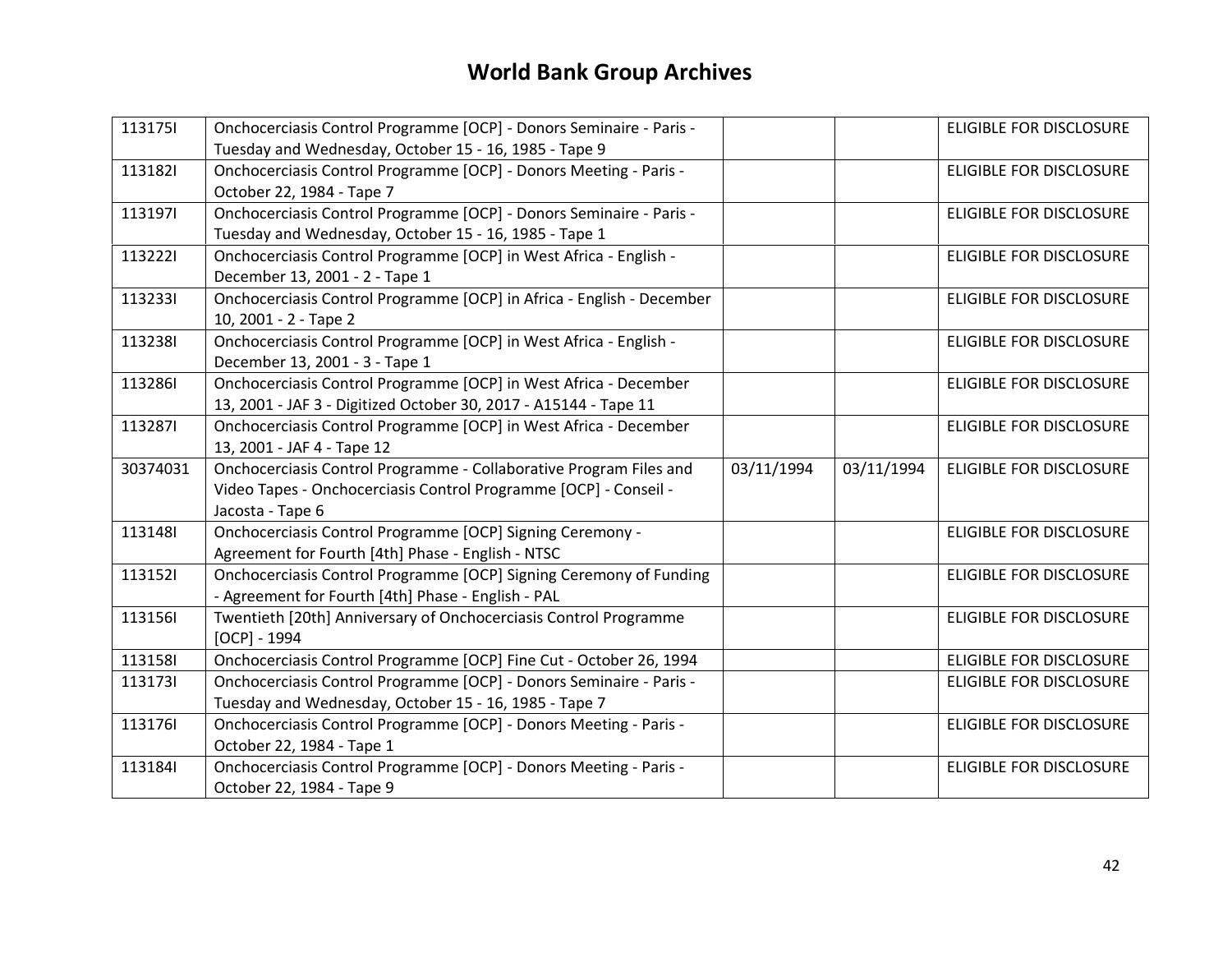# World Bank Group Archives

| | | | | |
|---|---|---|---|---|
| 113175I | Onchocerciasis Control Programme [OCP] - Donors Seminaire - Paris - Tuesday and Wednesday, October 15 - 16, 1985 - Tape 9 | | | ELIGIBLE FOR DISCLOSURE |
| 113182I | Onchocerciasis Control Programme [OCP] - Donors Meeting - Paris - October 22, 1984 - Tape 7 | | | ELIGIBLE FOR DISCLOSURE |
| 113197I | Onchocerciasis Control Programme [OCP] - Donors Seminaire - Paris - Tuesday and Wednesday, October 15 - 16, 1985 - Tape 1 | | | ELIGIBLE FOR DISCLOSURE |
| 113222I | Onchocerciasis Control Programme [OCP] in West Africa - English - December 13, 2001 - 2 - Tape 1 | | | ELIGIBLE FOR DISCLOSURE |
| 113233I | Onchocerciasis Control Programme [OCP] in Africa - English - December 10, 2001 - 2 - Tape 2 | | | ELIGIBLE FOR DISCLOSURE |
| 113238I | Onchocerciasis Control Programme [OCP] in West Africa - English - December 13, 2001 - 3 - Tape 1 | | | ELIGIBLE FOR DISCLOSURE |
| 113286I | Onchocerciasis Control Programme [OCP] in West Africa - December 13, 2001 - JAF 3 - Digitized October 30, 2017 - A15144 - Tape 11 | | | ELIGIBLE FOR DISCLOSURE |
| 113287I | Onchocerciasis Control Programme [OCP] in West Africa - December 13, 2001 - JAF 4 - Tape 12 | | | ELIGIBLE FOR DISCLOSURE |
| 30374031 | Onchocerciasis Control Programme - Collaborative Program Files and Video Tapes - Onchocerciasis Control Programme [OCP] - Conseil - Jacosta - Tape 6 | 03/11/1994 | 03/11/1994 | ELIGIBLE FOR DISCLOSURE |
| 113148I | Onchocerciasis Control Programme [OCP] Signing Ceremony - Agreement for Fourth [4th] Phase - English - NTSC | | | ELIGIBLE FOR DISCLOSURE |
| 113152I | Onchocerciasis Control Programme [OCP] Signing Ceremony of Funding - Agreement for Fourth [4th] Phase - English - PAL | | | ELIGIBLE FOR DISCLOSURE |
| 113156I | Twentieth [20th] Anniversary of Onchocerciasis Control Programme [OCP] - 1994 | | | ELIGIBLE FOR DISCLOSURE |
| 113158I | Onchocerciasis Control Programme [OCP] Fine Cut - October 26, 1994 | | | ELIGIBLE FOR DISCLOSURE |
| 113173I | Onchocerciasis Control Programme [OCP] - Donors Seminaire - Paris - Tuesday and Wednesday, October 15 - 16, 1985 - Tape 7 | | | ELIGIBLE FOR DISCLOSURE |
| 113176I | Onchocerciasis Control Programme [OCP] - Donors Meeting - Paris - October 22, 1984 - Tape 1 | | | ELIGIBLE FOR DISCLOSURE |
| 113184I | Onchocerciasis Control Programme [OCP] - Donors Meeting - Paris - October 22, 1984 - Tape 9 | | | ELIGIBLE FOR DISCLOSURE |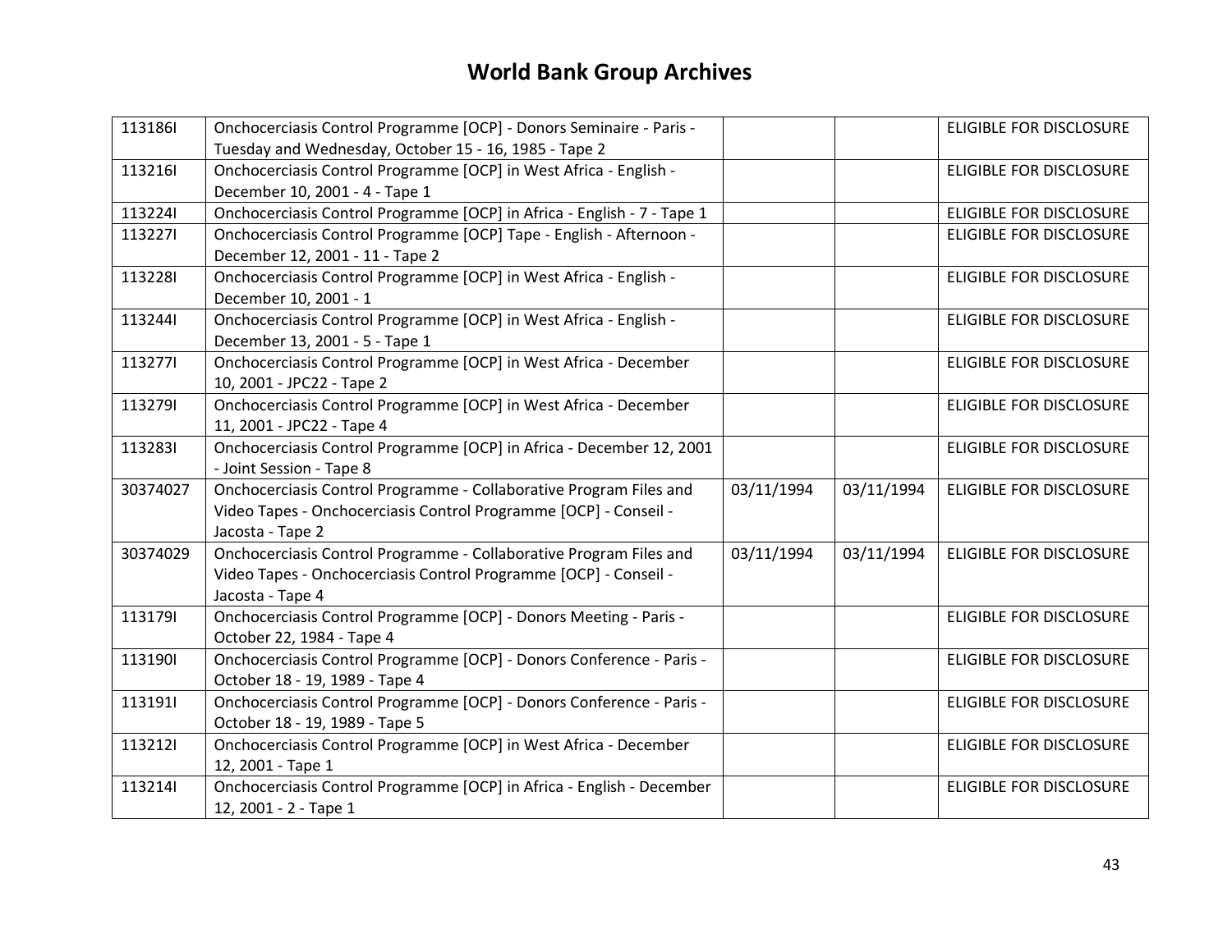# World Bank Group Archives

| | | | | |
|---|---|---|---|---|
| 113186I | Onchocerciasis Control Programme [OCP] - Donors Seminaire - Paris - Tuesday and Wednesday, October 15 - 16, 1985 - Tape 2 | | | ELIGIBLE FOR DISCLOSURE |
| 113216I | Onchocerciasis Control Programme [OCP] in West Africa - English - December 10, 2001 - 4 - Tape 1 | | | ELIGIBLE FOR DISCLOSURE |
| 113224I | Onchocerciasis Control Programme [OCP] in Africa - English - 7 - Tape 1 | | | ELIGIBLE FOR DISCLOSURE |
| 113227I | Onchocerciasis Control Programme [OCP] Tape - English - Afternoon - December 12, 2001 - 11 - Tape 2 | | | ELIGIBLE FOR DISCLOSURE |
| 113228I | Onchocerciasis Control Programme [OCP] in West Africa - English - December 10, 2001 - 1 | | | ELIGIBLE FOR DISCLOSURE |
| 113244I | Onchocerciasis Control Programme [OCP] in West Africa - English - December 13, 2001 - 5 - Tape 1 | | | ELIGIBLE FOR DISCLOSURE |
| 113277I | Onchocerciasis Control Programme [OCP] in West Africa - December 10, 2001 - JPC22 - Tape 2 | | | ELIGIBLE FOR DISCLOSURE |
| 113279I | Onchocerciasis Control Programme [OCP] in West Africa - December 11, 2001 - JPC22 - Tape 4 | | | ELIGIBLE FOR DISCLOSURE |
| 113283I | Onchocerciasis Control Programme [OCP] in Africa - December 12, 2001 - Joint Session - Tape 8 | | | ELIGIBLE FOR DISCLOSURE |
| 30374027 | Onchocerciasis Control Programme - Collaborative Program Files and Video Tapes - Onchocerciasis Control Programme [OCP] - Conseil - Jacosta - Tape 2 | 03/11/1994 | 03/11/1994 | ELIGIBLE FOR DISCLOSURE |
| 30374029 | Onchocerciasis Control Programme - Collaborative Program Files and Video Tapes - Onchocerciasis Control Programme [OCP] - Conseil - Jacosta - Tape 4 | 03/11/1994 | 03/11/1994 | ELIGIBLE FOR DISCLOSURE |
| 113179I | Onchocerciasis Control Programme [OCP] - Donors Meeting - Paris - October 22, 1984 - Tape 4 | | | ELIGIBLE FOR DISCLOSURE |
| 113190I | Onchocerciasis Control Programme [OCP] - Donors Conference - Paris - October 18 - 19, 1989 - Tape 4 | | | ELIGIBLE FOR DISCLOSURE |
| 113191I | Onchocerciasis Control Programme [OCP] - Donors Conference - Paris - October 18 - 19, 1989 - Tape 5 | | | ELIGIBLE FOR DISCLOSURE |
| 113212I | Onchocerciasis Control Programme [OCP] in West Africa - December 12, 2001 - Tape 1 | | | ELIGIBLE FOR DISCLOSURE |
| 113214I | Onchocerciasis Control Programme [OCP] in Africa - English - December 12, 2001 - 2 - Tape 1 | | | ELIGIBLE FOR DISCLOSURE |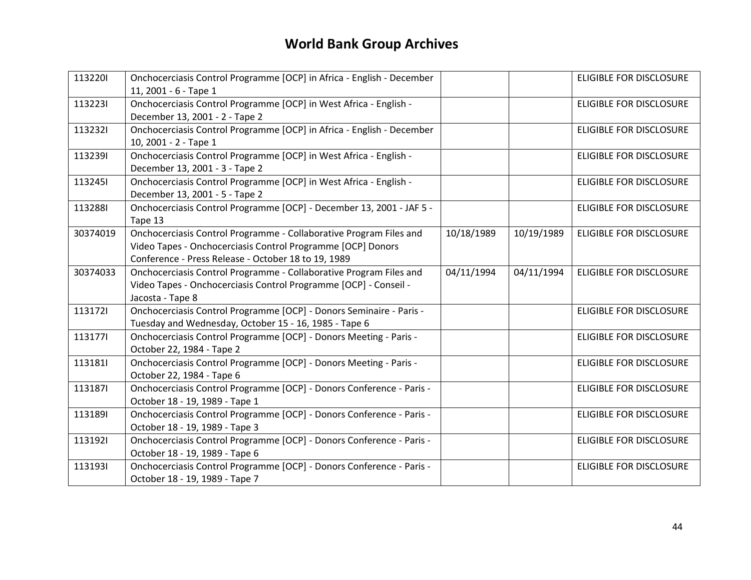# World Bank Group Archives

| | | | | |
|---|---|---|---|---|
| 113220I | Onchocerciasis Control Programme [OCP] in Africa - English - December 11, 2001 - 6 - Tape 1 | | | ELIGIBLE FOR DISCLOSURE |
| 113223I | Onchocerciasis Control Programme [OCP] in West Africa - English - December 13, 2001 - 2 - Tape 2 | | | ELIGIBLE FOR DISCLOSURE |
| 113232I | Onchocerciasis Control Programme [OCP] in Africa - English - December 10, 2001 - 2 - Tape 1 | | | ELIGIBLE FOR DISCLOSURE |
| 113239I | Onchocerciasis Control Programme [OCP] in West Africa - English - December 13, 2001 - 3 - Tape 2 | | | ELIGIBLE FOR DISCLOSURE |
| 113245I | Onchocerciasis Control Programme [OCP] in West Africa - English - December 13, 2001 - 5 - Tape 2 | | | ELIGIBLE FOR DISCLOSURE |
| 113288I | Onchocerciasis Control Programme [OCP] - December 13, 2001 - JAF 5 - Tape 13 | | | ELIGIBLE FOR DISCLOSURE |
| 30374019 | Onchocerciasis Control Programme - Collaborative Program Files and Video Tapes - Onchocerciasis Control Programme [OCP] Donors Conference - Press Release - October 18 to 19, 1989 | 10/18/1989 | 10/19/1989 | ELIGIBLE FOR DISCLOSURE |
| 30374033 | Onchocerciasis Control Programme - Collaborative Program Files and Video Tapes - Onchocerciasis Control Programme [OCP] - Conseil - Jacosta - Tape 8 | 04/11/1994 | 04/11/1994 | ELIGIBLE FOR DISCLOSURE |
| 113172I | Onchocerciasis Control Programme [OCP] - Donors Seminaire - Paris - Tuesday and Wednesday, October 15 - 16, 1985 - Tape 6 | | | ELIGIBLE FOR DISCLOSURE |
| 113177I | Onchocerciasis Control Programme [OCP] - Donors Meeting - Paris - October 22, 1984 - Tape 2 | | | ELIGIBLE FOR DISCLOSURE |
| 113181I | Onchocerciasis Control Programme [OCP] - Donors Meeting - Paris - October 22, 1984 - Tape 6 | | | ELIGIBLE FOR DISCLOSURE |
| 113187I | Onchocerciasis Control Programme [OCP] - Donors Conference - Paris - October 18 - 19, 1989 - Tape 1 | | | ELIGIBLE FOR DISCLOSURE |
| 113189I | Onchocerciasis Control Programme [OCP] - Donors Conference - Paris - October 18 - 19, 1989 - Tape 3 | | | ELIGIBLE FOR DISCLOSURE |
| 113192I | Onchocerciasis Control Programme [OCP] - Donors Conference - Paris - October 18 - 19, 1989 - Tape 6 | | | ELIGIBLE FOR DISCLOSURE |
| 113193I | Onchocerciasis Control Programme [OCP] - Donors Conference - Paris - October 18 - 19, 1989 - Tape 7 | | | ELIGIBLE FOR DISCLOSURE |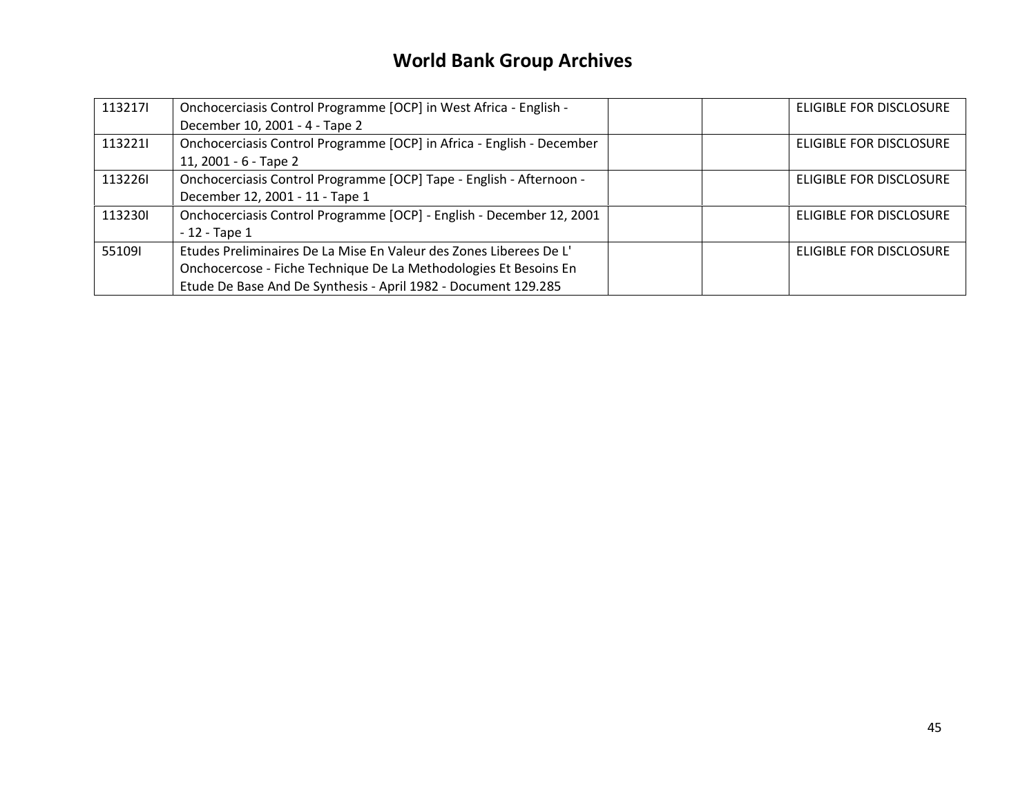# World Bank Group Archives

| | | | | |
|---|---|---|---|---|
| 113217I | Onchocerciasis Control Programme [OCP] in West Africa - English - December 10, 2001 - 4 - Tape 2 | | | ELIGIBLE FOR DISCLOSURE |
| 113221I | Onchocerciasis Control Programme [OCP] in Africa - English - December 11, 2001 - 6 - Tape 2 | | | ELIGIBLE FOR DISCLOSURE |
| 113226I | Onchocerciasis Control Programme [OCP] Tape - English - Afternoon - December 12, 2001 - 11 - Tape 1 | | | ELIGIBLE FOR DISCLOSURE |
| 113230I | Onchocerciasis Control Programme [OCP] - English - December 12, 2001 - 12 - Tape 1 | | | ELIGIBLE FOR DISCLOSURE |
| 55109I | Etudes Preliminaires De La Mise En Valeur des Zones Liberees De L' Onchocercose - Fiche Technique De La Methodologies Et Besoins En Etude De Base And De Synthesis - April 1982 - Document 129.285 | | | ELIGIBLE FOR DISCLOSURE |